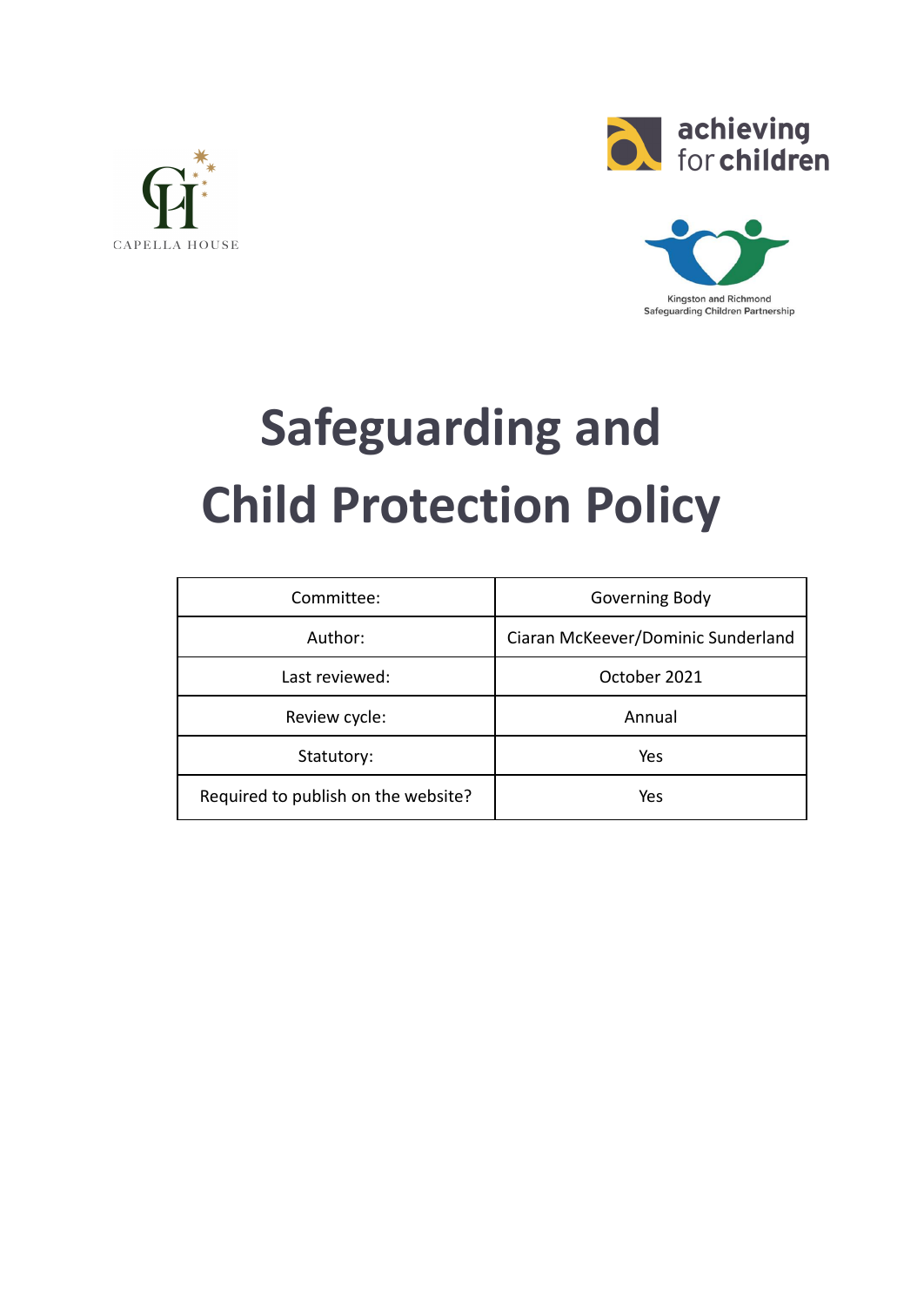CAPELLA HOUSE

achieving for children

Kingston and Richmond Safeguarding Children Partnership

# Safeguarding and Child Protection Policy

| Committee: | Governing Body |
|---|---|
| Author: | Ciaran McKeever/Dominic Sunderland |
| Last reviewed: | October 2021 |
| Review cycle: | Annual |
| Statutory: | Yes |
| Required to publish on the website? | Yes |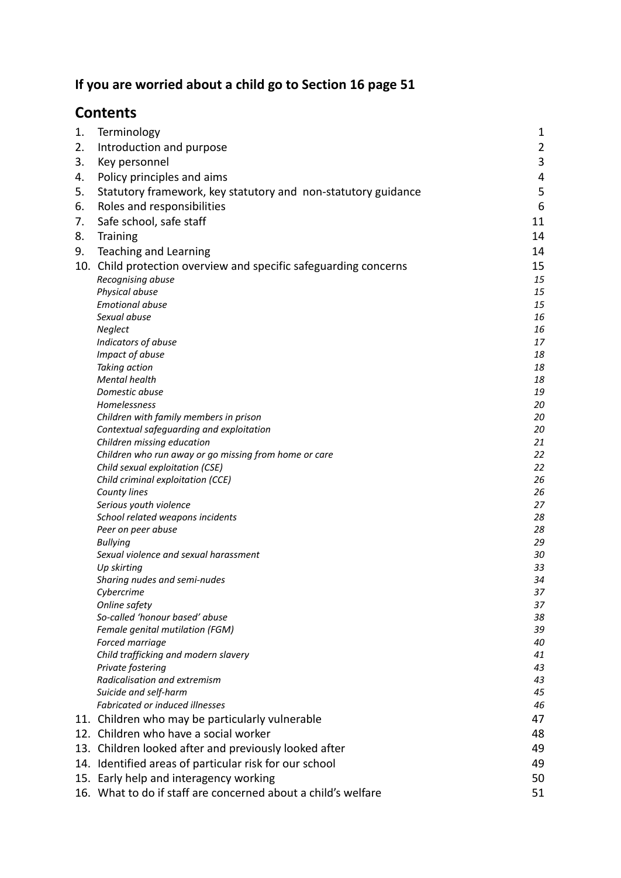**If you are worried about a child go to Section 16 page 51**

## Contents

1. Terminology 1
2. Introduction and purpose 2
3. Key personnel 3
4. Policy principles and aims 4
5. Statutory framework, key statutory and non-statutory guidance 5
6. Roles and responsibilities 6
7. Safe school, safe staff 11
8. Training 14
9. Teaching and Learning 14
10. Child protection overview and specific safeguarding concerns 15
    - *Recognising abuse* 15
    - *Physical abuse* 15
    - *Emotional abuse* 15
    - *Sexual abuse* 16
    - *Neglect* 16
    - *Indicators of abuse* 17
    - *Impact of abuse* 18
    - *Taking action* 18
    - *Mental health* 18
    - *Domestic abuse* 19
    - *Homelessness* 20
    - *Children with family members in prison* 20
    - *Contextual safeguarding and exploitation* 20
    - *Children missing education* 21
    - *Children who run away or go missing from home or care* 22
    - *Child sexual exploitation (CSE)* 22
    - *Child criminal exploitation (CCE)* 26
    - *County lines* 26
    - *Serious youth violence* 27
    - *School related weapons incidents* 28
    - *Peer on peer abuse* 28
    - *Bullying* 29
    - *Sexual violence and sexual harassment* 30
    - *Up skirting* 33
    - *Sharing nudes and semi-nudes* 34
    - *Cybercrime* 37
    - *Online safety* 37
    - *So-called 'honour based' abuse* 38
    - *Female genital mutilation (FGM)* 39
    - *Forced marriage* 40
    - *Child trafficking and modern slavery* 41
    - *Private fostering* 43
    - *Radicalisation and extremism* 43
    - *Suicide and self-harm* 45
    - *Fabricated or induced illnesses* 46
11. Children who may be particularly vulnerable 47
12. Children who have a social worker 48
13. Children looked after and previously looked after 49
14. Identified areas of particular risk for our school 49
15. Early help and interagency working 50
16. What to do if staff are concerned about a child's welfare 51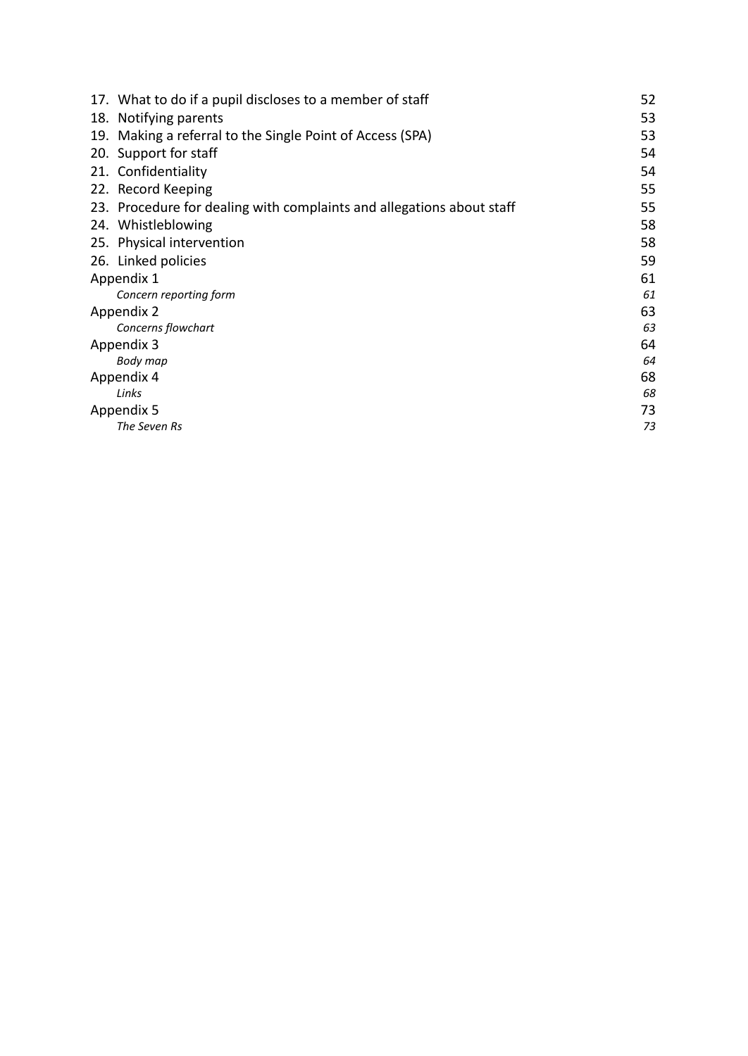17. What to do if a pupil discloses to a member of staff 52
18. Notifying parents 53
19. Making a referral to the Single Point of Access (SPA) 53
20. Support for staff 54
21. Confidentiality 54
22. Record Keeping 55
23. Procedure for dealing with complaints and allegations about staff 55
24. Whistleblowing 58
25. Physical intervention 58
26. Linked policies 59

Appendix 1 61
*Concern reporting form 61*

Appendix 2 63
*Concerns flowchart 63*

Appendix 3 64
*Body map 64*

Appendix 4 68
*Links 68*

Appendix 5 73
*The Seven Rs 73*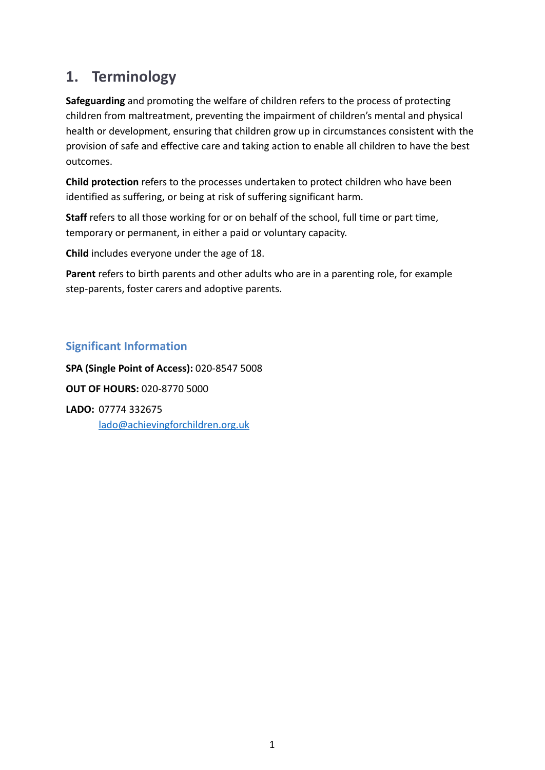# 1. Terminology

**Safeguarding** and promoting the welfare of children refers to the process of protecting children from maltreatment, preventing the impairment of children's mental and physical health or development, ensuring that children grow up in circumstances consistent with the provision of safe and effective care and taking action to enable all children to have the best outcomes.

**Child protection** refers to the processes undertaken to protect children who have been identified as suffering, or being at risk of suffering significant harm.

**Staff** refers to all those working for or on behalf of the school, full time or part time, temporary or permanent, in either a paid or voluntary capacity.

**Child** includes everyone under the age of 18.

**Parent** refers to birth parents and other adults who are in a parenting role, for example step-parents, foster carers and adoptive parents.

## Significant Information

**SPA (Single Point of Access):** 020-8547 5008

**OUT OF HOURS:** 020-8770 5000

**LADO:** 07774 332675
lado@achievingforchildren.org.uk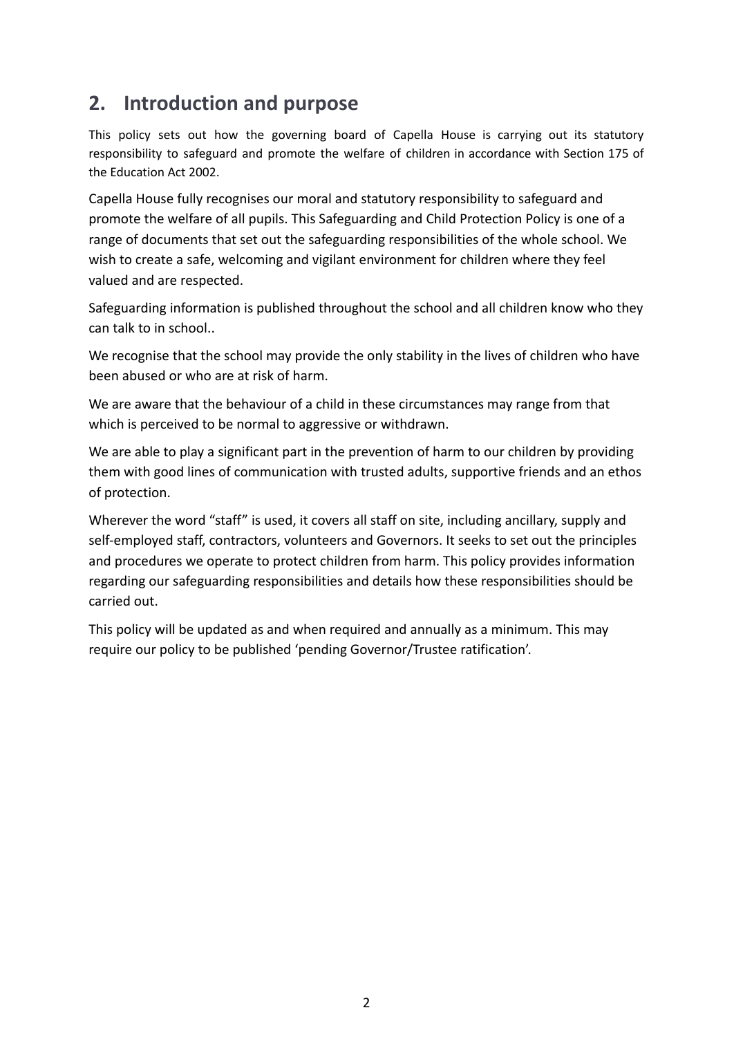## 2. Introduction and purpose

This policy sets out how the governing board of Capella House is carrying out its statutory responsibility to safeguard and promote the welfare of children in accordance with Section 175 of the Education Act 2002.

Capella House fully recognises our moral and statutory responsibility to safeguard and promote the welfare of all pupils. This Safeguarding and Child Protection Policy is one of a range of documents that set out the safeguarding responsibilities of the whole school. We wish to create a safe, welcoming and vigilant environment for children where they feel valued and are respected.

Safeguarding information is published throughout the school and all children know who they can talk to in school..

We recognise that the school may provide the only stability in the lives of children who have been abused or who are at risk of harm.

We are aware that the behaviour of a child in these circumstances may range from that which is perceived to be normal to aggressive or withdrawn.

We are able to play a significant part in the prevention of harm to our children by providing them with good lines of communication with trusted adults, supportive friends and an ethos of protection.

Wherever the word "staff" is used, it covers all staff on site, including ancillary, supply and self-employed staff, contractors, volunteers and Governors. It seeks to set out the principles and procedures we operate to protect children from harm. This policy provides information regarding our safeguarding responsibilities and details how these responsibilities should be carried out.

This policy will be updated as and when required and annually as a minimum. This may require our policy to be published 'pending Governor/Trustee ratification'.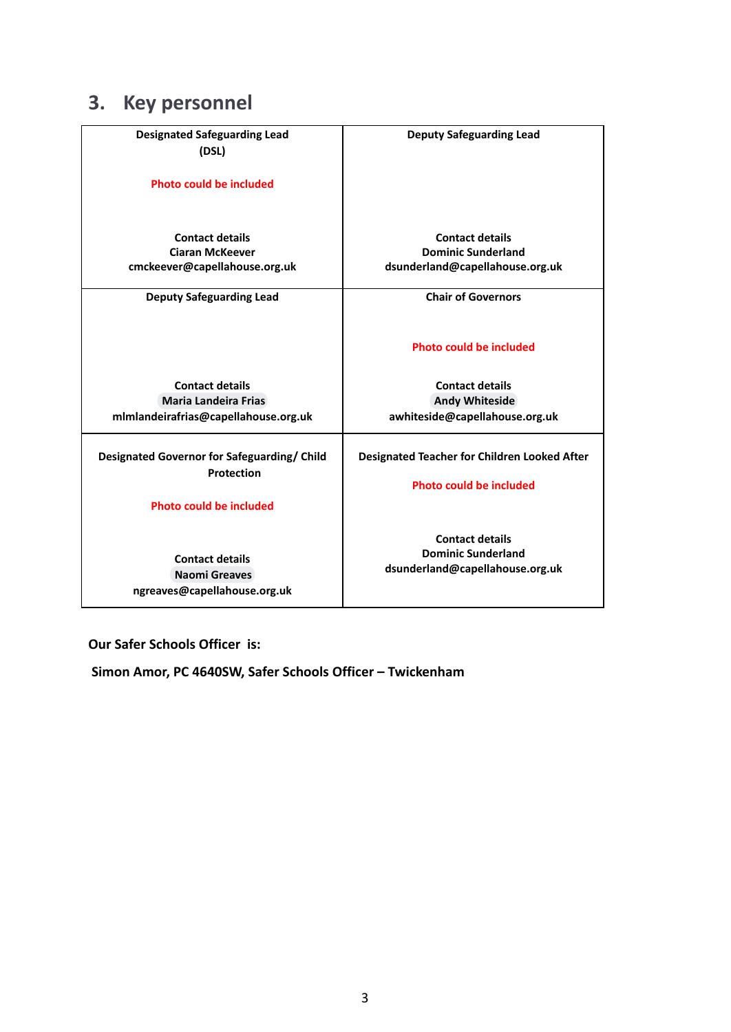## 3. Key personnel

| **Designated Safeguarding Lead (DSL)** | **Deputy Safeguarding Lead** |
|---|---|
| Photo could be included<br><br>**Contact details**<br>**Ciaran McKeever**<br>**cmckeever@capellahouse.org.uk** | **Contact details**<br>**Dominic Sunderland**<br>**dsunderland@capellahouse.org.uk** |
| **Deputy Safeguarding Lead**<br><br>**Contact details**<br>**Maria Landeira Frias**<br>**mlmlandeirafrias@capellahouse.org.uk** | **Chair of Governors**<br><br>Photo could be included<br><br>**Contact details**<br>**Andy Whiteside**<br>**awhiteside@capellahouse.org.uk** |
| **Designated Governor for Safeguarding/ Child Protection**<br><br>Photo could be included<br><br>**Contact details**<br>**Naomi Greaves**<br>**ngreaves@capellahouse.org.uk** | **Designated Teacher for Children Looked After**<br><br>Photo could be included<br><br>**Contact details**<br>**Dominic Sunderland**<br>**dsunderland@capellahouse.org.uk** |

**Our Safer Schools Officer is:**

**Simon Amor, PC 4640SW, Safer Schools Officer – Twickenham**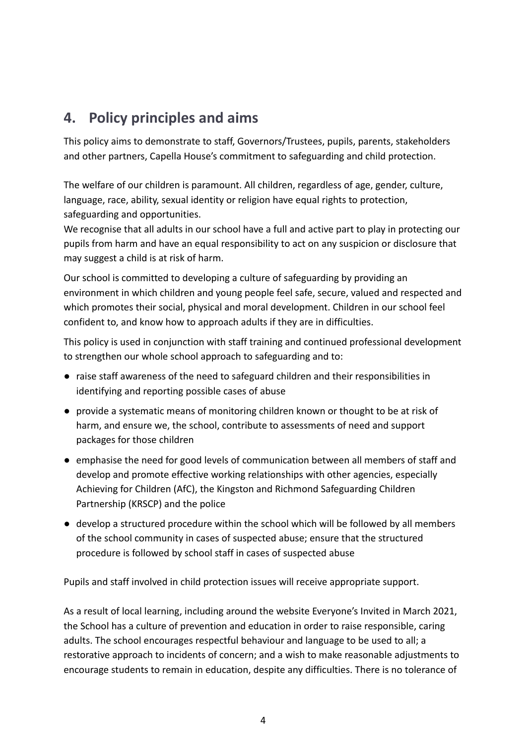## 4. Policy principles and aims

This policy aims to demonstrate to staff, Governors/Trustees, pupils, parents, stakeholders and other partners, Capella House's commitment to safeguarding and child protection.

The welfare of our children is paramount. All children, regardless of age, gender, culture, language, race, ability, sexual identity or religion have equal rights to protection, safeguarding and opportunities.
We recognise that all adults in our school have a full and active part to play in protecting our pupils from harm and have an equal responsibility to act on any suspicion or disclosure that may suggest a child is at risk of harm.

Our school is committed to developing a culture of safeguarding by providing an environment in which children and young people feel safe, secure, valued and respected and which promotes their social, physical and moral development. Children in our school feel confident to, and know how to approach adults if they are in difficulties.

This policy is used in conjunction with staff training and continued professional development to strengthen our whole school approach to safeguarding and to:

- raise staff awareness of the need to safeguard children and their responsibilities in identifying and reporting possible cases of abuse
- provide a systematic means of monitoring children known or thought to be at risk of harm, and ensure we, the school, contribute to assessments of need and support packages for those children
- emphasise the need for good levels of communication between all members of staff and develop and promote effective working relationships with other agencies, especially Achieving for Children (AfC), the Kingston and Richmond Safeguarding Children Partnership (KRSCP) and the police
- develop a structured procedure within the school which will be followed by all members of the school community in cases of suspected abuse; ensure that the structured procedure is followed by school staff in cases of suspected abuse

Pupils and staff involved in child protection issues will receive appropriate support.

As a result of local learning, including around the website Everyone's Invited in March 2021, the School has a culture of prevention and education in order to raise responsible, caring adults. The school encourages respectful behaviour and language to be used to all; a restorative approach to incidents of concern; and a wish to make reasonable adjustments to encourage students to remain in education, despite any difficulties. There is no tolerance of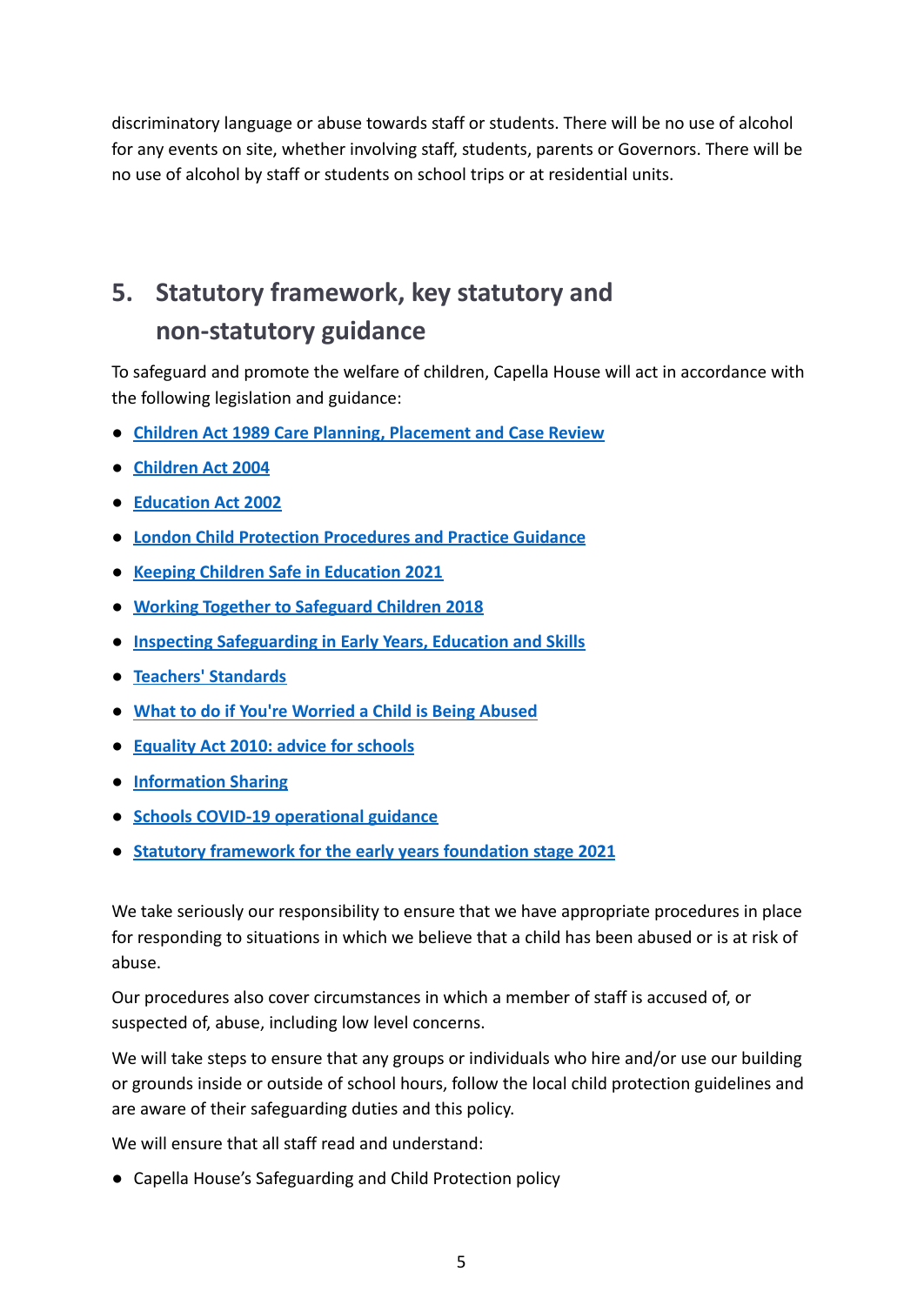discriminatory language or abuse towards staff or students. There will be no use of alcohol for any events on site, whether involving staff, students, parents or Governors. There will be no use of alcohol by staff or students on school trips or at residential units.

## 5. Statutory framework, key statutory and non-statutory guidance

To safeguard and promote the welfare of children, Capella House will act in accordance with the following legislation and guidance:

- Children Act 1989 Care Planning, Placement and Case Review
- Children Act 2004
- Education Act 2002
- London Child Protection Procedures and Practice Guidance
- Keeping Children Safe in Education 2021
- Working Together to Safeguard Children 2018
- Inspecting Safeguarding in Early Years, Education and Skills
- Teachers' Standards
- What to do if You're Worried a Child is Being Abused
- Equality Act 2010: advice for schools
- Information Sharing
- Schools COVID-19 operational guidance
- Statutory framework for the early years foundation stage 2021

We take seriously our responsibility to ensure that we have appropriate procedures in place for responding to situations in which we believe that a child has been abused or is at risk of abuse.

Our procedures also cover circumstances in which a member of staff is accused of, or suspected of, abuse, including low level concerns.

We will take steps to ensure that any groups or individuals who hire and/or use our building or grounds inside or outside of school hours, follow the local child protection guidelines and are aware of their safeguarding duties and this policy.

We will ensure that all staff read and understand:

- Capella House's Safeguarding and Child Protection policy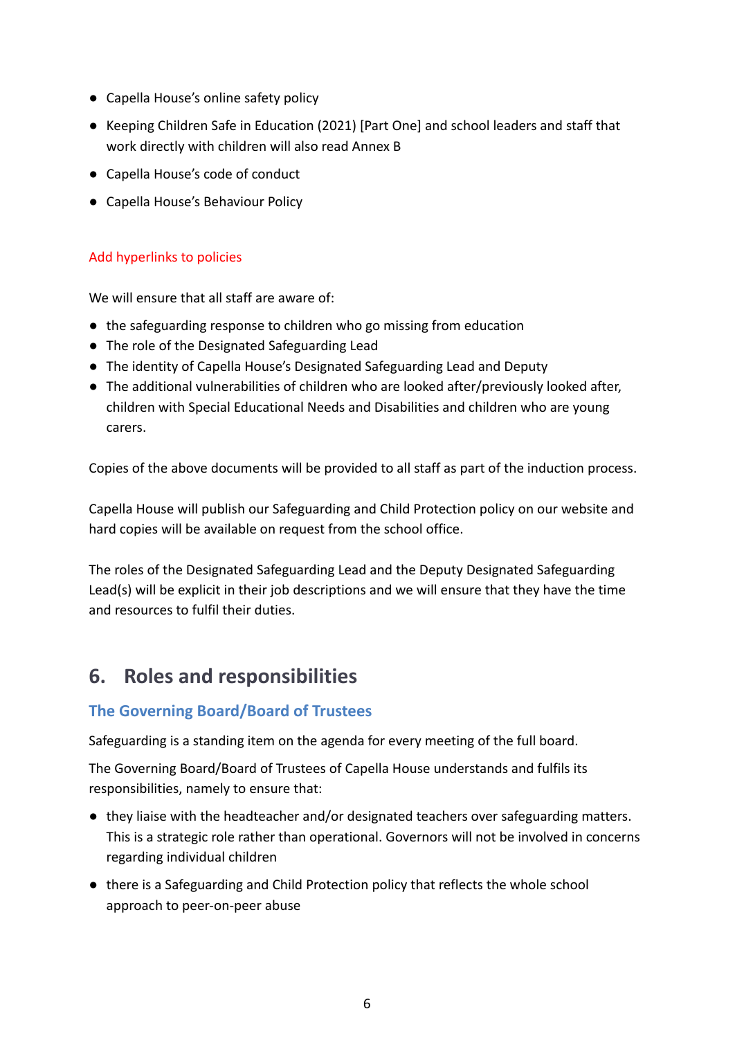- Capella House's online safety policy
- Keeping Children Safe in Education (2021) [Part One] and school leaders and staff that work directly with children will also read Annex B
- Capella House's code of conduct
- Capella House's Behaviour Policy

Add hyperlinks to policies

We will ensure that all staff are aware of:

- the safeguarding response to children who go missing from education
- The role of the Designated Safeguarding Lead
- The identity of Capella House's Designated Safeguarding Lead and Deputy
- The additional vulnerabilities of children who are looked after/previously looked after, children with Special Educational Needs and Disabilities and children who are young carers.

Copies of the above documents will be provided to all staff as part of the induction process.

Capella House will publish our Safeguarding and Child Protection policy on our website and hard copies will be available on request from the school office.

The roles of the Designated Safeguarding Lead and the Deputy Designated Safeguarding Lead(s) will be explicit in their job descriptions and we will ensure that they have the time and resources to fulfil their duties.

## 6. Roles and responsibilities

### The Governing Board/Board of Trustees

Safeguarding is a standing item on the agenda for every meeting of the full board.

The Governing Board/Board of Trustees of Capella House understands and fulfils its responsibilities, namely to ensure that:

- they liaise with the headteacher and/or designated teachers over safeguarding matters. This is a strategic role rather than operational. Governors will not be involved in concerns regarding individual children
- there is a Safeguarding and Child Protection policy that reflects the whole school approach to peer-on-peer abuse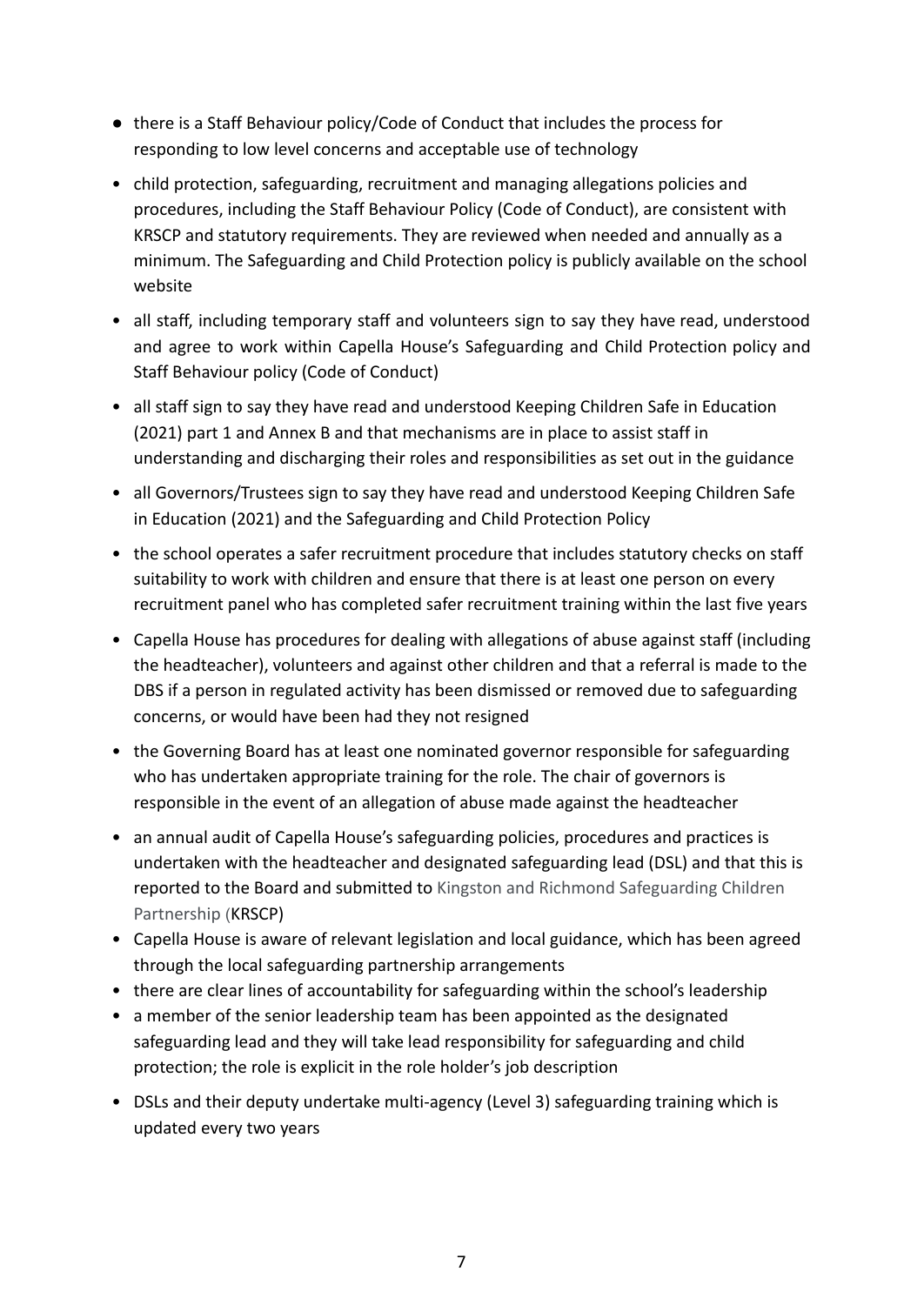- there is a Staff Behaviour policy/Code of Conduct that includes the process for responding to low level concerns and acceptable use of technology
- child protection, safeguarding, recruitment and managing allegations policies and procedures, including the Staff Behaviour Policy (Code of Conduct), are consistent with KRSCP and statutory requirements. They are reviewed when needed and annually as a minimum. The Safeguarding and Child Protection policy is publicly available on the school website
- all staff, including temporary staff and volunteers sign to say they have read, understood and agree to work within Capella House's Safeguarding and Child Protection policy and Staff Behaviour policy (Code of Conduct)
- all staff sign to say they have read and understood Keeping Children Safe in Education (2021) part 1 and Annex B and that mechanisms are in place to assist staff in understanding and discharging their roles and responsibilities as set out in the guidance
- all Governors/Trustees sign to say they have read and understood Keeping Children Safe in Education (2021) and the Safeguarding and Child Protection Policy
- the school operates a safer recruitment procedure that includes statutory checks on staff suitability to work with children and ensure that there is at least one person on every recruitment panel who has completed safer recruitment training within the last five years
- Capella House has procedures for dealing with allegations of abuse against staff (including the headteacher), volunteers and against other children and that a referral is made to the DBS if a person in regulated activity has been dismissed or removed due to safeguarding concerns, or would have been had they not resigned
- the Governing Board has at least one nominated governor responsible for safeguarding who has undertaken appropriate training for the role. The chair of governors is responsible in the event of an allegation of abuse made against the headteacher
- an annual audit of Capella House's safeguarding policies, procedures and practices is undertaken with the headteacher and designated safeguarding lead (DSL) and that this is reported to the Board and submitted to Kingston and Richmond Safeguarding Children Partnership (KRSCP)
- Capella House is aware of relevant legislation and local guidance, which has been agreed through the local safeguarding partnership arrangements
- there are clear lines of accountability for safeguarding within the school's leadership
- a member of the senior leadership team has been appointed as the designated safeguarding lead and they will take lead responsibility for safeguarding and child protection; the role is explicit in the role holder's job description
- DSLs and their deputy undertake multi-agency (Level 3) safeguarding training which is updated every two years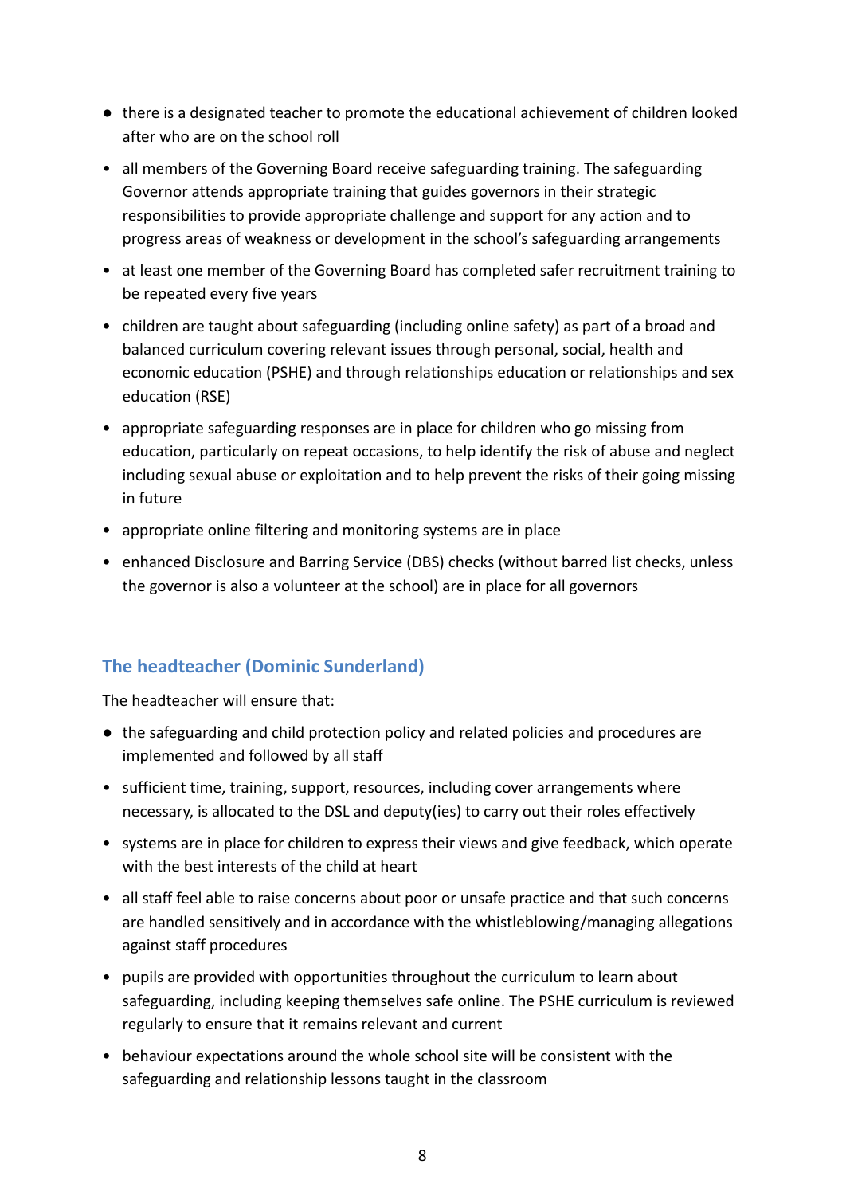- there is a designated teacher to promote the educational achievement of children looked after who are on the school roll
- all members of the Governing Board receive safeguarding training. The safeguarding Governor attends appropriate training that guides governors in their strategic responsibilities to provide appropriate challenge and support for any action and to progress areas of weakness or development in the school's safeguarding arrangements
- at least one member of the Governing Board has completed safer recruitment training to be repeated every five years
- children are taught about safeguarding (including online safety) as part of a broad and balanced curriculum covering relevant issues through personal, social, health and economic education (PSHE) and through relationships education or relationships and sex education (RSE)
- appropriate safeguarding responses are in place for children who go missing from education, particularly on repeat occasions, to help identify the risk of abuse and neglect including sexual abuse or exploitation and to help prevent the risks of their going missing in future
- appropriate online filtering and monitoring systems are in place
- enhanced Disclosure and Barring Service (DBS) checks (without barred list checks, unless the governor is also a volunteer at the school) are in place for all governors

### The headteacher (Dominic Sunderland)

The headteacher will ensure that:

- the safeguarding and child protection policy and related policies and procedures are implemented and followed by all staff
- sufficient time, training, support, resources, including cover arrangements where necessary, is allocated to the DSL and deputy(ies) to carry out their roles effectively
- systems are in place for children to express their views and give feedback, which operate with the best interests of the child at heart
- all staff feel able to raise concerns about poor or unsafe practice and that such concerns are handled sensitively and in accordance with the whistleblowing/managing allegations against staff procedures
- pupils are provided with opportunities throughout the curriculum to learn about safeguarding, including keeping themselves safe online. The PSHE curriculum is reviewed regularly to ensure that it remains relevant and current
- behaviour expectations around the whole school site will be consistent with the safeguarding and relationship lessons taught in the classroom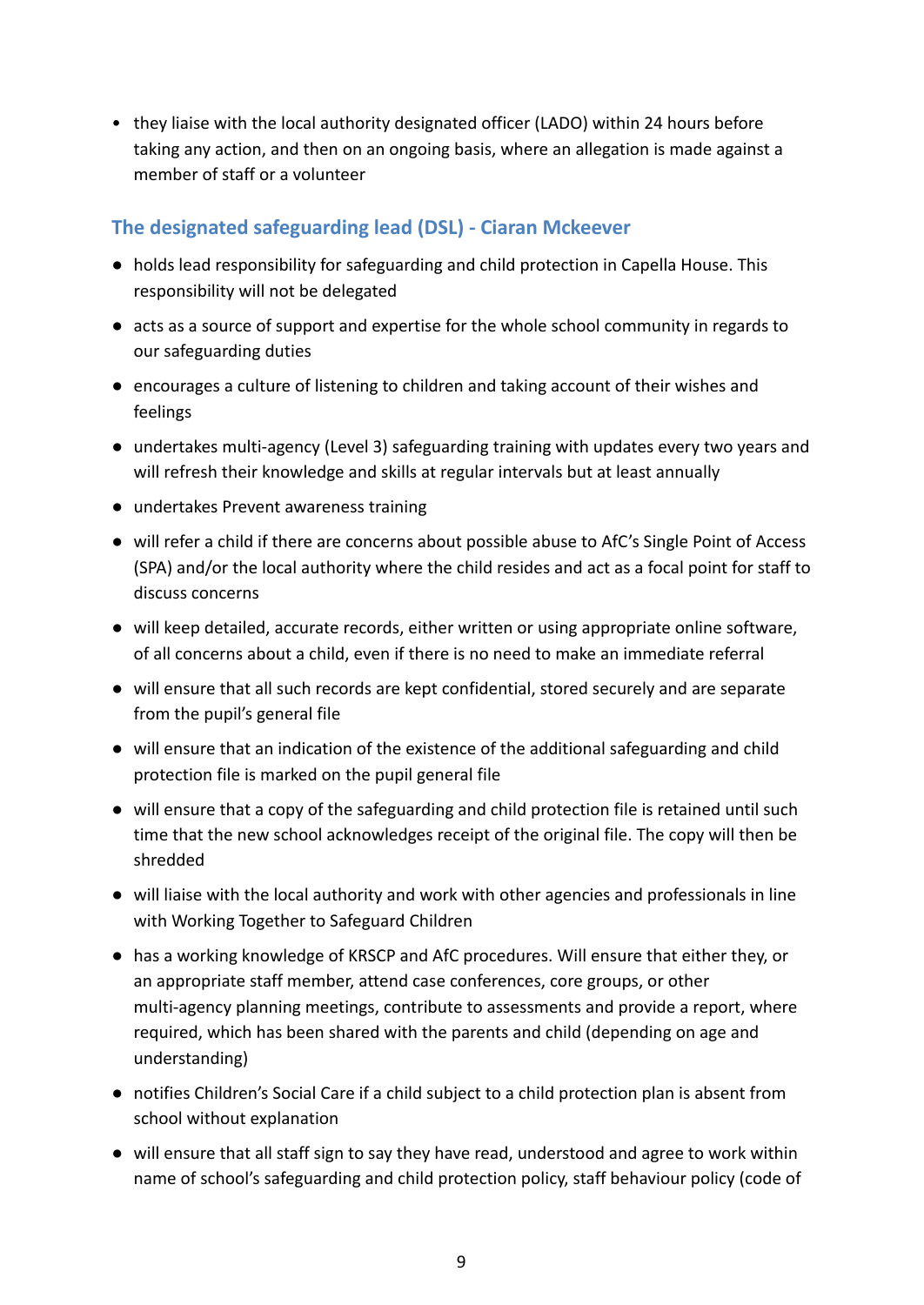- they liaise with the local authority designated officer (LADO) within 24 hours before taking any action, and then on an ongoing basis, where an allegation is made against a member of staff or a volunteer

### The designated safeguarding lead (DSL) - Ciaran Mckeever

- holds lead responsibility for safeguarding and child protection in Capella House. This responsibility will not be delegated
- acts as a source of support and expertise for the whole school community in regards to our safeguarding duties
- encourages a culture of listening to children and taking account of their wishes and feelings
- undertakes multi-agency (Level 3) safeguarding training with updates every two years and will refresh their knowledge and skills at regular intervals but at least annually
- undertakes Prevent awareness training
- will refer a child if there are concerns about possible abuse to AfC's Single Point of Access (SPA) and/or the local authority where the child resides and act as a focal point for staff to discuss concerns
- will keep detailed, accurate records, either written or using appropriate online software, of all concerns about a child, even if there is no need to make an immediate referral
- will ensure that all such records are kept confidential, stored securely and are separate from the pupil's general file
- will ensure that an indication of the existence of the additional safeguarding and child protection file is marked on the pupil general file
- will ensure that a copy of the safeguarding and child protection file is retained until such time that the new school acknowledges receipt of the original file. The copy will then be shredded
- will liaise with the local authority and work with other agencies and professionals in line with Working Together to Safeguard Children
- has a working knowledge of KRSCP and AfC procedures. Will ensure that either they, or an appropriate staff member, attend case conferences, core groups, or other multi-agency planning meetings, contribute to assessments and provide a report, where required, which has been shared with the parents and child (depending on age and understanding)
- notifies Children's Social Care if a child subject to a child protection plan is absent from school without explanation
- will ensure that all staff sign to say they have read, understood and agree to work within name of school's safeguarding and child protection policy, staff behaviour policy (code of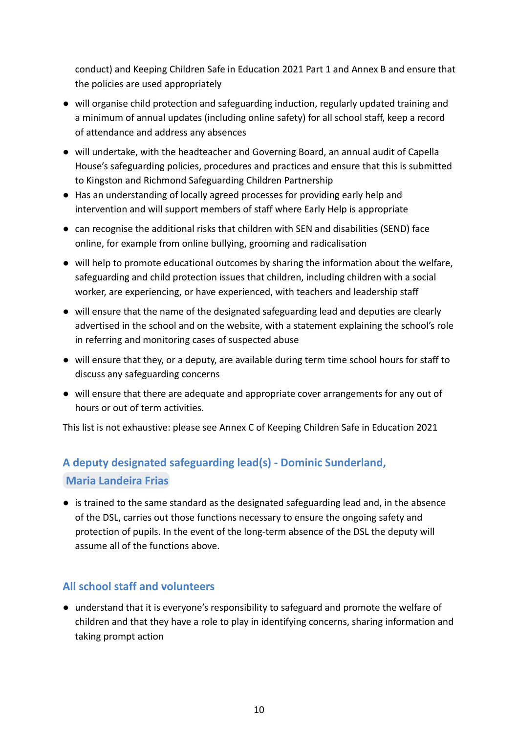conduct) and Keeping Children Safe in Education 2021 Part 1 and Annex B and ensure that the policies are used appropriately

- will organise child protection and safeguarding induction, regularly updated training and a minimum of annual updates (including online safety) for all school staff, keep a record of attendance and address any absences
- will undertake, with the headteacher and Governing Board, an annual audit of Capella House's safeguarding policies, procedures and practices and ensure that this is submitted to Kingston and Richmond Safeguarding Children Partnership
- Has an understanding of locally agreed processes for providing early help and intervention and will support members of staff where Early Help is appropriate
- can recognise the additional risks that children with SEN and disabilities (SEND) face online, for example from online bullying, grooming and radicalisation
- will help to promote educational outcomes by sharing the information about the welfare, safeguarding and child protection issues that children, including children with a social worker, are experiencing, or have experienced, with teachers and leadership staff
- will ensure that the name of the designated safeguarding lead and deputies are clearly advertised in the school and on the website, with a statement explaining the school's role in referring and monitoring cases of suspected abuse
- will ensure that they, or a deputy, are available during term time school hours for staff to discuss any safeguarding concerns
- will ensure that there are adequate and appropriate cover arrangements for any out of hours or out of term activities.

This list is not exhaustive: please see Annex C of Keeping Children Safe in Education 2021

### A deputy designated safeguarding lead(s) - Dominic Sunderland, Maria Landeira Frias

- is trained to the same standard as the designated safeguarding lead and, in the absence of the DSL, carries out those functions necessary to ensure the ongoing safety and protection of pupils. In the event of the long-term absence of the DSL the deputy will assume all of the functions above.

### All school staff and volunteers

- understand that it is everyone's responsibility to safeguard and promote the welfare of children and that they have a role to play in identifying concerns, sharing information and taking prompt action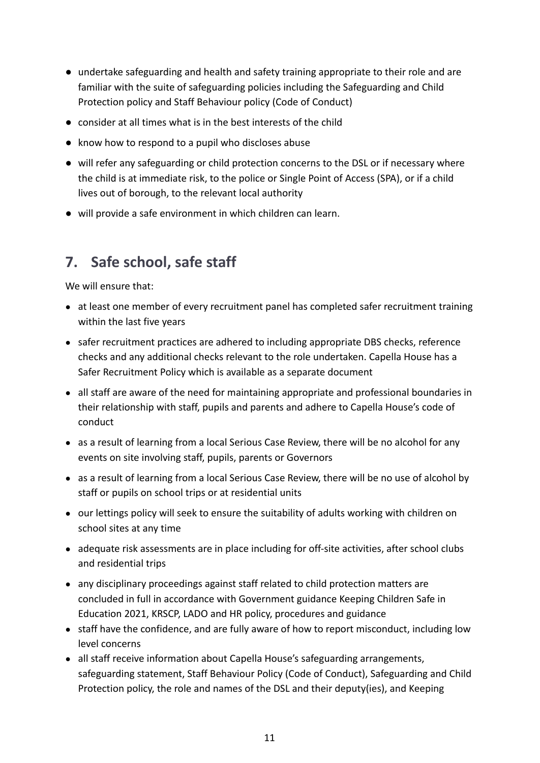- undertake safeguarding and health and safety training appropriate to their role and are familiar with the suite of safeguarding policies including the Safeguarding and Child Protection policy and Staff Behaviour policy (Code of Conduct)
- consider at all times what is in the best interests of the child
- know how to respond to a pupil who discloses abuse
- will refer any safeguarding or child protection concerns to the DSL or if necessary where the child is at immediate risk, to the police or Single Point of Access (SPA), or if a child lives out of borough, to the relevant local authority
- will provide a safe environment in which children can learn.

## 7. Safe school, safe staff

We will ensure that:

- at least one member of every recruitment panel has completed safer recruitment training within the last five years
- safer recruitment practices are adhered to including appropriate DBS checks, reference checks and any additional checks relevant to the role undertaken. Capella House has a Safer Recruitment Policy which is available as a separate document
- all staff are aware of the need for maintaining appropriate and professional boundaries in their relationship with staff, pupils and parents and adhere to Capella House's code of conduct
- as a result of learning from a local Serious Case Review, there will be no alcohol for any events on site involving staff, pupils, parents or Governors
- as a result of learning from a local Serious Case Review, there will be no use of alcohol by staff or pupils on school trips or at residential units
- our lettings policy will seek to ensure the suitability of adults working with children on school sites at any time
- adequate risk assessments are in place including for off-site activities, after school clubs and residential trips
- any disciplinary proceedings against staff related to child protection matters are concluded in full in accordance with Government guidance Keeping Children Safe in Education 2021, KRSCP, LADO and HR policy, procedures and guidance
- staff have the confidence, and are fully aware of how to report misconduct, including low level concerns
- all staff receive information about Capella House's safeguarding arrangements, safeguarding statement, Staff Behaviour Policy (Code of Conduct), Safeguarding and Child Protection policy, the role and names of the DSL and their deputy(ies), and Keeping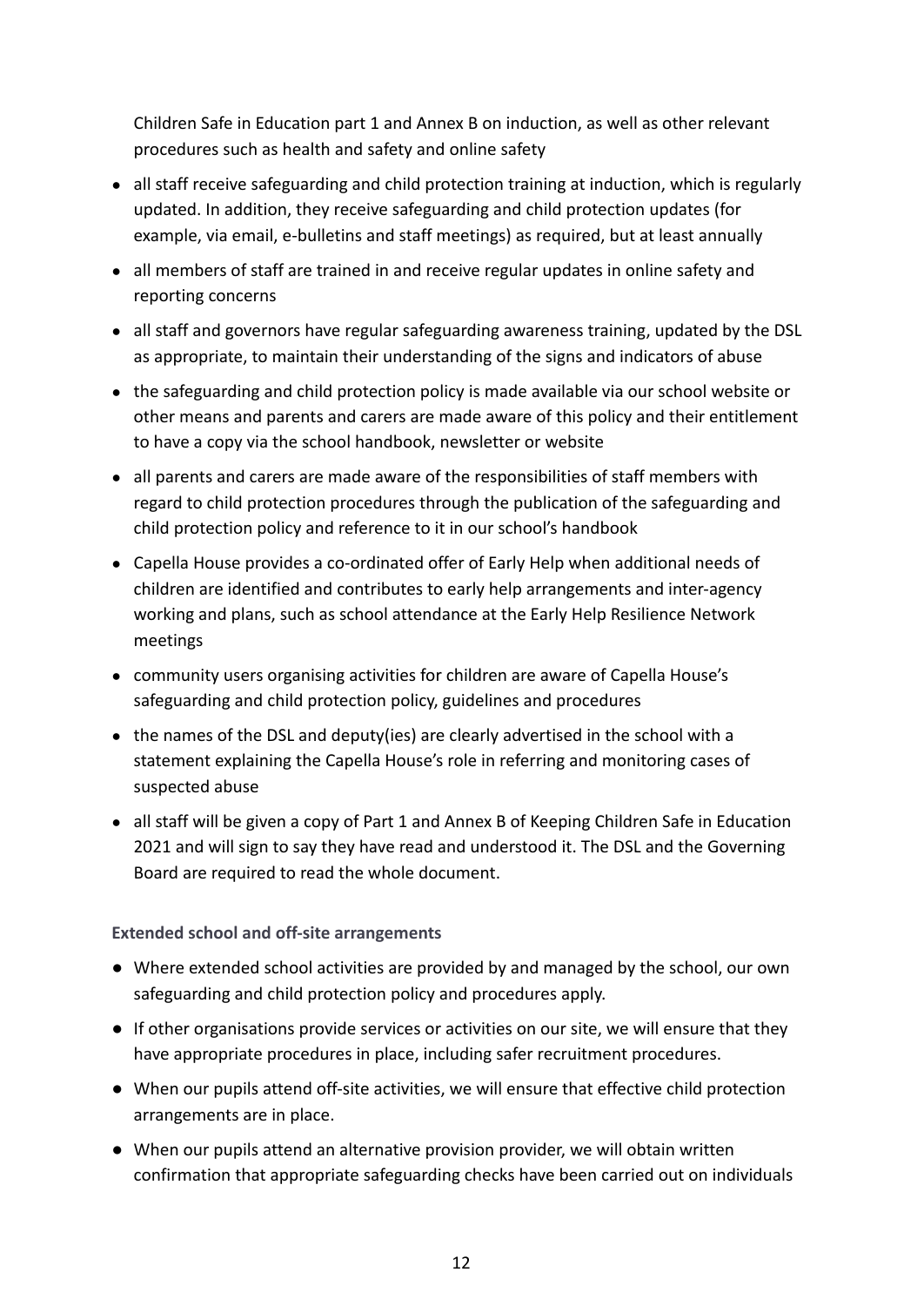Children Safe in Education part 1 and Annex B on induction, as well as other relevant procedures such as health and safety and online safety

- all staff receive safeguarding and child protection training at induction, which is regularly updated. In addition, they receive safeguarding and child protection updates (for example, via email, e-bulletins and staff meetings) as required, but at least annually
- all members of staff are trained in and receive regular updates in online safety and reporting concerns
- all staff and governors have regular safeguarding awareness training, updated by the DSL as appropriate, to maintain their understanding of the signs and indicators of abuse
- the safeguarding and child protection policy is made available via our school website or other means and parents and carers are made aware of this policy and their entitlement to have a copy via the school handbook, newsletter or website
- all parents and carers are made aware of the responsibilities of staff members with regard to child protection procedures through the publication of the safeguarding and child protection policy and reference to it in our school's handbook
- Capella House provides a co-ordinated offer of Early Help when additional needs of children are identified and contributes to early help arrangements and inter-agency working and plans, such as school attendance at the Early Help Resilience Network meetings
- community users organising activities for children are aware of Capella House's safeguarding and child protection policy, guidelines and procedures
- the names of the DSL and deputy(ies) are clearly advertised in the school with a statement explaining the Capella House's role in referring and monitoring cases of suspected abuse
- all staff will be given a copy of Part 1 and Annex B of Keeping Children Safe in Education 2021 and will sign to say they have read and understood it. The DSL and the Governing Board are required to read the whole document.

**Extended school and off-site arrangements**

- Where extended school activities are provided by and managed by the school, our own safeguarding and child protection policy and procedures apply.
- If other organisations provide services or activities on our site, we will ensure that they have appropriate procedures in place, including safer recruitment procedures.
- When our pupils attend off-site activities, we will ensure that effective child protection arrangements are in place.
- When our pupils attend an alternative provision provider, we will obtain written confirmation that appropriate safeguarding checks have been carried out on individuals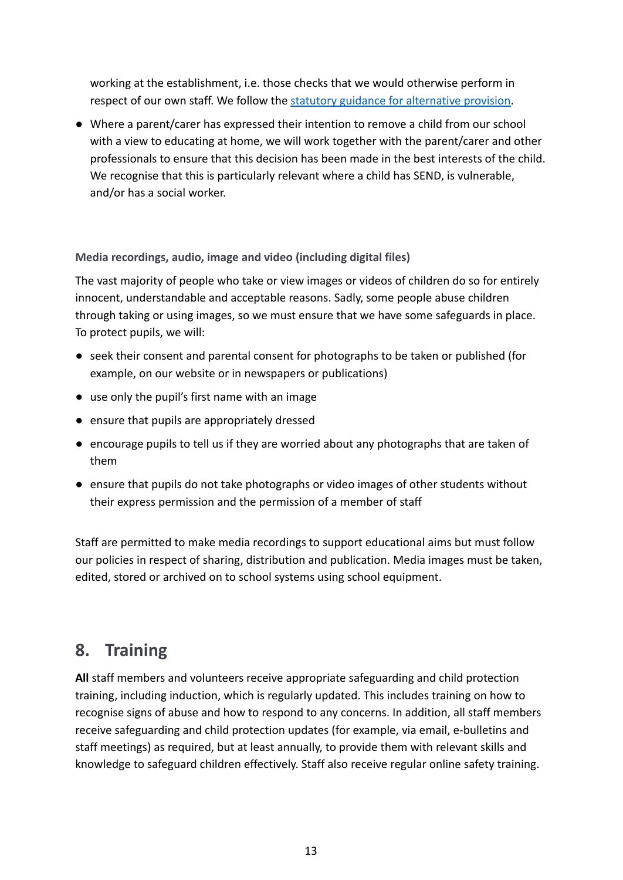working at the establishment, i.e. those checks that we would otherwise perform in respect of our own staff. We follow the [statutory guidance for alternative provision](statutory guidance for alternative provision).

- Where a parent/carer has expressed their intention to remove a child from our school with a view to educating at home, we will work together with the parent/carer and other professionals to ensure that this decision has been made in the best interests of the child. We recognise that this is particularly relevant where a child has SEND, is vulnerable, and/or has a social worker.

**Media recordings, audio, image and video (including digital files)**

The vast majority of people who take or view images or videos of children do so for entirely innocent, understandable and acceptable reasons. Sadly, some people abuse children through taking or using images, so we must ensure that we have some safeguards in place. To protect pupils, we will:

- seek their consent and parental consent for photographs to be taken or published (for example, on our website or in newspapers or publications)
- use only the pupil's first name with an image
- ensure that pupils are appropriately dressed
- encourage pupils to tell us if they are worried about any photographs that are taken of them
- ensure that pupils do not take photographs or video images of other students without their express permission and the permission of a member of staff

Staff are permitted to make media recordings to support educational aims but must follow our policies in respect of sharing, distribution and publication. Media images must be taken, edited, stored or archived on to school systems using school equipment.

## 8. Training

**All** staff members and volunteers receive appropriate safeguarding and child protection training, including induction, which is regularly updated. This includes training on how to recognise signs of abuse and how to respond to any concerns. In addition, all staff members receive safeguarding and child protection updates (for example, via email, e-bulletins and staff meetings) as required, but at least annually, to provide them with relevant skills and knowledge to safeguard children effectively. Staff also receive regular online safety training.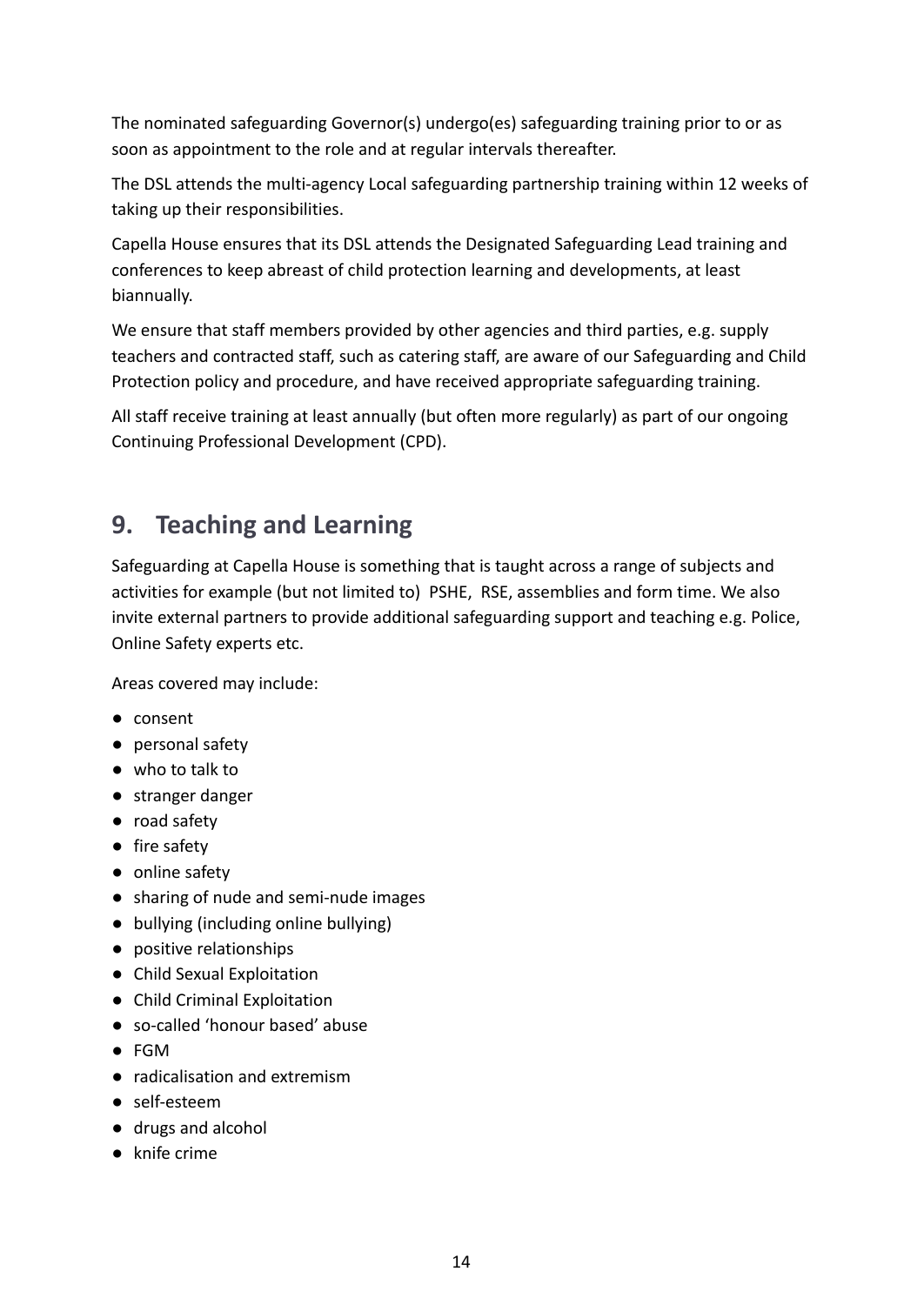The nominated safeguarding Governor(s) undergo(es) safeguarding training prior to or as soon as appointment to the role and at regular intervals thereafter.

The DSL attends the multi-agency Local safeguarding partnership training within 12 weeks of taking up their responsibilities.

Capella House ensures that its DSL attends the Designated Safeguarding Lead training and conferences to keep abreast of child protection learning and developments, at least biannually.

We ensure that staff members provided by other agencies and third parties, e.g. supply teachers and contracted staff, such as catering staff, are aware of our Safeguarding and Child Protection policy and procedure, and have received appropriate safeguarding training.

All staff receive training at least annually (but often more regularly) as part of our ongoing Continuing Professional Development (CPD).

## 9. Teaching and Learning

Safeguarding at Capella House is something that is taught across a range of subjects and activities for example (but not limited to) PSHE, RSE, assemblies and form time. We also invite external partners to provide additional safeguarding support and teaching e.g. Police, Online Safety experts etc.

Areas covered may include:

- consent
- personal safety
- who to talk to
- stranger danger
- road safety
- fire safety
- online safety
- sharing of nude and semi-nude images
- bullying (including online bullying)
- positive relationships
- Child Sexual Exploitation
- Child Criminal Exploitation
- so-called 'honour based' abuse
- FGM
- radicalisation and extremism
- self-esteem
- drugs and alcohol
- knife crime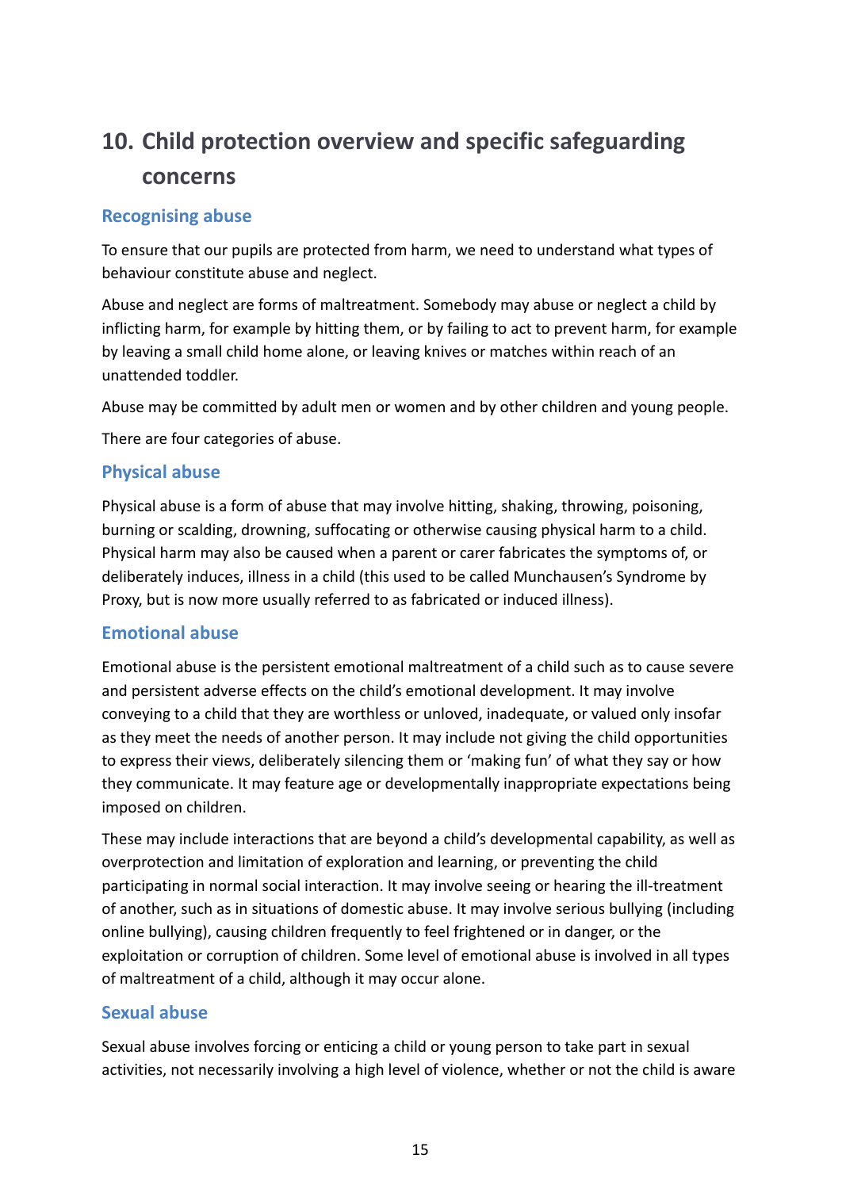## 10. Child protection overview and specific safeguarding concerns

### Recognising abuse

To ensure that our pupils are protected from harm, we need to understand what types of behaviour constitute abuse and neglect.

Abuse and neglect are forms of maltreatment. Somebody may abuse or neglect a child by inflicting harm, for example by hitting them, or by failing to act to prevent harm, for example by leaving a small child home alone, or leaving knives or matches within reach of an unattended toddler.

Abuse may be committed by adult men or women and by other children and young people.

There are four categories of abuse.

### Physical abuse

Physical abuse is a form of abuse that may involve hitting, shaking, throwing, poisoning, burning or scalding, drowning, suffocating or otherwise causing physical harm to a child. Physical harm may also be caused when a parent or carer fabricates the symptoms of, or deliberately induces, illness in a child (this used to be called Munchausen's Syndrome by Proxy, but is now more usually referred to as fabricated or induced illness).

### Emotional abuse

Emotional abuse is the persistent emotional maltreatment of a child such as to cause severe and persistent adverse effects on the child's emotional development. It may involve conveying to a child that they are worthless or unloved, inadequate, or valued only insofar as they meet the needs of another person. It may include not giving the child opportunities to express their views, deliberately silencing them or 'making fun' of what they say or how they communicate. It may feature age or developmentally inappropriate expectations being imposed on children.

These may include interactions that are beyond a child's developmental capability, as well as overprotection and limitation of exploration and learning, or preventing the child participating in normal social interaction. It may involve seeing or hearing the ill-treatment of another, such as in situations of domestic abuse. It may involve serious bullying (including online bullying), causing children frequently to feel frightened or in danger, or the exploitation or corruption of children. Some level of emotional abuse is involved in all types of maltreatment of a child, although it may occur alone.

### Sexual abuse

Sexual abuse involves forcing or enticing a child or young person to take part in sexual activities, not necessarily involving a high level of violence, whether or not the child is aware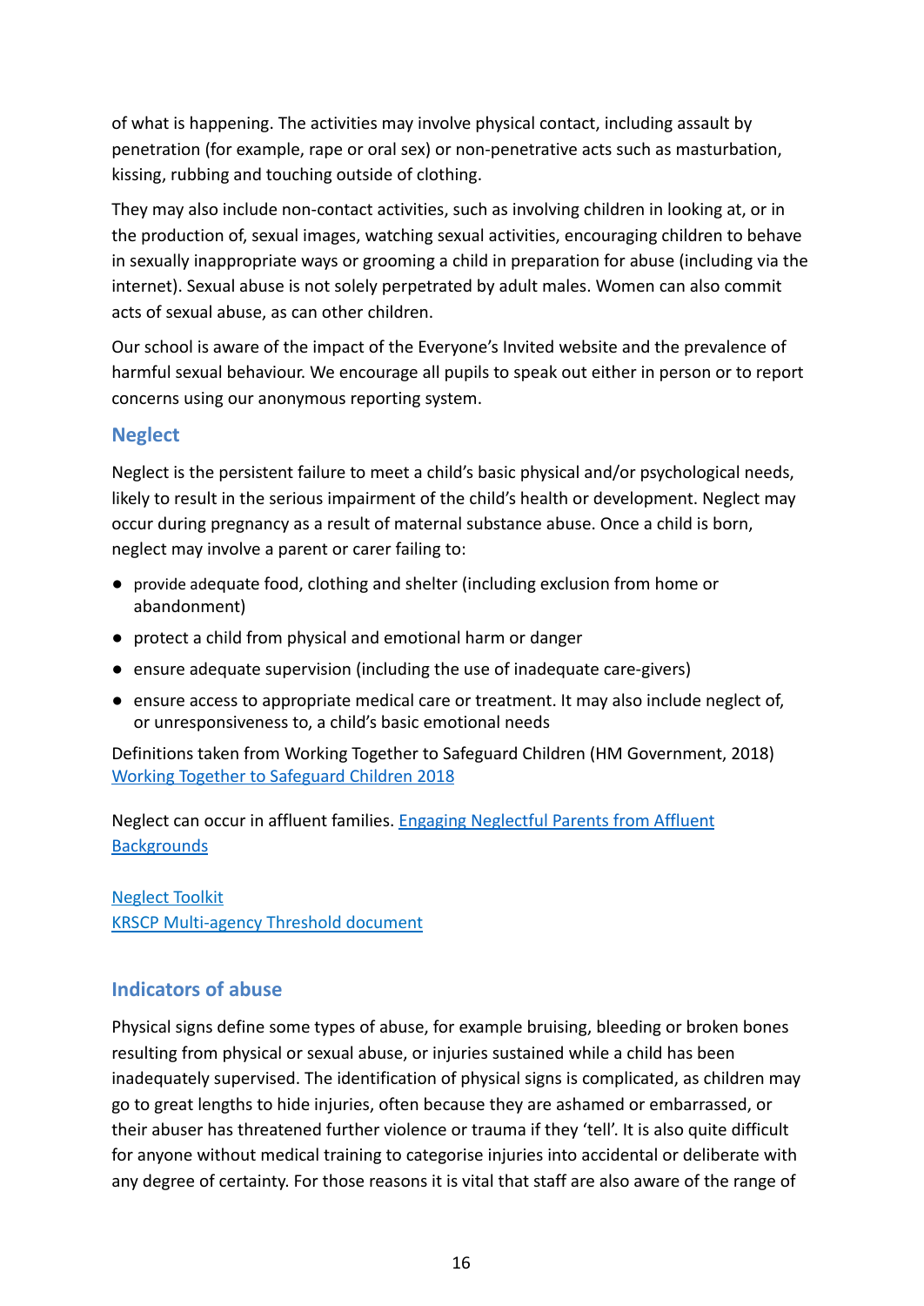of what is happening. The activities may involve physical contact, including assault by penetration (for example, rape or oral sex) or non-penetrative acts such as masturbation, kissing, rubbing and touching outside of clothing.

They may also include non-contact activities, such as involving children in looking at, or in the production of, sexual images, watching sexual activities, encouraging children to behave in sexually inappropriate ways or grooming a child in preparation for abuse (including via the internet). Sexual abuse is not solely perpetrated by adult males. Women can also commit acts of sexual abuse, as can other children.

Our school is aware of the impact of the Everyone's Invited website and the prevalence of harmful sexual behaviour. We encourage all pupils to speak out either in person or to report concerns using our anonymous reporting system.

## Neglect

Neglect is the persistent failure to meet a child's basic physical and/or psychological needs, likely to result in the serious impairment of the child's health or development. Neglect may occur during pregnancy as a result of maternal substance abuse. Once a child is born, neglect may involve a parent or carer failing to:

- provide adequate food, clothing and shelter (including exclusion from home or abandonment)
- protect a child from physical and emotional harm or danger
- ensure adequate supervision (including the use of inadequate care-givers)
- ensure access to appropriate medical care or treatment. It may also include neglect of, or unresponsiveness to, a child's basic emotional needs

Definitions taken from Working Together to Safeguard Children (HM Government, 2018)
[Working Together to Safeguard Children 2018]

Neglect can occur in affluent families. [Engaging Neglectful Parents from Affluent Backgrounds]

[Neglect Toolkit]
[KRSCP Multi-agency Threshold document]

## Indicators of abuse

Physical signs define some types of abuse, for example bruising, bleeding or broken bones resulting from physical or sexual abuse, or injuries sustained while a child has been inadequately supervised. The identification of physical signs is complicated, as children may go to great lengths to hide injuries, often because they are ashamed or embarrassed, or their abuser has threatened further violence or trauma if they 'tell'. It is also quite difficult for anyone without medical training to categorise injuries into accidental or deliberate with any degree of certainty. For those reasons it is vital that staff are also aware of the range of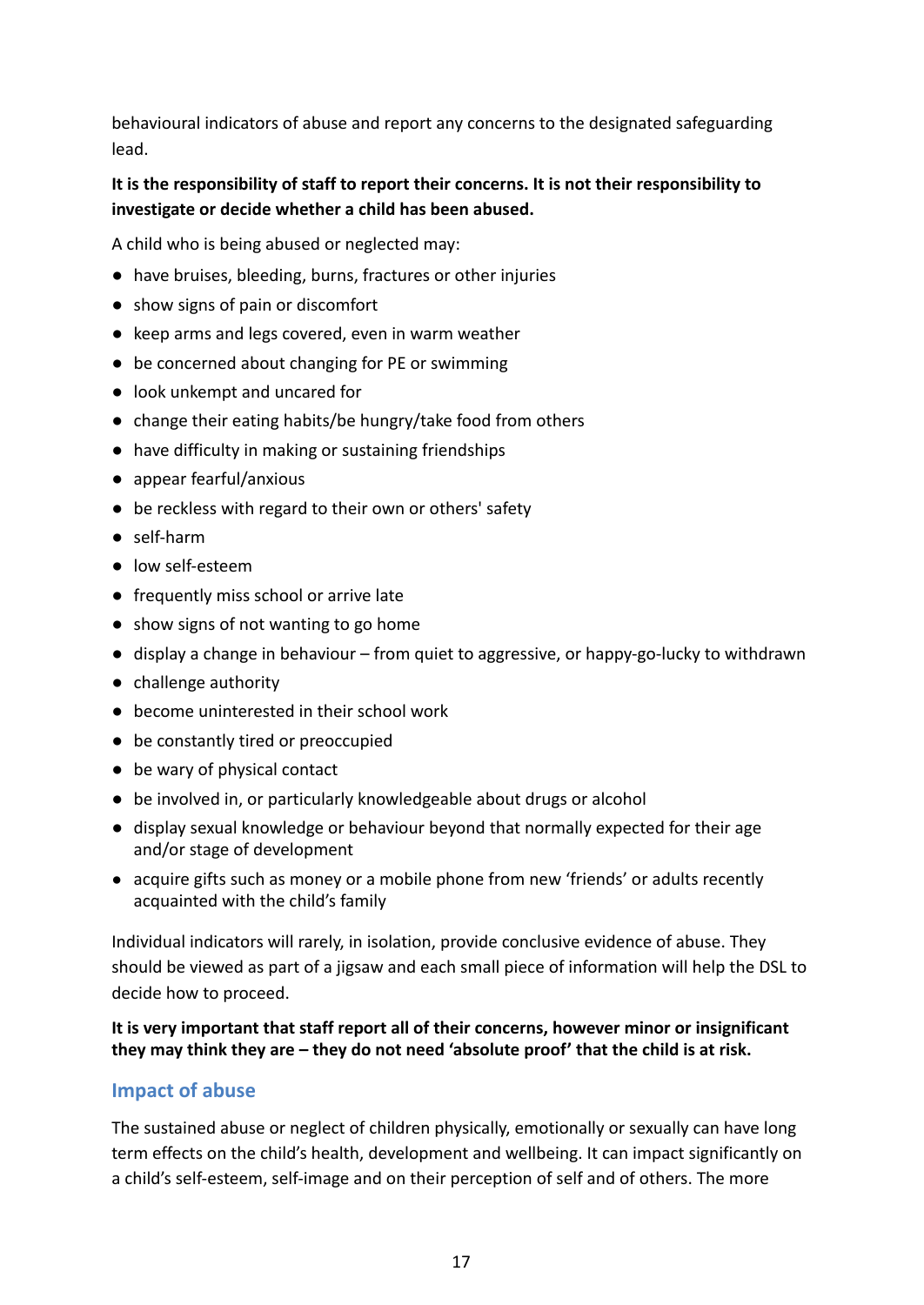behavioural indicators of abuse and report any concerns to the designated safeguarding lead.

**It is the responsibility of staff to report their concerns. It is not their responsibility to investigate or decide whether a child has been abused.**

A child who is being abused or neglected may:

- have bruises, bleeding, burns, fractures or other injuries
- show signs of pain or discomfort
- keep arms and legs covered, even in warm weather
- be concerned about changing for PE or swimming
- look unkempt and uncared for
- change their eating habits/be hungry/take food from others
- have difficulty in making or sustaining friendships
- appear fearful/anxious
- be reckless with regard to their own or others' safety
- self-harm
- low self-esteem
- frequently miss school or arrive late
- show signs of not wanting to go home
- display a change in behaviour – from quiet to aggressive, or happy-go-lucky to withdrawn
- challenge authority
- become uninterested in their school work
- be constantly tired or preoccupied
- be wary of physical contact
- be involved in, or particularly knowledgeable about drugs or alcohol
- display sexual knowledge or behaviour beyond that normally expected for their age and/or stage of development
- acquire gifts such as money or a mobile phone from new 'friends' or adults recently acquainted with the child's family

Individual indicators will rarely, in isolation, provide conclusive evidence of abuse. They should be viewed as part of a jigsaw and each small piece of information will help the DSL to decide how to proceed.

**It is very important that staff report all of their concerns, however minor or insignificant they may think they are – they do not need 'absolute proof' that the child is at risk.**

## Impact of abuse

The sustained abuse or neglect of children physically, emotionally or sexually can have long term effects on the child's health, development and wellbeing. It can impact significantly on a child's self-esteem, self-image and on their perception of self and of others. The more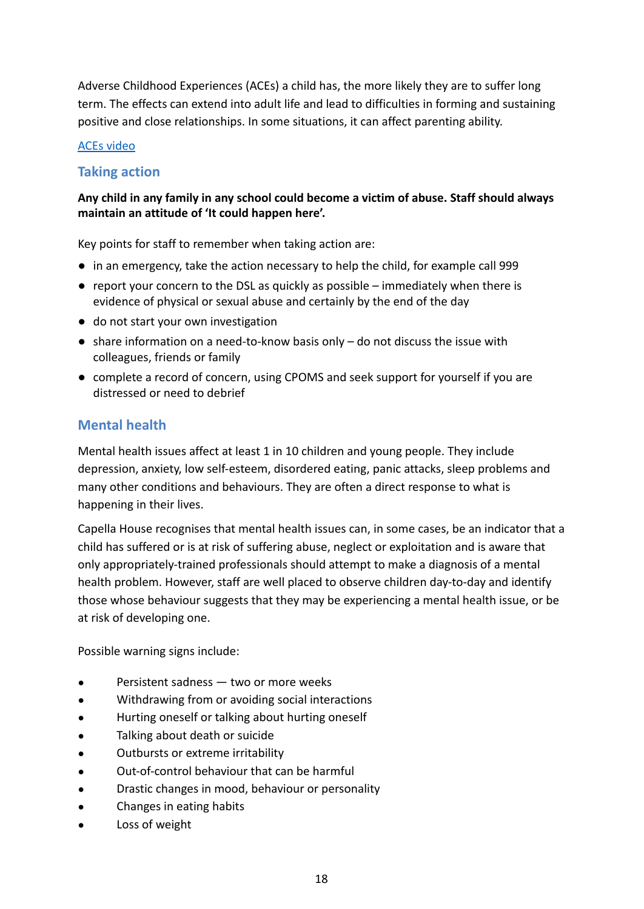Adverse Childhood Experiences (ACEs) a child has, the more likely they are to suffer long term. The effects can extend into adult life and lead to difficulties in forming and sustaining positive and close relationships. In some situations, it can affect parenting ability.

ACEs video

## Taking action

**Any child in any family in any school could become a victim of abuse. Staff should always maintain an attitude of 'It could happen here'.**

Key points for staff to remember when taking action are:

- in an emergency, take the action necessary to help the child, for example call 999
- report your concern to the DSL as quickly as possible – immediately when there is evidence of physical or sexual abuse and certainly by the end of the day
- do not start your own investigation
- share information on a need-to-know basis only – do not discuss the issue with colleagues, friends or family
- complete a record of concern, using CPOMS and seek support for yourself if you are distressed or need to debrief

## Mental health

Mental health issues affect at least 1 in 10 children and young people. They include depression, anxiety, low self-esteem, disordered eating, panic attacks, sleep problems and many other conditions and behaviours. They are often a direct response to what is happening in their lives.

Capella House recognises that mental health issues can, in some cases, be an indicator that a child has suffered or is at risk of suffering abuse, neglect or exploitation and is aware that only appropriately-trained professionals should attempt to make a diagnosis of a mental health problem. However, staff are well placed to observe children day-to-day and identify those whose behaviour suggests that they may be experiencing a mental health issue, or be at risk of developing one.

Possible warning signs include:

- Persistent sadness — two or more weeks
- Withdrawing from or avoiding social interactions
- Hurting oneself or talking about hurting oneself
- Talking about death or suicide
- Outbursts or extreme irritability
- Out-of-control behaviour that can be harmful
- Drastic changes in mood, behaviour or personality
- Changes in eating habits
- Loss of weight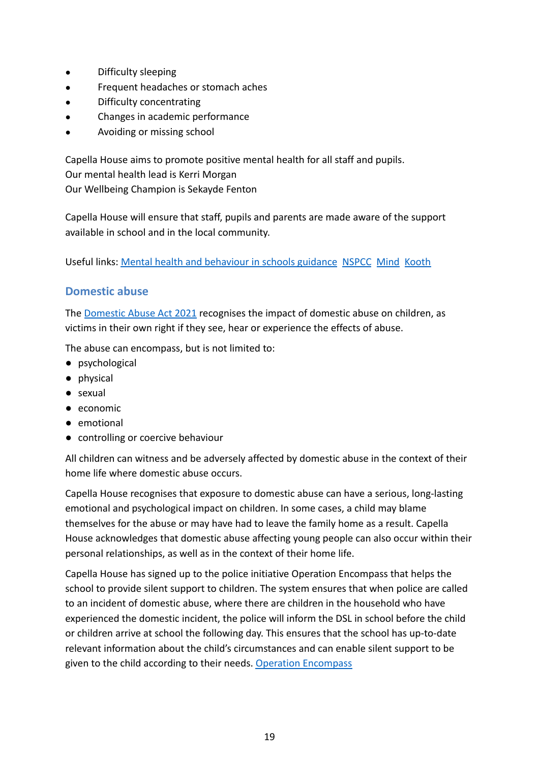- Difficulty sleeping
- Frequent headaches or stomach aches
- Difficulty concentrating
- Changes in academic performance
- Avoiding or missing school

Capella House aims to promote positive mental health for all staff and pupils.
Our mental health lead is Kerri Morgan
Our Wellbeing Champion is Sekayde Fenton

Capella House will ensure that staff, pupils and parents are made aware of the support available in school and in the local community.

Useful links: Mental health and behaviour in schools guidance NSPCC Mind Kooth

## Domestic abuse

The Domestic Abuse Act 2021 recognises the impact of domestic abuse on children, as victims in their own right if they see, hear or experience the effects of abuse.

The abuse can encompass, but is not limited to:

- psychological
- physical
- sexual
- economic
- emotional
- controlling or coercive behaviour

All children can witness and be adversely affected by domestic abuse in the context of their home life where domestic abuse occurs.

Capella House recognises that exposure to domestic abuse can have a serious, long-lasting emotional and psychological impact on children. In some cases, a child may blame themselves for the abuse or may have had to leave the family home as a result. Capella House acknowledges that domestic abuse affecting young people can also occur within their personal relationships, as well as in the context of their home life.

Capella House has signed up to the police initiative Operation Encompass that helps the school to provide silent support to children. The system ensures that when police are called to an incident of domestic abuse, where there are children in the household who have experienced the domestic incident, the police will inform the DSL in school before the child or children arrive at school the following day. This ensures that the school has up-to-date relevant information about the child's circumstances and can enable silent support to be given to the child according to their needs. Operation Encompass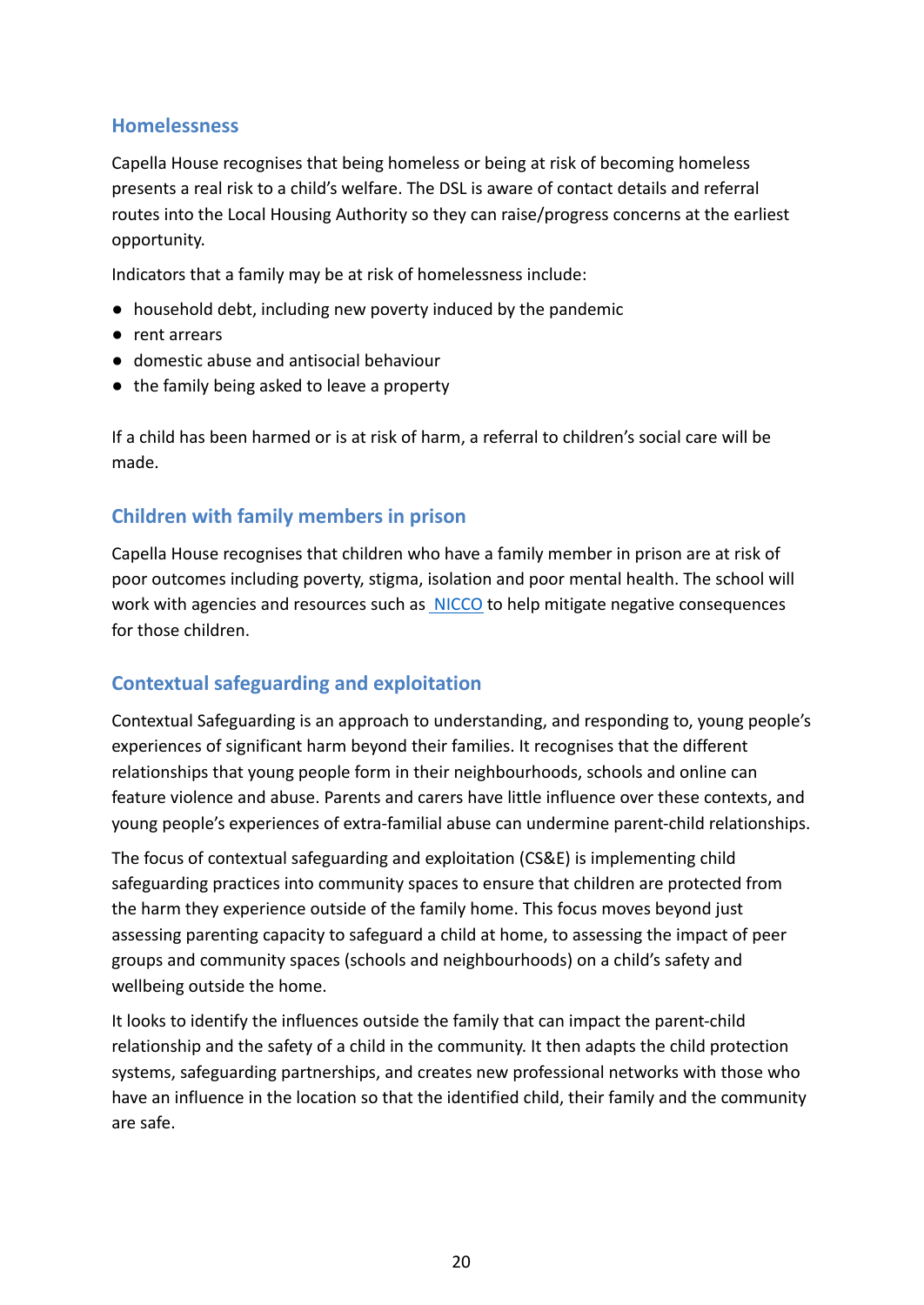## Homelessness

Capella House recognises that being homeless or being at risk of becoming homeless presents a real risk to a child's welfare. The DSL is aware of contact details and referral routes into the Local Housing Authority so they can raise/progress concerns at the earliest opportunity.

Indicators that a family may be at risk of homelessness include:

- household debt, including new poverty induced by the pandemic
- rent arrears
- domestic abuse and antisocial behaviour
- the family being asked to leave a property

If a child has been harmed or is at risk of harm, a referral to children's social care will be made.

## Children with family members in prison

Capella House recognises that children who have a family member in prison are at risk of poor outcomes including poverty, stigma, isolation and poor mental health. The school will work with agencies and resources such as NICCO to help mitigate negative consequences for those children.

## Contextual safeguarding and exploitation

Contextual Safeguarding is an approach to understanding, and responding to, young people's experiences of significant harm beyond their families. It recognises that the different relationships that young people form in their neighbourhoods, schools and online can feature violence and abuse. Parents and carers have little influence over these contexts, and young people's experiences of extra-familial abuse can undermine parent-child relationships.

The focus of contextual safeguarding and exploitation (CS&E) is implementing child safeguarding practices into community spaces to ensure that children are protected from the harm they experience outside of the family home. This focus moves beyond just assessing parenting capacity to safeguard a child at home, to assessing the impact of peer groups and community spaces (schools and neighbourhoods) on a child's safety and wellbeing outside the home.

It looks to identify the influences outside the family that can impact the parent-child relationship and the safety of a child in the community. It then adapts the child protection systems, safeguarding partnerships, and creates new professional networks with those who have an influence in the location so that the identified child, their family and the community are safe.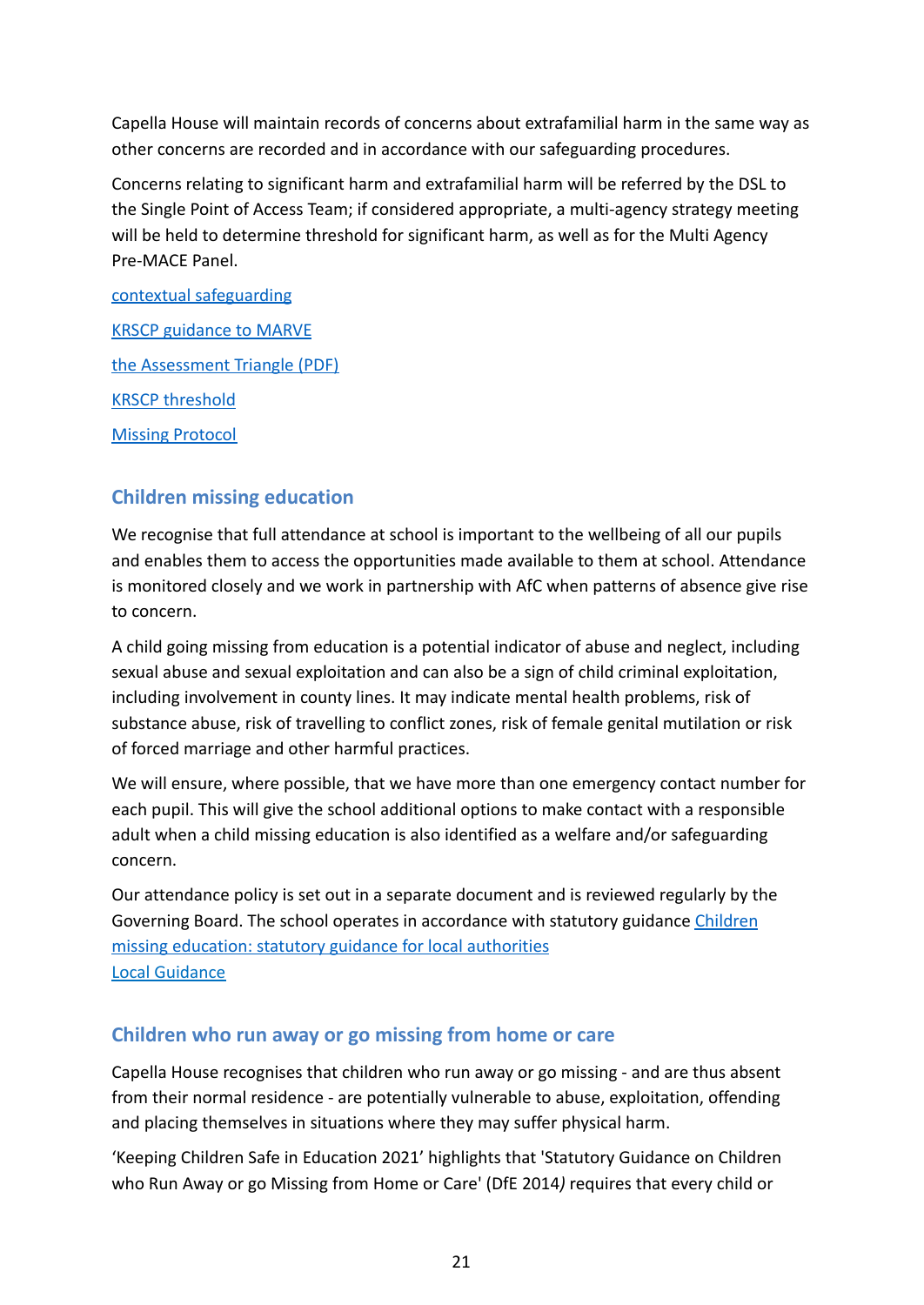Capella House will maintain records of concerns about extrafamilial harm in the same way as other concerns are recorded and in accordance with our safeguarding procedures.

Concerns relating to significant harm and extrafamilial harm will be referred by the DSL to the Single Point of Access Team; if considered appropriate, a multi-agency strategy meeting will be held to determine threshold for significant harm, as well as for the Multi Agency Pre-MACE Panel.

contextual safeguarding

KRSCP guidance to MARVE

the Assessment Triangle (PDF)

KRSCP threshold

Missing Protocol

## Children missing education

We recognise that full attendance at school is important to the wellbeing of all our pupils and enables them to access the opportunities made available to them at school. Attendance is monitored closely and we work in partnership with AfC when patterns of absence give rise to concern.

A child going missing from education is a potential indicator of abuse and neglect, including sexual abuse and sexual exploitation and can also be a sign of child criminal exploitation, including involvement in county lines. It may indicate mental health problems, risk of substance abuse, risk of travelling to conflict zones, risk of female genital mutilation or risk of forced marriage and other harmful practices.

We will ensure, where possible, that we have more than one emergency contact number for each pupil. This will give the school additional options to make contact with a responsible adult when a child missing education is also identified as a welfare and/or safeguarding concern.

Our attendance policy is set out in a separate document and is reviewed regularly by the Governing Board. The school operates in accordance with statutory guidance Children missing education: statutory guidance for local authorities
Local Guidance

## Children who run away or go missing from home or care

Capella House recognises that children who run away or go missing - and are thus absent from their normal residence - are potentially vulnerable to abuse, exploitation, offending and placing themselves in situations where they may suffer physical harm.

'Keeping Children Safe in Education 2021' highlights that 'Statutory Guidance on Children who Run Away or go Missing from Home or Care' (DfE 2014*)* requires that every child or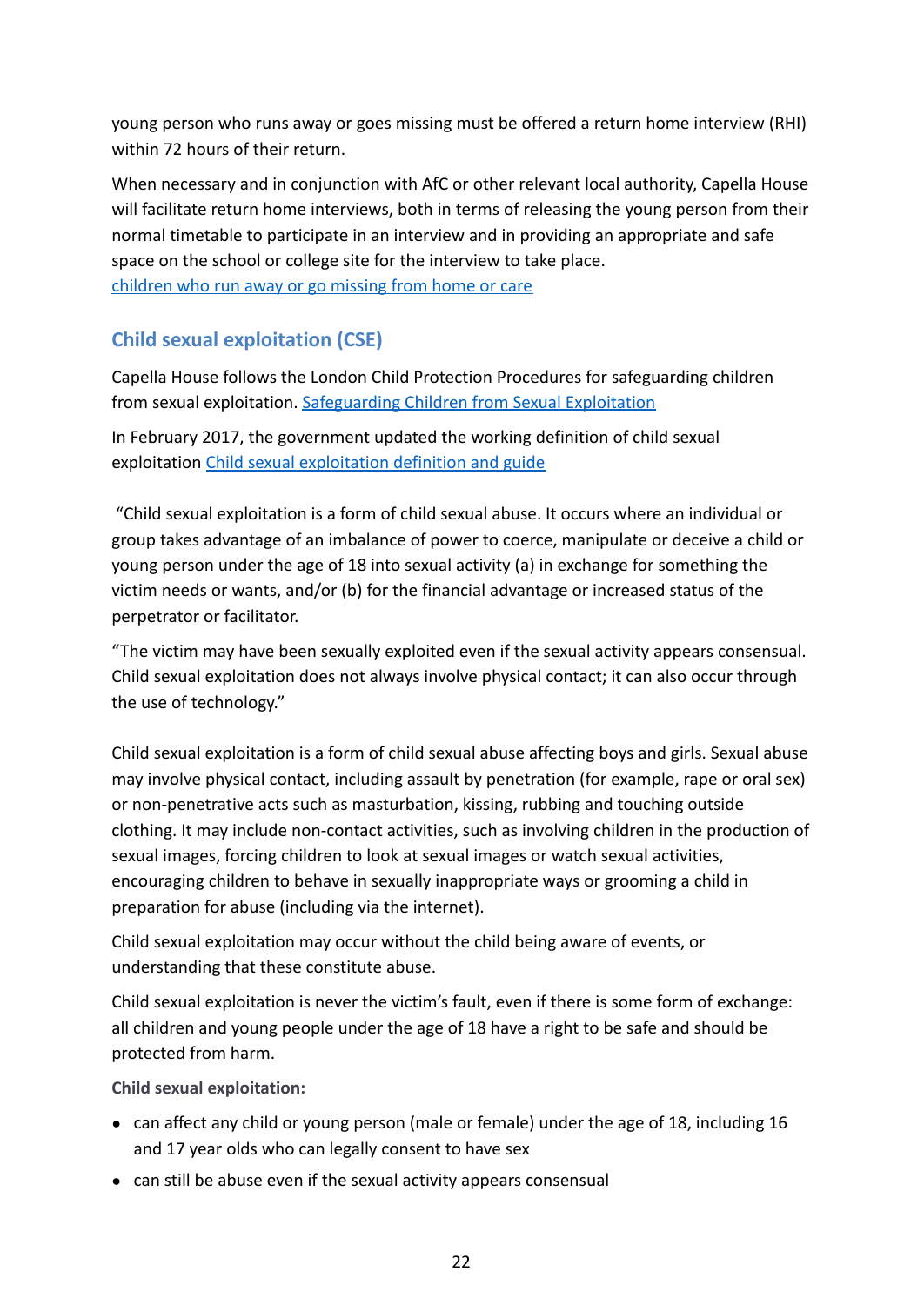young person who runs away or goes missing must be offered a return home interview (RHI) within 72 hours of their return.

When necessary and in conjunction with AfC or other relevant local authority, Capella House will facilitate return home interviews, both in terms of releasing the young person from their normal timetable to participate in an interview and in providing an appropriate and safe space on the school or college site for the interview to take place.
[children who run away or go missing from home or care]

## Child sexual exploitation (CSE)

Capella House follows the London Child Protection Procedures for safeguarding children from sexual exploitation. [Safeguarding Children from Sexual Exploitation]

In February 2017, the government updated the working definition of child sexual exploitation [Child sexual exploitation definition and guide]

"Child sexual exploitation is a form of child sexual abuse. It occurs where an individual or group takes advantage of an imbalance of power to coerce, manipulate or deceive a child or young person under the age of 18 into sexual activity (a) in exchange for something the victim needs or wants, and/or (b) for the financial advantage or increased status of the perpetrator or facilitator.

"The victim may have been sexually exploited even if the sexual activity appears consensual. Child sexual exploitation does not always involve physical contact; it can also occur through the use of technology."

Child sexual exploitation is a form of child sexual abuse affecting boys and girls. Sexual abuse may involve physical contact, including assault by penetration (for example, rape or oral sex) or non-penetrative acts such as masturbation, kissing, rubbing and touching outside clothing. It may include non-contact activities, such as involving children in the production of sexual images, forcing children to look at sexual images or watch sexual activities, encouraging children to behave in sexually inappropriate ways or grooming a child in preparation for abuse (including via the internet).

Child sexual exploitation may occur without the child being aware of events, or understanding that these constitute abuse.

Child sexual exploitation is never the victim's fault, even if there is some form of exchange: all children and young people under the age of 18 have a right to be safe and should be protected from harm.

**Child sexual exploitation:**

- can affect any child or young person (male or female) under the age of 18, including 16 and 17 year olds who can legally consent to have sex
- can still be abuse even if the sexual activity appears consensual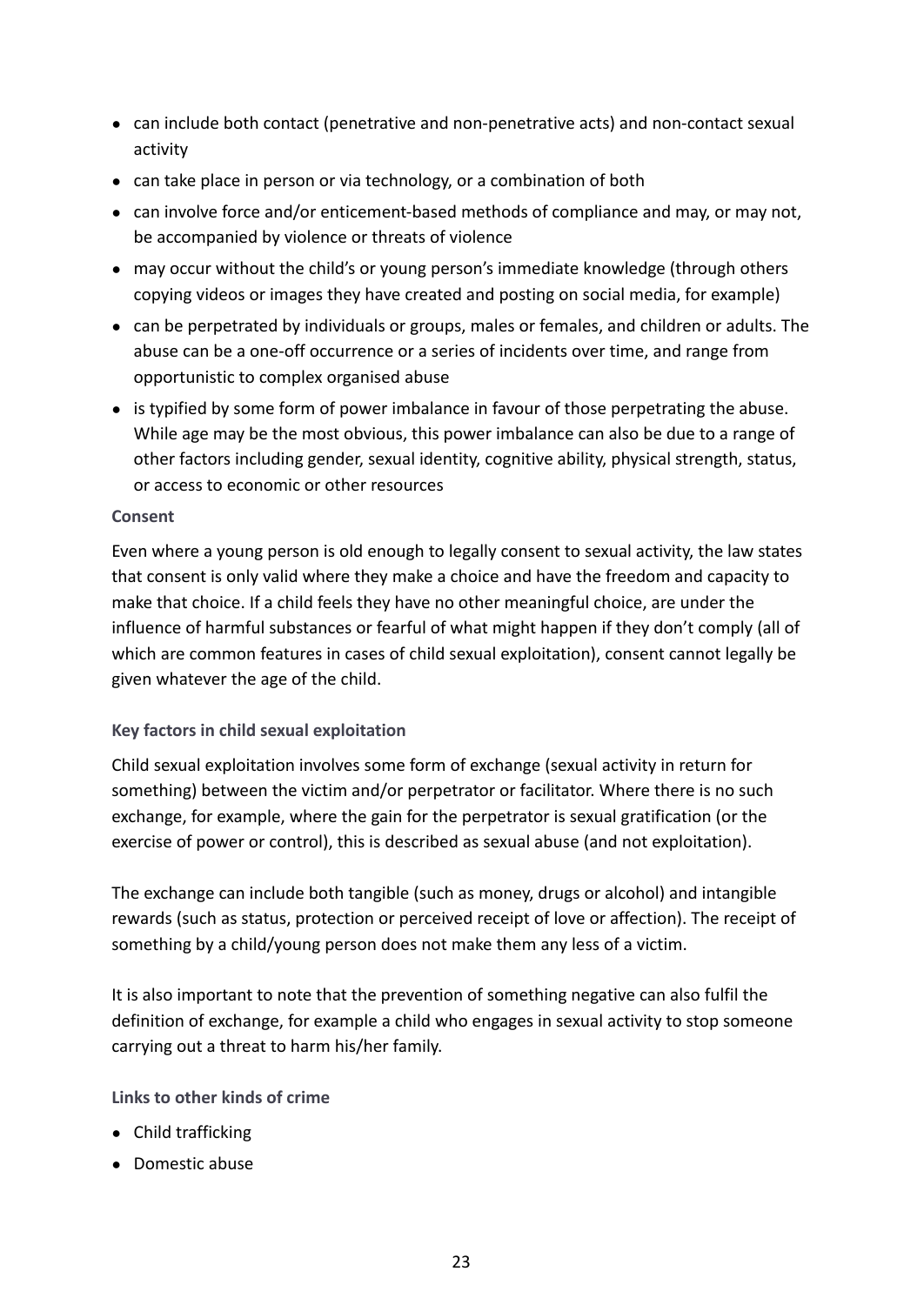- can include both contact (penetrative and non-penetrative acts) and non-contact sexual activity
- can take place in person or via technology, or a combination of both
- can involve force and/or enticement-based methods of compliance and may, or may not, be accompanied by violence or threats of violence
- may occur without the child's or young person's immediate knowledge (through others copying videos or images they have created and posting on social media, for example)
- can be perpetrated by individuals or groups, males or females, and children or adults. The abuse can be a one-off occurrence or a series of incidents over time, and range from opportunistic to complex organised abuse
- is typified by some form of power imbalance in favour of those perpetrating the abuse. While age may be the most obvious, this power imbalance can also be due to a range of other factors including gender, sexual identity, cognitive ability, physical strength, status, or access to economic or other resources

#### Consent

Even where a young person is old enough to legally consent to sexual activity, the law states that consent is only valid where they make a choice and have the freedom and capacity to make that choice. If a child feels they have no other meaningful choice, are under the influence of harmful substances or fearful of what might happen if they don't comply (all of which are common features in cases of child sexual exploitation), consent cannot legally be given whatever the age of the child.

#### Key factors in child sexual exploitation

Child sexual exploitation involves some form of exchange (sexual activity in return for something) between the victim and/or perpetrator or facilitator. Where there is no such exchange, for example, where the gain for the perpetrator is sexual gratification (or the exercise of power or control), this is described as sexual abuse (and not exploitation).

The exchange can include both tangible (such as money, drugs or alcohol) and intangible rewards (such as status, protection or perceived receipt of love or affection). The receipt of something by a child/young person does not make them any less of a victim.

It is also important to note that the prevention of something negative can also fulfil the definition of exchange, for example a child who engages in sexual activity to stop someone carrying out a threat to harm his/her family.

#### Links to other kinds of crime

- Child trafficking
- Domestic abuse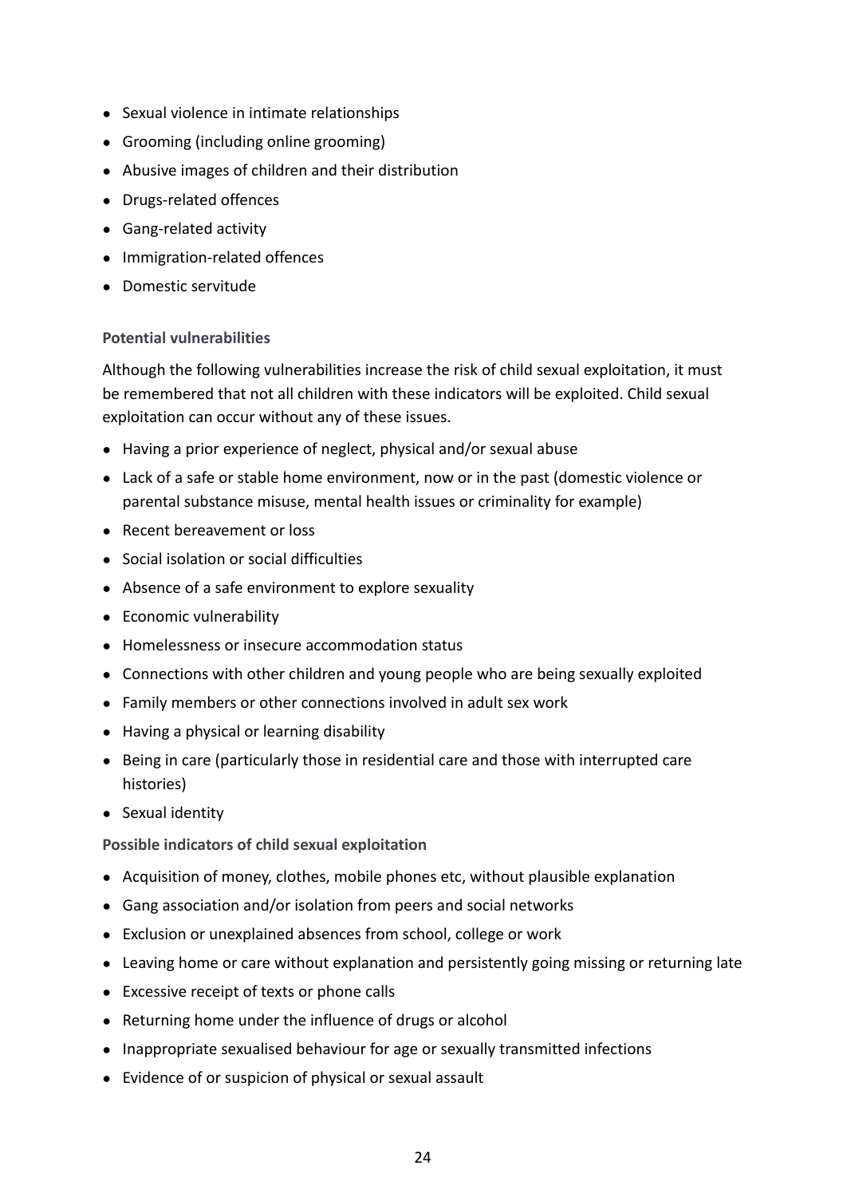- Sexual violence in intimate relationships
- Grooming (including online grooming)
- Abusive images of children and their distribution
- Drugs-related offences
- Gang-related activity
- Immigration-related offences
- Domestic servitude

### Potential vulnerabilities

Although the following vulnerabilities increase the risk of child sexual exploitation, it must be remembered that not all children with these indicators will be exploited. Child sexual exploitation can occur without any of these issues.

- Having a prior experience of neglect, physical and/or sexual abuse
- Lack of a safe or stable home environment, now or in the past (domestic violence or parental substance misuse, mental health issues or criminality for example)
- Recent bereavement or loss
- Social isolation or social difficulties
- Absence of a safe environment to explore sexuality
- Economic vulnerability
- Homelessness or insecure accommodation status
- Connections with other children and young people who are being sexually exploited
- Family members or other connections involved in adult sex work
- Having a physical or learning disability
- Being in care (particularly those in residential care and those with interrupted care histories)
- Sexual identity

### Possible indicators of child sexual exploitation

- Acquisition of money, clothes, mobile phones etc, without plausible explanation
- Gang association and/or isolation from peers and social networks
- Exclusion or unexplained absences from school, college or work
- Leaving home or care without explanation and persistently going missing or returning late
- Excessive receipt of texts or phone calls
- Returning home under the influence of drugs or alcohol
- Inappropriate sexualised behaviour for age or sexually transmitted infections
- Evidence of or suspicion of physical or sexual assault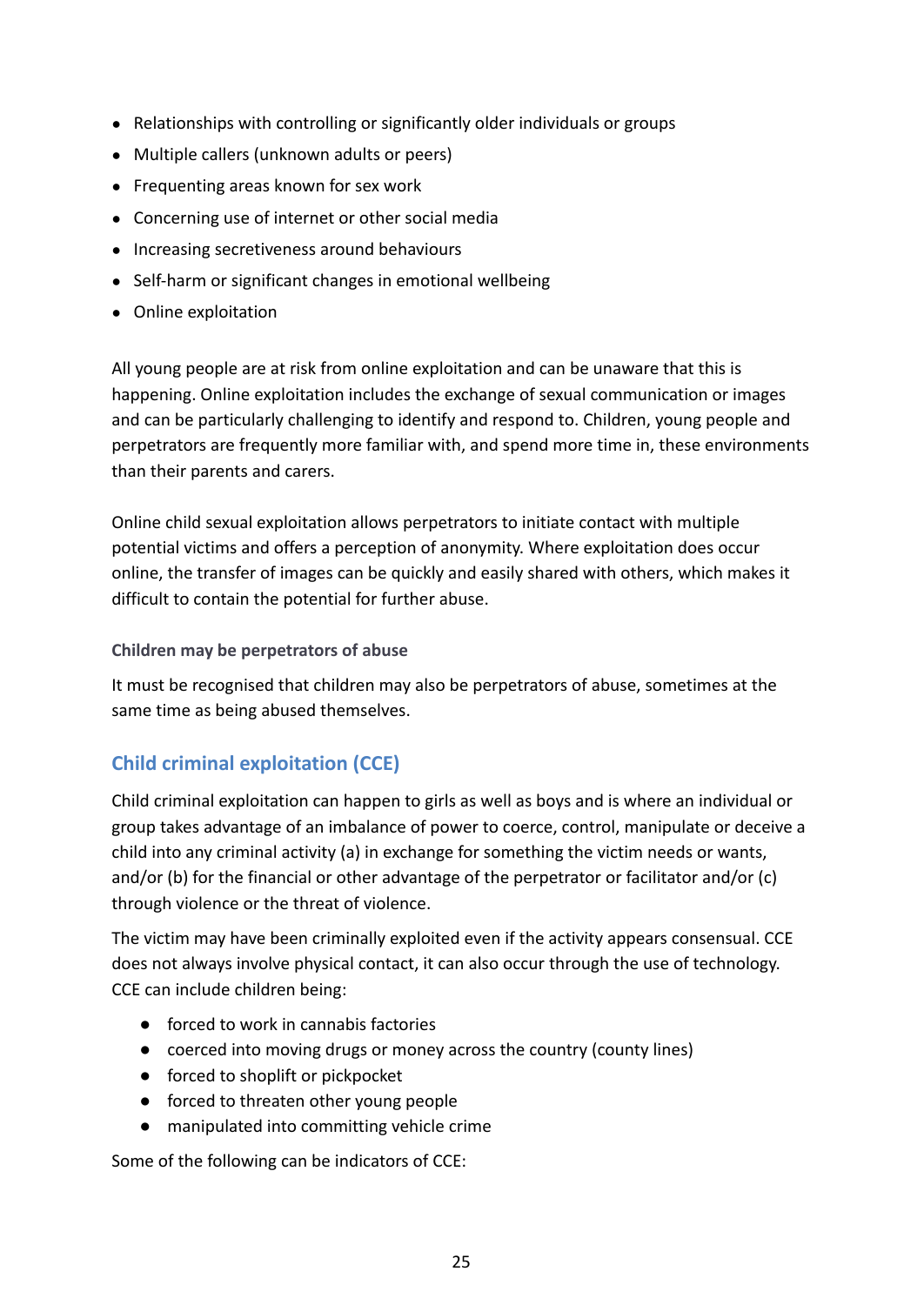- Relationships with controlling or significantly older individuals or groups
- Multiple callers (unknown adults or peers)
- Frequenting areas known for sex work
- Concerning use of internet or other social media
- Increasing secretiveness around behaviours
- Self-harm or significant changes in emotional wellbeing
- Online exploitation

All young people are at risk from online exploitation and can be unaware that this is happening. Online exploitation includes the exchange of sexual communication or images and can be particularly challenging to identify and respond to. Children, young people and perpetrators are frequently more familiar with, and spend more time in, these environments than their parents and carers.

Online child sexual exploitation allows perpetrators to initiate contact with multiple potential victims and offers a perception of anonymity. Where exploitation does occur online, the transfer of images can be quickly and easily shared with others, which makes it difficult to contain the potential for further abuse.

#### Children may be perpetrators of abuse

It must be recognised that children may also be perpetrators of abuse, sometimes at the same time as being abused themselves.

## Child criminal exploitation (CCE)

Child criminal exploitation can happen to girls as well as boys and is where an individual or group takes advantage of an imbalance of power to coerce, control, manipulate or deceive a child into any criminal activity (a) in exchange for something the victim needs or wants, and/or (b) for the financial or other advantage of the perpetrator or facilitator and/or (c) through violence or the threat of violence.

The victim may have been criminally exploited even if the activity appears consensual. CCE does not always involve physical contact, it can also occur through the use of technology. CCE can include children being:

- forced to work in cannabis factories
- coerced into moving drugs or money across the country (county lines)
- forced to shoplift or pickpocket
- forced to threaten other young people
- manipulated into committing vehicle crime

Some of the following can be indicators of CCE: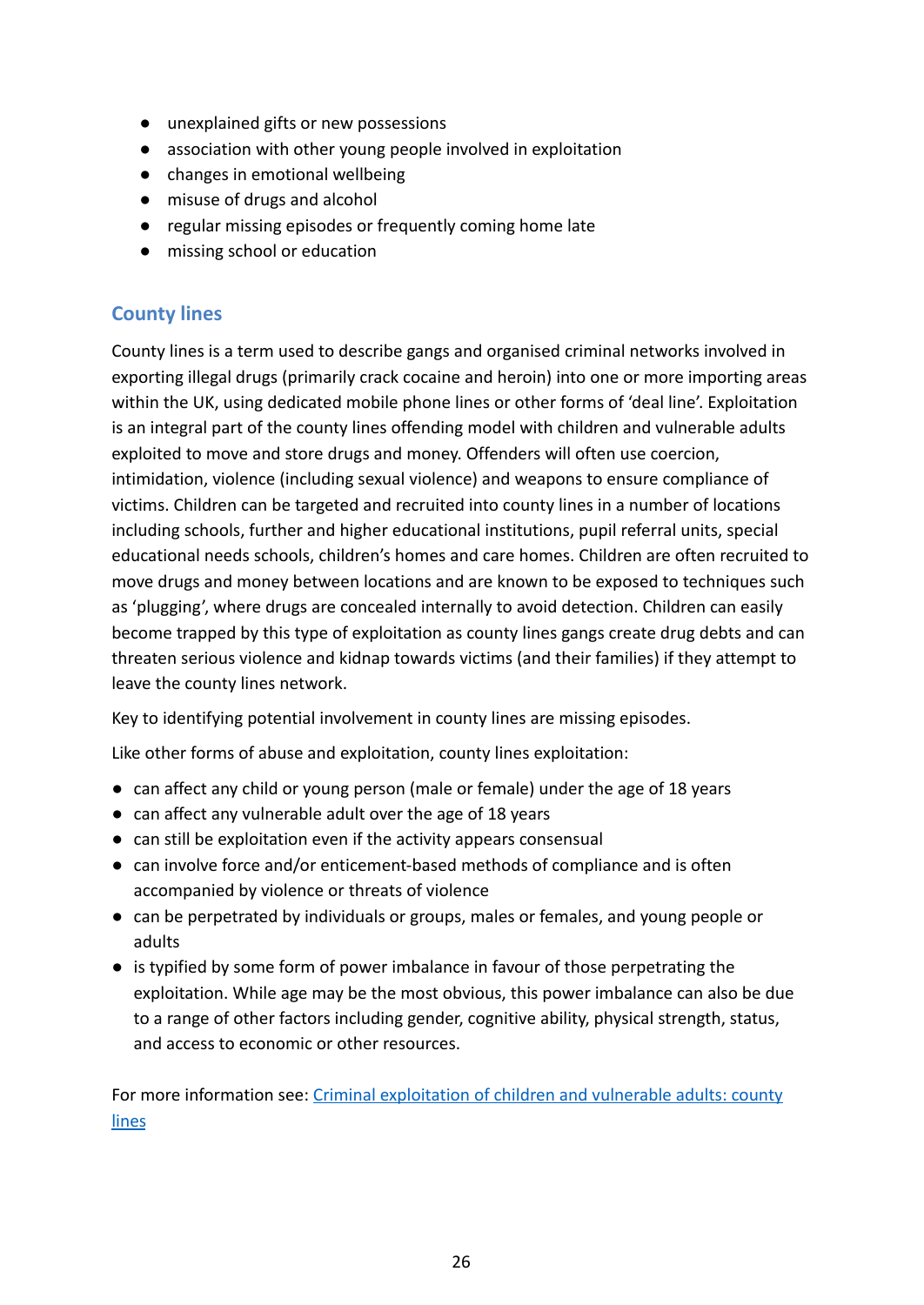- unexplained gifts or new possessions
- association with other young people involved in exploitation
- changes in emotional wellbeing
- misuse of drugs and alcohol
- regular missing episodes or frequently coming home late
- missing school or education

## County lines

County lines is a term used to describe gangs and organised criminal networks involved in exporting illegal drugs (primarily crack cocaine and heroin) into one or more importing areas within the UK, using dedicated mobile phone lines or other forms of 'deal line'. Exploitation is an integral part of the county lines offending model with children and vulnerable adults exploited to move and store drugs and money. Offenders will often use coercion, intimidation, violence (including sexual violence) and weapons to ensure compliance of victims. Children can be targeted and recruited into county lines in a number of locations including schools, further and higher educational institutions, pupil referral units, special educational needs schools, children's homes and care homes. Children are often recruited to move drugs and money between locations and are known to be exposed to techniques such as 'plugging', where drugs are concealed internally to avoid detection. Children can easily become trapped by this type of exploitation as county lines gangs create drug debts and can threaten serious violence and kidnap towards victims (and their families) if they attempt to leave the county lines network.

Key to identifying potential involvement in county lines are missing episodes.

Like other forms of abuse and exploitation, county lines exploitation:

- can affect any child or young person (male or female) under the age of 18 years
- can affect any vulnerable adult over the age of 18 years
- can still be exploitation even if the activity appears consensual
- can involve force and/or enticement-based methods of compliance and is often accompanied by violence or threats of violence
- can be perpetrated by individuals or groups, males or females, and young people or adults
- is typified by some form of power imbalance in favour of those perpetrating the exploitation. While age may be the most obvious, this power imbalance can also be due to a range of other factors including gender, cognitive ability, physical strength, status, and access to economic or other resources.

For more information see: [Criminal exploitation of children and vulnerable adults: county lines]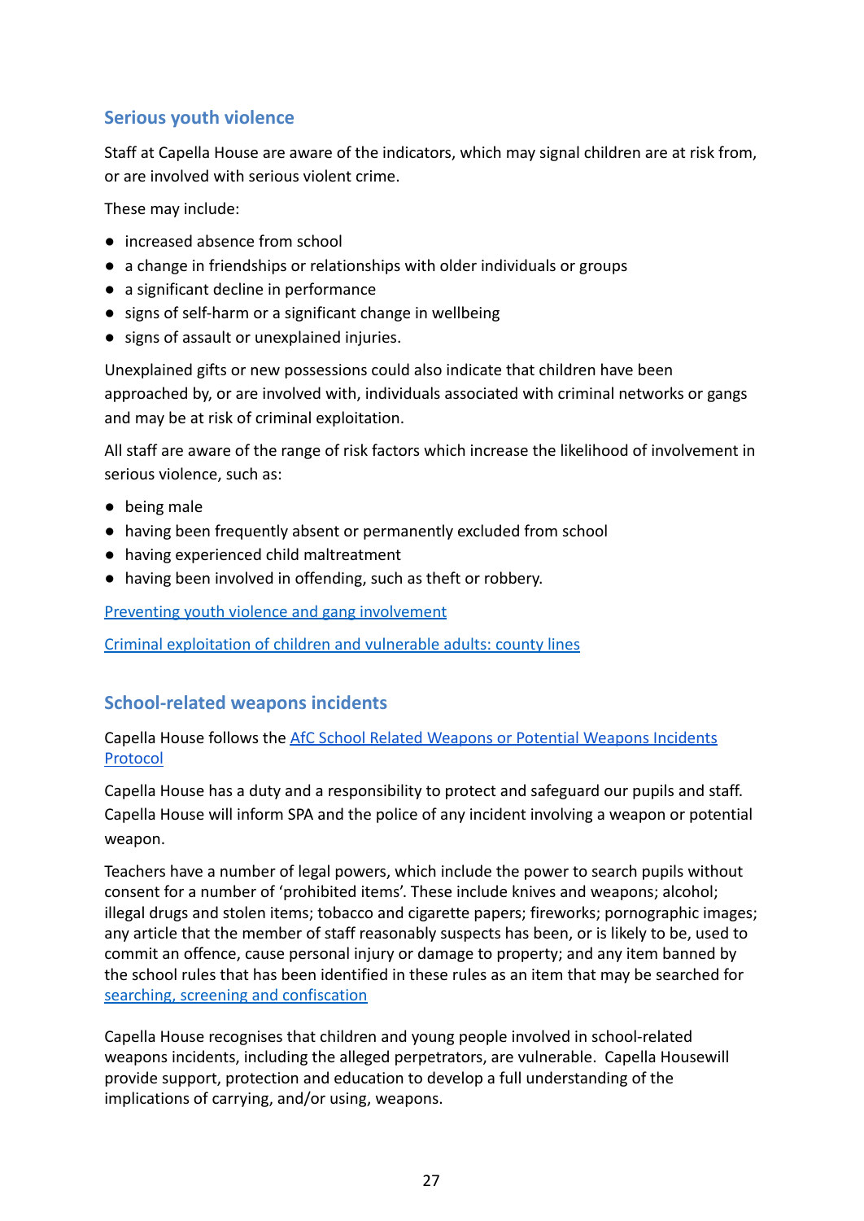## Serious youth violence

Staff at Capella House are aware of the indicators, which may signal children are at risk from, or are involved with serious violent crime.

These may include:

- increased absence from school
- a change in friendships or relationships with older individuals or groups
- a significant decline in performance
- signs of self-harm or a significant change in wellbeing
- signs of assault or unexplained injuries.

Unexplained gifts or new possessions could also indicate that children have been approached by, or are involved with, individuals associated with criminal networks or gangs and may be at risk of criminal exploitation.

All staff are aware of the range of risk factors which increase the likelihood of involvement in serious violence, such as:

- being male
- having been frequently absent or permanently excluded from school
- having experienced child maltreatment
- having been involved in offending, such as theft or robbery.

Preventing youth violence and gang involvement

Criminal exploitation of children and vulnerable adults: county lines

## School-related weapons incidents

Capella House follows the AfC School Related Weapons or Potential Weapons Incidents Protocol

Capella House has a duty and a responsibility to protect and safeguard our pupils and staff. Capella House will inform SPA and the police of any incident involving a weapon or potential weapon.

Teachers have a number of legal powers, which include the power to search pupils without consent for a number of 'prohibited items'. These include knives and weapons; alcohol; illegal drugs and stolen items; tobacco and cigarette papers; fireworks; pornographic images; any article that the member of staff reasonably suspects has been, or is likely to be, used to commit an offence, cause personal injury or damage to property; and any item banned by the school rules that has been identified in these rules as an item that may be searched for searching, screening and confiscation

Capella House recognises that children and young people involved in school-related weapons incidents, including the alleged perpetrators, are vulnerable. Capella Housewill provide support, protection and education to develop a full understanding of the implications of carrying, and/or using, weapons.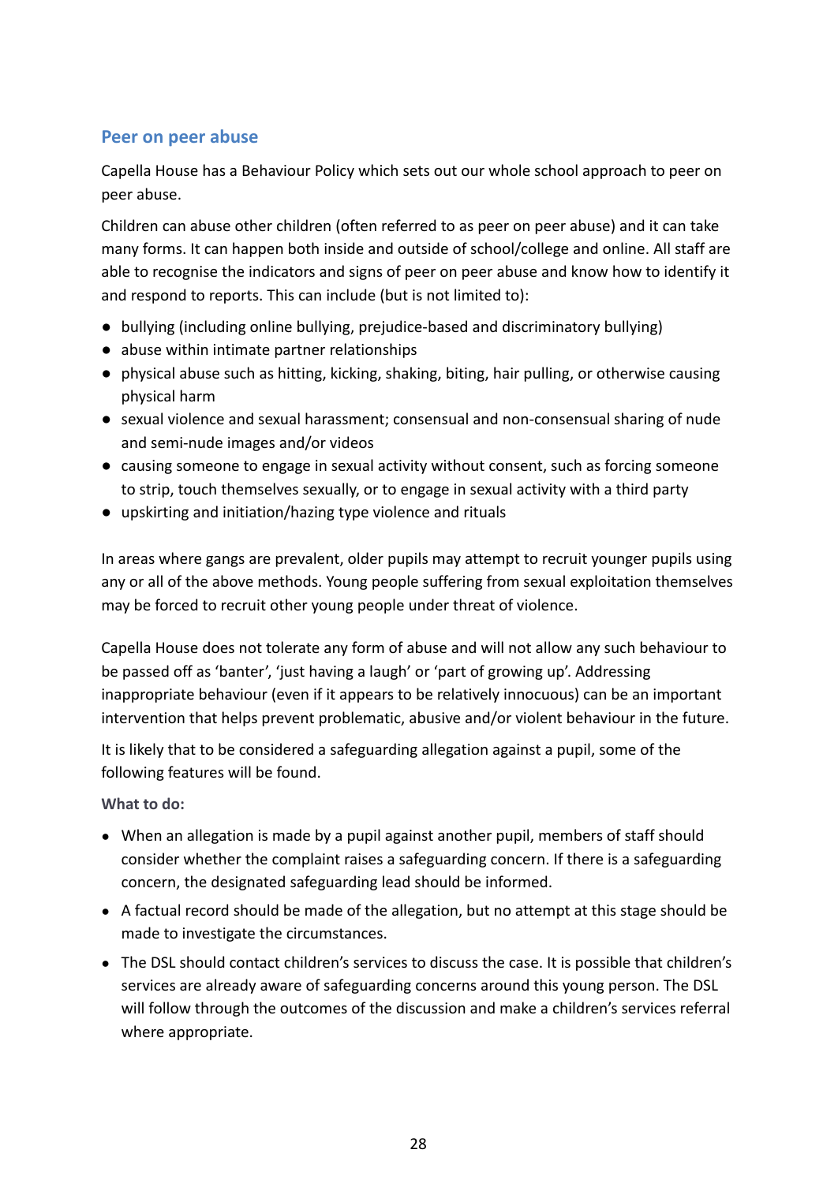## Peer on peer abuse

Capella House has a Behaviour Policy which sets out our whole school approach to peer on peer abuse.

Children can abuse other children (often referred to as peer on peer abuse) and it can take many forms. It can happen both inside and outside of school/college and online. All staff are able to recognise the indicators and signs of peer on peer abuse and know how to identify it and respond to reports. This can include (but is not limited to):

- bullying (including online bullying, prejudice-based and discriminatory bullying)
- abuse within intimate partner relationships
- physical abuse such as hitting, kicking, shaking, biting, hair pulling, or otherwise causing physical harm
- sexual violence and sexual harassment; consensual and non-consensual sharing of nude and semi-nude images and/or videos
- causing someone to engage in sexual activity without consent, such as forcing someone to strip, touch themselves sexually, or to engage in sexual activity with a third party
- upskirting and initiation/hazing type violence and rituals

In areas where gangs are prevalent, older pupils may attempt to recruit younger pupils using any or all of the above methods. Young people suffering from sexual exploitation themselves may be forced to recruit other young people under threat of violence.

Capella House does not tolerate any form of abuse and will not allow any such behaviour to be passed off as 'banter', 'just having a laugh' or 'part of growing up'. Addressing inappropriate behaviour (even if it appears to be relatively innocuous) can be an important intervention that helps prevent problematic, abusive and/or violent behaviour in the future.

It is likely that to be considered a safeguarding allegation against a pupil, some of the following features will be found.

**What to do:**

- When an allegation is made by a pupil against another pupil, members of staff should consider whether the complaint raises a safeguarding concern. If there is a safeguarding concern, the designated safeguarding lead should be informed.
- A factual record should be made of the allegation, but no attempt at this stage should be made to investigate the circumstances.
- The DSL should contact children's services to discuss the case. It is possible that children's services are already aware of safeguarding concerns around this young person. The DSL will follow through the outcomes of the discussion and make a children's services referral where appropriate.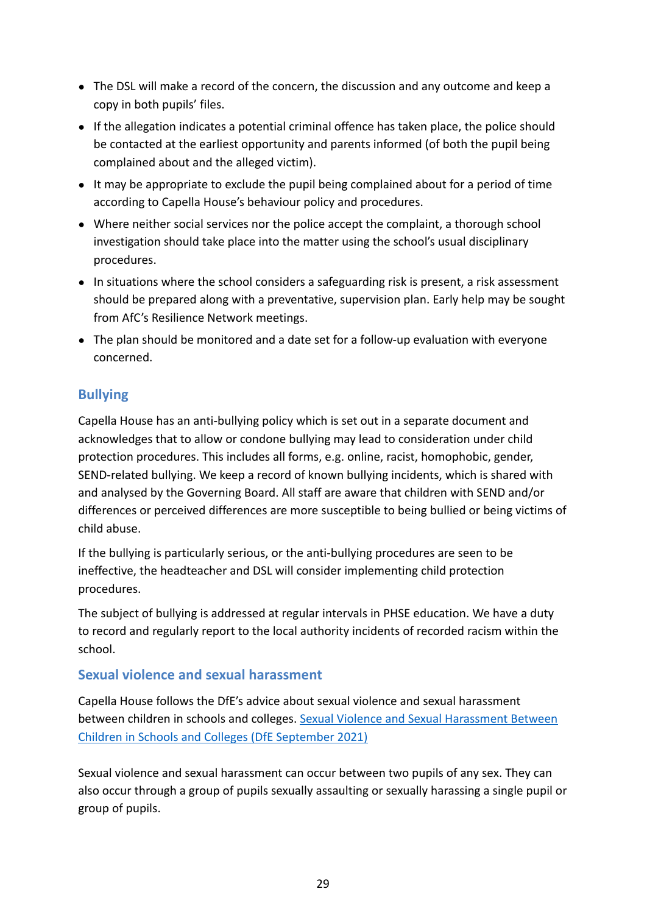- The DSL will make a record of the concern, the discussion and any outcome and keep a copy in both pupils' files.
- If the allegation indicates a potential criminal offence has taken place, the police should be contacted at the earliest opportunity and parents informed (of both the pupil being complained about and the alleged victim).
- It may be appropriate to exclude the pupil being complained about for a period of time according to Capella House's behaviour policy and procedures.
- Where neither social services nor the police accept the complaint, a thorough school investigation should take place into the matter using the school's usual disciplinary procedures.
- In situations where the school considers a safeguarding risk is present, a risk assessment should be prepared along with a preventative, supervision plan. Early help may be sought from AfC's Resilience Network meetings.
- The plan should be monitored and a date set for a follow-up evaluation with everyone concerned.

## Bullying

Capella House has an anti-bullying policy which is set out in a separate document and acknowledges that to allow or condone bullying may lead to consideration under child protection procedures. This includes all forms, e.g. online, racist, homophobic, gender, SEND-related bullying. We keep a record of known bullying incidents, which is shared with and analysed by the Governing Board. All staff are aware that children with SEND and/or differences or perceived differences are more susceptible to being bullied or being victims of child abuse.

If the bullying is particularly serious, or the anti-bullying procedures are seen to be ineffective, the headteacher and DSL will consider implementing child protection procedures.

The subject of bullying is addressed at regular intervals in PHSE education. We have a duty to record and regularly report to the local authority incidents of recorded racism within the school.

### Sexual violence and sexual harassment

Capella House follows the DfE's advice about sexual violence and sexual harassment between children in schools and colleges. [Sexual Violence and Sexual Harassment Between Children in Schools and Colleges (DfE September 2021)]

Sexual violence and sexual harassment can occur between two pupils of any sex. They can also occur through a group of pupils sexually assaulting or sexually harassing a single pupil or group of pupils.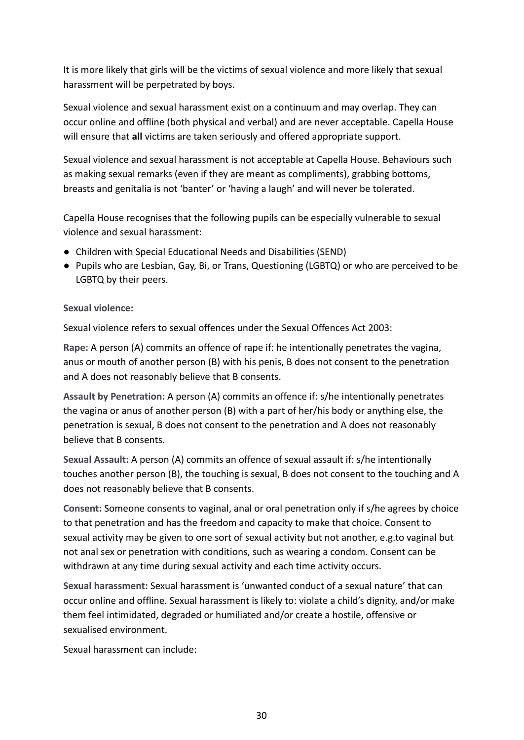It is more likely that girls will be the victims of sexual violence and more likely that sexual harassment will be perpetrated by boys.

Sexual violence and sexual harassment exist on a continuum and may overlap. They can occur online and offline (both physical and verbal) and are never acceptable. Capella House will ensure that **all** victims are taken seriously and offered appropriate support.

Sexual violence and sexual harassment is not acceptable at Capella House. Behaviours such as making sexual remarks (even if they are meant as compliments), grabbing bottoms, breasts and genitalia is not 'banter' or 'having a laugh' and will never be tolerated.

Capella House recognises that the following pupils can be especially vulnerable to sexual violence and sexual harassment:

- Children with Special Educational Needs and Disabilities (SEND)
- Pupils who are Lesbian, Gay, Bi, or Trans, Questioning (LGBTQ) or who are perceived to be LGBTQ by their peers.

**Sexual violence:**

Sexual violence refers to sexual offences under the Sexual Offences Act 2003:

**Rape:** A person (A) commits an offence of rape if: he intentionally penetrates the vagina, anus or mouth of another person (B) with his penis, B does not consent to the penetration and A does not reasonably believe that B consents.

**Assault by Penetration:** A person (A) commits an offence if: s/he intentionally penetrates the vagina or anus of another person (B) with a part of her/his body or anything else, the penetration is sexual, B does not consent to the penetration and A does not reasonably believe that B consents.

**Sexual Assault:** A person (A) commits an offence of sexual assault if: s/he intentionally touches another person (B), the touching is sexual, B does not consent to the touching and A does not reasonably believe that B consents.

**Consent:** Someone consents to vaginal, anal or oral penetration only if s/he agrees by choice to that penetration and has the freedom and capacity to make that choice. Consent to sexual activity may be given to one sort of sexual activity but not another, e.g.to vaginal but not anal sex or penetration with conditions, such as wearing a condom. Consent can be withdrawn at any time during sexual activity and each time activity occurs.

**Sexual harassment:** Sexual harassment is 'unwanted conduct of a sexual nature' that can occur online and offline. Sexual harassment is likely to: violate a child's dignity, and/or make them feel intimidated, degraded or humiliated and/or create a hostile, offensive or sexualised environment.

Sexual harassment can include: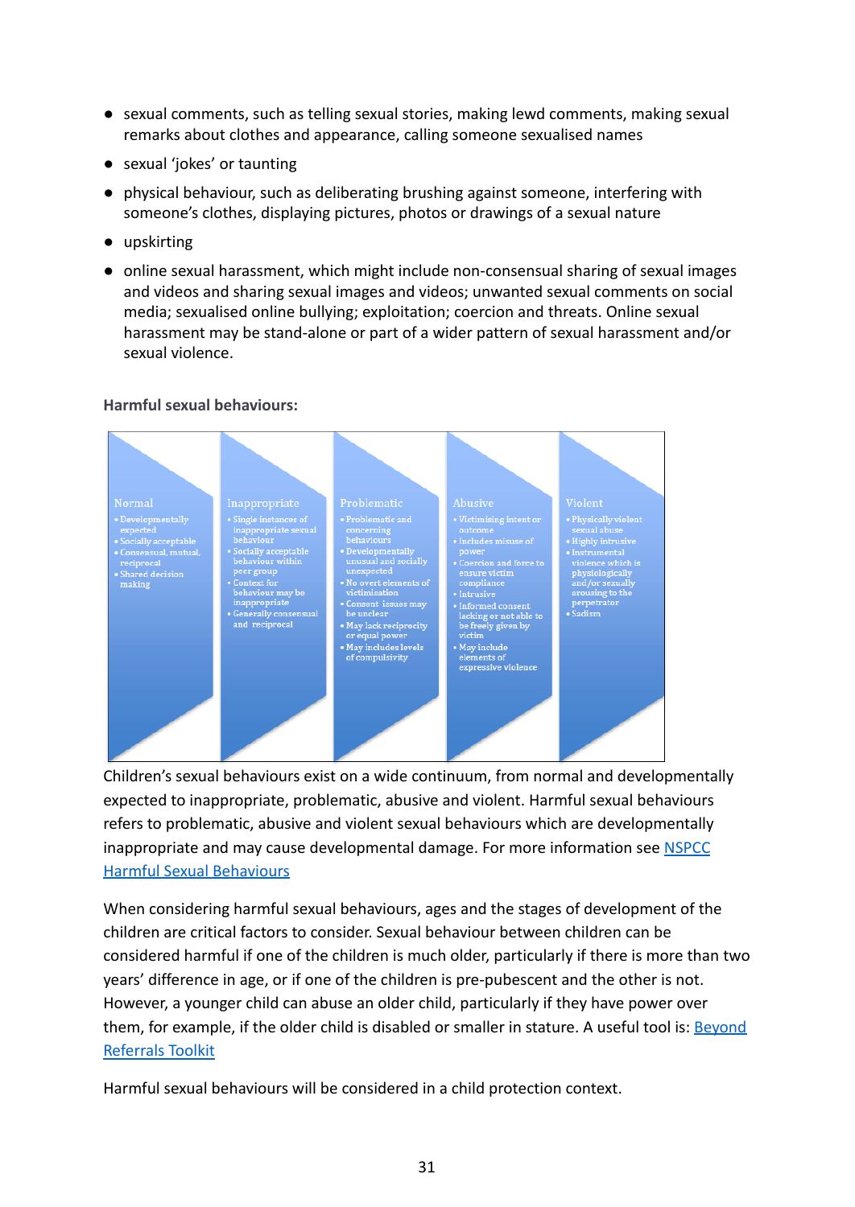- sexual comments, such as telling sexual stories, making lewd comments, making sexual remarks about clothes and appearance, calling someone sexualised names
- sexual 'jokes' or taunting
- physical behaviour, such as deliberating brushing against someone, interfering with someone's clothes, displaying pictures, photos or drawings of a sexual nature
- upskirting
- online sexual harassment, which might include non-consensual sharing of sexual images and videos and sharing sexual images and videos; unwanted sexual comments on social media; sexualised online bullying; exploitation; coercion and threats. Online sexual harassment may be stand-alone or part of a wider pattern of sexual harassment and/or sexual violence.

**Harmful sexual behaviours:**

| Normal | Inappropriate | Problematic | Abusive | Violent |
|---|---|---|---|---|
| • Developmentally expected<br>• Socially acceptable<br>• Consensual, mutual, reciprocal<br>• Shared decision making | • Single instances of inappropriate sexual behaviour<br>• Socially acceptable behaviour within peer group<br>• Context for behaviour may be inappropriate<br>• Generally consensual and reciprocal | • Problematic and concerning behaviours<br>• Developmentally unusual and socially unexpected<br>• No overt elements of victimisation<br>• Consent issues may be unclear<br>• May lack reciprocity or equal power<br>• May includes levels of compulsivity | • Victimising intent or outcome<br>• Includes misuse of power<br>• Coercion and force to ensure victim compliance<br>• Intrusive<br>• Informed consent lacking or not able to be freely given by victim<br>• May include elements of expressive violence | • Physically violent sexual abuse<br>• Highly intrusive<br>• Instrumental violence which is physiologically and/or sexually arousing to the perpetrator<br>• Sadism |

Children's sexual behaviours exist on a wide continuum, from normal and developmentally expected to inappropriate, problematic, abusive and violent. Harmful sexual behaviours refers to problematic, abusive and violent sexual behaviours which are developmentally inappropriate and may cause developmental damage. For more information see [NSPCC Harmful Sexual Behaviours]

When considering harmful sexual behaviours, ages and the stages of development of the children are critical factors to consider. Sexual behaviour between children can be considered harmful if one of the children is much older, particularly if there is more than two years' difference in age, or if one of the children is pre-pubescent and the other is not. However, a younger child can abuse an older child, particularly if they have power over them, for example, if the older child is disabled or smaller in stature. A useful tool is: [Beyond Referrals Toolkit]

Harmful sexual behaviours will be considered in a child protection context.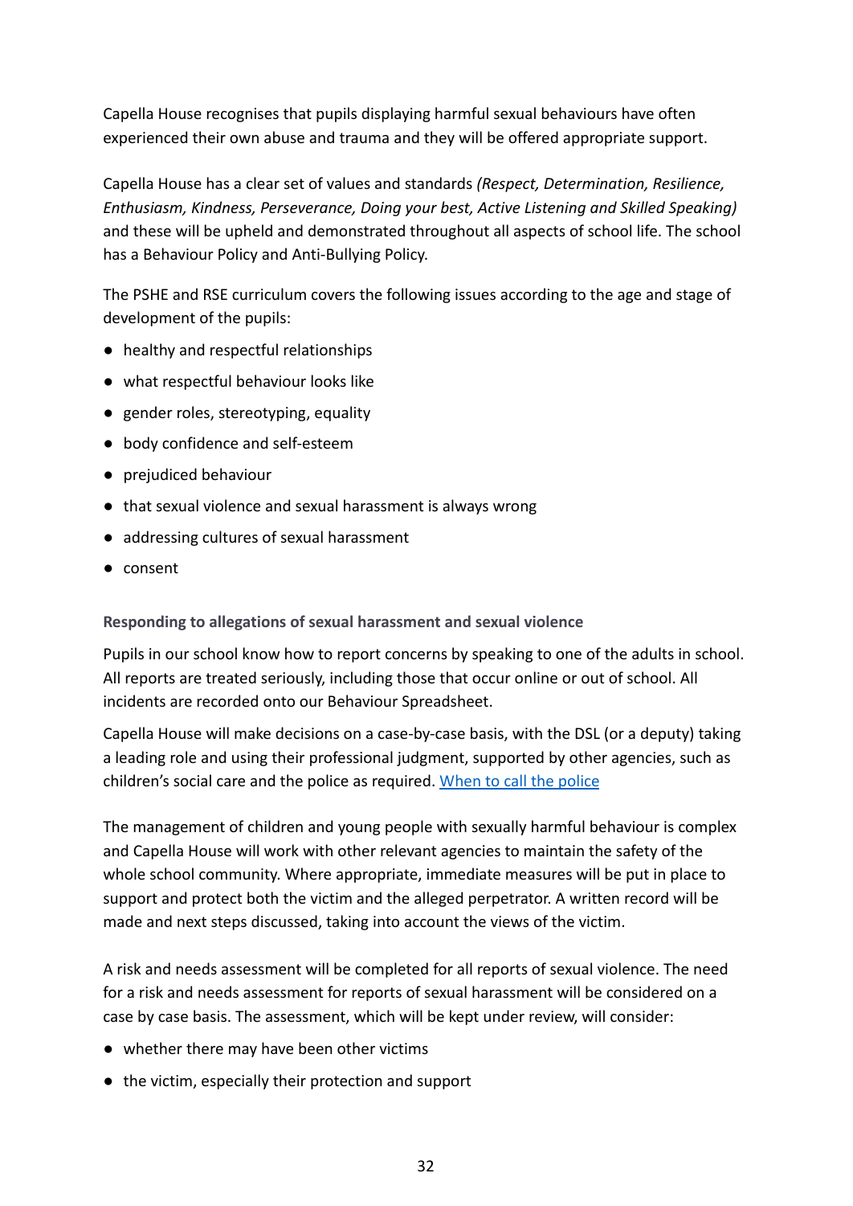Capella House recognises that pupils displaying harmful sexual behaviours have often experienced their own abuse and trauma and they will be offered appropriate support.

Capella House has a clear set of values and standards *(Respect, Determination, Resilience, Enthusiasm, Kindness, Perseverance, Doing your best, Active Listening and Skilled Speaking)* and these will be upheld and demonstrated throughout all aspects of school life. The school has a Behaviour Policy and Anti-Bullying Policy.

The PSHE and RSE curriculum covers the following issues according to the age and stage of development of the pupils:

- healthy and respectful relationships
- what respectful behaviour looks like
- gender roles, stereotyping, equality
- body confidence and self-esteem
- prejudiced behaviour
- that sexual violence and sexual harassment is always wrong
- addressing cultures of sexual harassment
- consent

### Responding to allegations of sexual harassment and sexual violence

Pupils in our school know how to report concerns by speaking to one of the adults in school. All reports are treated seriously, including those that occur online or out of school. All incidents are recorded onto our Behaviour Spreadsheet.

Capella House will make decisions on a case-by-case basis, with the DSL (or a deputy) taking a leading role and using their professional judgment, supported by other agencies, such as children's social care and the police as required. [When to call the police]

The management of children and young people with sexually harmful behaviour is complex and Capella House will work with other relevant agencies to maintain the safety of the whole school community. Where appropriate, immediate measures will be put in place to support and protect both the victim and the alleged perpetrator. A written record will be made and next steps discussed, taking into account the views of the victim.

A risk and needs assessment will be completed for all reports of sexual violence. The need for a risk and needs assessment for reports of sexual harassment will be considered on a case by case basis. The assessment, which will be kept under review, will consider:

- whether there may have been other victims
- the victim, especially their protection and support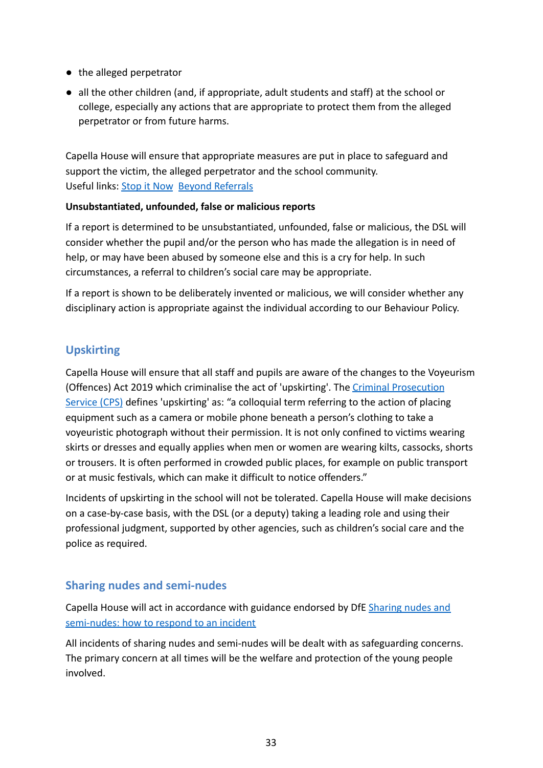- the alleged perpetrator
- all the other children (and, if appropriate, adult students and staff) at the school or college, especially any actions that are appropriate to protect them from the alleged perpetrator or from future harms.

Capella House will ensure that appropriate measures are put in place to safeguard and support the victim, the alleged perpetrator and the school community.
Useful links: Stop it Now  Beyond Referrals

**Unsubstantiated, unfounded, false or malicious reports**

If a report is determined to be unsubstantiated, unfounded, false or malicious, the DSL will consider whether the pupil and/or the person who has made the allegation is in need of help, or may have been abused by someone else and this is a cry for help. In such circumstances, a referral to children's social care may be appropriate.

If a report is shown to be deliberately invented or malicious, we will consider whether any disciplinary action is appropriate against the individual according to our Behaviour Policy.

## Upskirting

Capella House will ensure that all staff and pupils are aware of the changes to the Voyeurism (Offences) Act 2019 which criminalise the act of 'upskirting'. The Criminal Prosecution Service (CPS) defines 'upskirting' as: "a colloquial term referring to the action of placing equipment such as a camera or mobile phone beneath a person's clothing to take a voyeuristic photograph without their permission. It is not only confined to victims wearing skirts or dresses and equally applies when men or women are wearing kilts, cassocks, shorts or trousers. It is often performed in crowded public places, for example on public transport or at music festivals, which can make it difficult to notice offenders."

Incidents of upskirting in the school will not be tolerated. Capella House will make decisions on a case-by-case basis, with the DSL (or a deputy) taking a leading role and using their professional judgment, supported by other agencies, such as children's social care and the police as required.

## Sharing nudes and semi-nudes

Capella House will act in accordance with guidance endorsed by DfE Sharing nudes and semi-nudes: how to respond to an incident

All incidents of sharing nudes and semi-nudes will be dealt with as safeguarding concerns. The primary concern at all times will be the welfare and protection of the young people involved.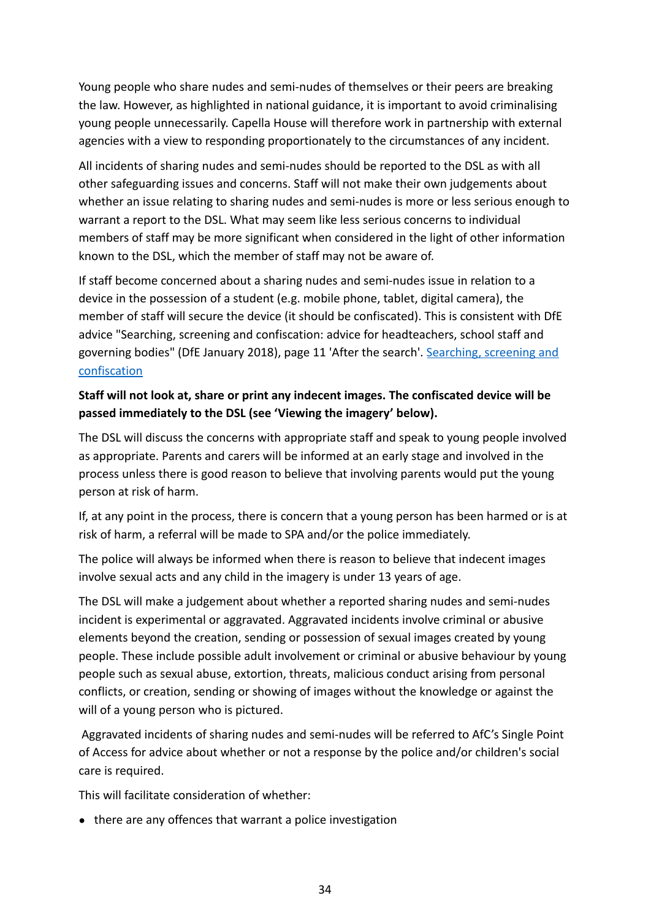Young people who share nudes and semi-nudes of themselves or their peers are breaking the law. However, as highlighted in national guidance, it is important to avoid criminalising young people unnecessarily. Capella House will therefore work in partnership with external agencies with a view to responding proportionately to the circumstances of any incident.

All incidents of sharing nudes and semi-nudes should be reported to the DSL as with all other safeguarding issues and concerns. Staff will not make their own judgements about whether an issue relating to sharing nudes and semi-nudes is more or less serious enough to warrant a report to the DSL. What may seem like less serious concerns to individual members of staff may be more significant when considered in the light of other information known to the DSL, which the member of staff may not be aware of.

If staff become concerned about a sharing nudes and semi-nudes issue in relation to a device in the possession of a student (e.g. mobile phone, tablet, digital camera), the member of staff will secure the device (it should be confiscated). This is consistent with DfE advice "Searching, screening and confiscation: advice for headteachers, school staff and governing bodies" (DfE January 2018), page 11 'After the search'. Searching, screening and confiscation

**Staff will not look at, share or print any indecent images. The confiscated device will be passed immediately to the DSL (see 'Viewing the imagery' below).**

The DSL will discuss the concerns with appropriate staff and speak to young people involved as appropriate. Parents and carers will be informed at an early stage and involved in the process unless there is good reason to believe that involving parents would put the young person at risk of harm.

If, at any point in the process, there is concern that a young person has been harmed or is at risk of harm, a referral will be made to SPA and/or the police immediately.

The police will always be informed when there is reason to believe that indecent images involve sexual acts and any child in the imagery is under 13 years of age.

The DSL will make a judgement about whether a reported sharing nudes and semi-nudes incident is experimental or aggravated. Aggravated incidents involve criminal or abusive elements beyond the creation, sending or possession of sexual images created by young people. These include possible adult involvement or criminal or abusive behaviour by young people such as sexual abuse, extortion, threats, malicious conduct arising from personal conflicts, or creation, sending or showing of images without the knowledge or against the will of a young person who is pictured.

Aggravated incidents of sharing nudes and semi-nudes will be referred to AfC's Single Point of Access for advice about whether or not a response by the police and/or children's social care is required.

This will facilitate consideration of whether:

- there are any offences that warrant a police investigation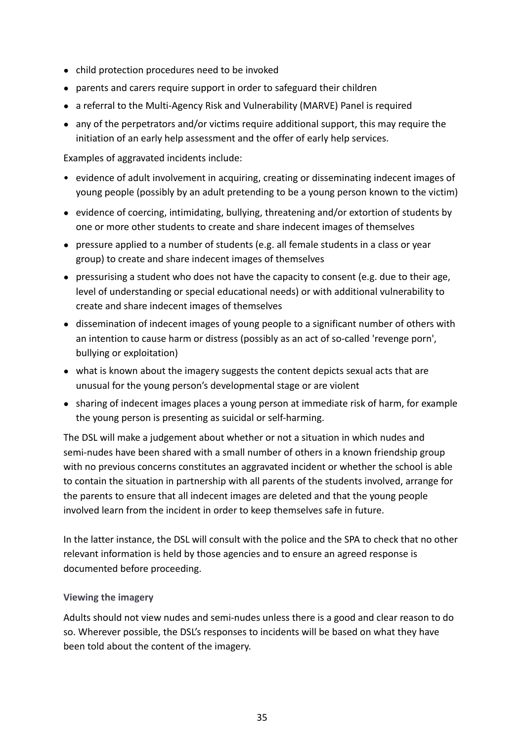- child protection procedures need to be invoked
- parents and carers require support in order to safeguard their children
- a referral to the Multi-Agency Risk and Vulnerability (MARVE) Panel is required
- any of the perpetrators and/or victims require additional support, this may require the initiation of an early help assessment and the offer of early help services.

Examples of aggravated incidents include:

- evidence of adult involvement in acquiring, creating or disseminating indecent images of young people (possibly by an adult pretending to be a young person known to the victim)
- evidence of coercing, intimidating, bullying, threatening and/or extortion of students by one or more other students to create and share indecent images of themselves
- pressure applied to a number of students (e.g. all female students in a class or year group) to create and share indecent images of themselves
- pressurising a student who does not have the capacity to consent (e.g. due to their age, level of understanding or special educational needs) or with additional vulnerability to create and share indecent images of themselves
- dissemination of indecent images of young people to a significant number of others with an intention to cause harm or distress (possibly as an act of so-called 'revenge porn', bullying or exploitation)
- what is known about the imagery suggests the content depicts sexual acts that are unusual for the young person's developmental stage or are violent
- sharing of indecent images places a young person at immediate risk of harm, for example the young person is presenting as suicidal or self-harming.

The DSL will make a judgement about whether or not a situation in which nudes and semi-nudes have been shared with a small number of others in a known friendship group with no previous concerns constitutes an aggravated incident or whether the school is able to contain the situation in partnership with all parents of the students involved, arrange for the parents to ensure that all indecent images are deleted and that the young people involved learn from the incident in order to keep themselves safe in future.

In the latter instance, the DSL will consult with the police and the SPA to check that no other relevant information is held by those agencies and to ensure an agreed response is documented before proceeding.

#### Viewing the imagery

Adults should not view nudes and semi-nudes unless there is a good and clear reason to do so. Wherever possible, the DSL's responses to incidents will be based on what they have been told about the content of the imagery.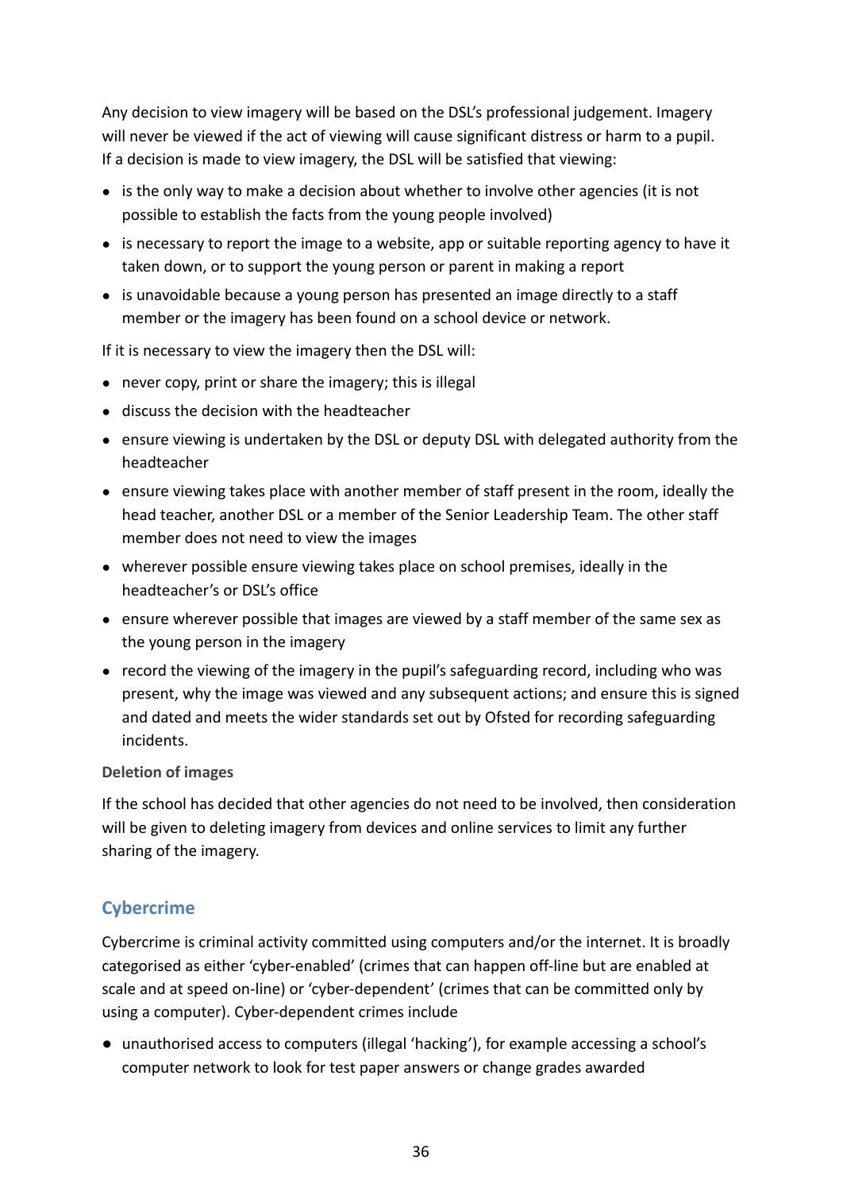Any decision to view imagery will be based on the DSL's professional judgement. Imagery will never be viewed if the act of viewing will cause significant distress or harm to a pupil. If a decision is made to view imagery, the DSL will be satisfied that viewing:

- is the only way to make a decision about whether to involve other agencies (it is not possible to establish the facts from the young people involved)
- is necessary to report the image to a website, app or suitable reporting agency to have it taken down, or to support the young person or parent in making a report
- is unavoidable because a young person has presented an image directly to a staff member or the imagery has been found on a school device or network.

If it is necessary to view the imagery then the DSL will:

- never copy, print or share the imagery; this is illegal
- discuss the decision with the headteacher
- ensure viewing is undertaken by the DSL or deputy DSL with delegated authority from the headteacher
- ensure viewing takes place with another member of staff present in the room, ideally the head teacher, another DSL or a member of the Senior Leadership Team. The other staff member does not need to view the images
- wherever possible ensure viewing takes place on school premises, ideally in the headteacher's or DSL's office
- ensure wherever possible that images are viewed by a staff member of the same sex as the young person in the imagery
- record the viewing of the imagery in the pupil's safeguarding record, including who was present, why the image was viewed and any subsequent actions; and ensure this is signed and dated and meets the wider standards set out by Ofsted for recording safeguarding incidents.

#### Deletion of images

If the school has decided that other agencies do not need to be involved, then consideration will be given to deleting imagery from devices and online services to limit any further sharing of the imagery.

## Cybercrime

Cybercrime is criminal activity committed using computers and/or the internet. It is broadly categorised as either 'cyber-enabled' (crimes that can happen off-line but are enabled at scale and at speed on-line) or 'cyber-dependent' (crimes that can be committed only by using a computer). Cyber-dependent crimes include

- unauthorised access to computers (illegal 'hacking'), for example accessing a school's computer network to look for test paper answers or change grades awarded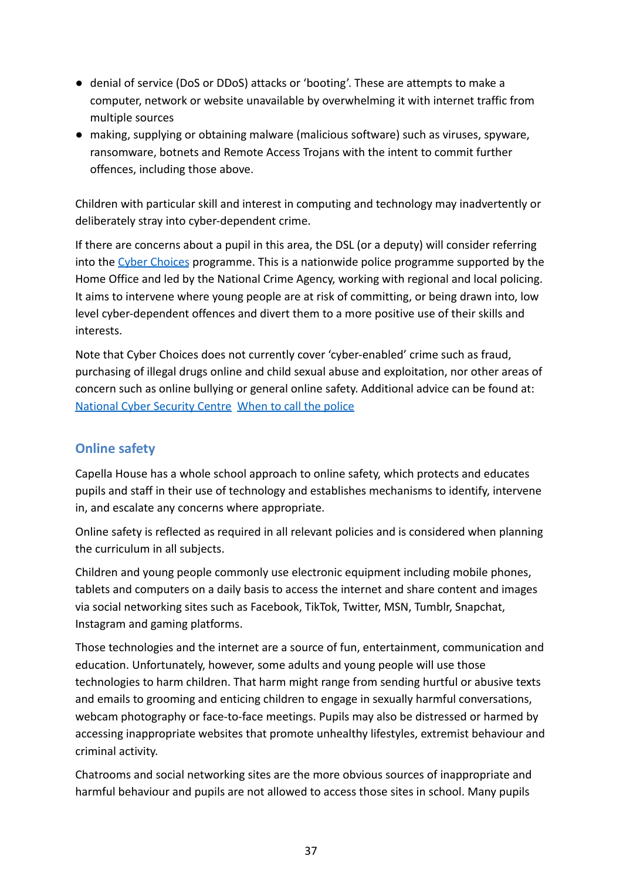- denial of service (DoS or DDoS) attacks or 'booting'. These are attempts to make a computer, network or website unavailable by overwhelming it with internet traffic from multiple sources
- making, supplying or obtaining malware (malicious software) such as viruses, spyware, ransomware, botnets and Remote Access Trojans with the intent to commit further offences, including those above.

Children with particular skill and interest in computing and technology may inadvertently or deliberately stray into cyber-dependent crime.

If there are concerns about a pupil in this area, the DSL (or a deputy) will consider referring into the Cyber Choices programme. This is a nationwide police programme supported by the Home Office and led by the National Crime Agency, working with regional and local policing. It aims to intervene where young people are at risk of committing, or being drawn into, low level cyber-dependent offences and divert them to a more positive use of their skills and interests.

Note that Cyber Choices does not currently cover 'cyber-enabled' crime such as fraud, purchasing of illegal drugs online and child sexual abuse and exploitation, nor other areas of concern such as online bullying or general online safety. Additional advice can be found at: National Cyber Security Centre When to call the police

## Online safety

Capella House has a whole school approach to online safety, which protects and educates pupils and staff in their use of technology and establishes mechanisms to identify, intervene in, and escalate any concerns where appropriate.

Online safety is reflected as required in all relevant policies and is considered when planning the curriculum in all subjects.

Children and young people commonly use electronic equipment including mobile phones, tablets and computers on a daily basis to access the internet and share content and images via social networking sites such as Facebook, TikTok, Twitter, MSN, Tumblr, Snapchat, Instagram and gaming platforms.

Those technologies and the internet are a source of fun, entertainment, communication and education. Unfortunately, however, some adults and young people will use those technologies to harm children. That harm might range from sending hurtful or abusive texts and emails to grooming and enticing children to engage in sexually harmful conversations, webcam photography or face-to-face meetings. Pupils may also be distressed or harmed by accessing inappropriate websites that promote unhealthy lifestyles, extremist behaviour and criminal activity.

Chatrooms and social networking sites are the more obvious sources of inappropriate and harmful behaviour and pupils are not allowed to access those sites in school. Many pupils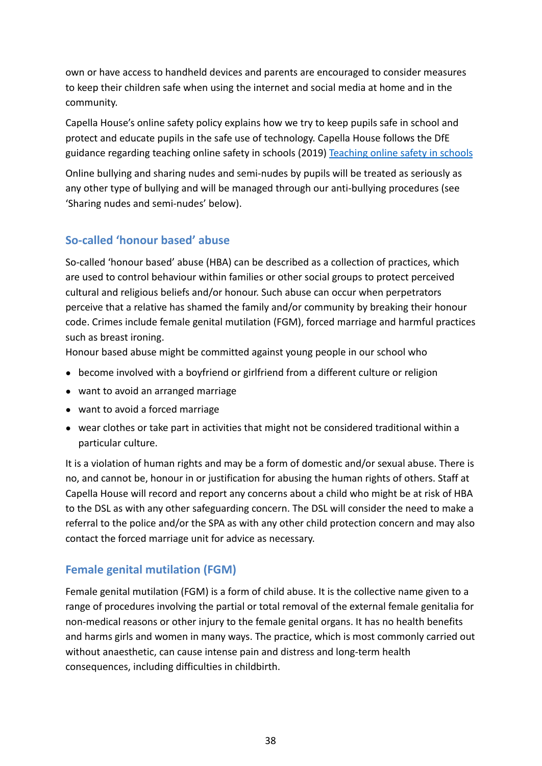own or have access to handheld devices and parents are encouraged to consider measures to keep their children safe when using the internet and social media at home and in the community.

Capella House's online safety policy explains how we try to keep pupils safe in school and protect and educate pupils in the safe use of technology. Capella House follows the DfE guidance regarding teaching online safety in schools (2019) [Teaching online safety in schools]

Online bullying and sharing nudes and semi-nudes by pupils will be treated as seriously as any other type of bullying and will be managed through our anti-bullying procedures (see 'Sharing nudes and semi-nudes' below).

## So-called 'honour based' abuse

So-called 'honour based' abuse (HBA) can be described as a collection of practices, which are used to control behaviour within families or other social groups to protect perceived cultural and religious beliefs and/or honour. Such abuse can occur when perpetrators perceive that a relative has shamed the family and/or community by breaking their honour code. Crimes include female genital mutilation (FGM), forced marriage and harmful practices such as breast ironing.

Honour based abuse might be committed against young people in our school who

- become involved with a boyfriend or girlfriend from a different culture or religion
- want to avoid an arranged marriage
- want to avoid a forced marriage
- wear clothes or take part in activities that might not be considered traditional within a particular culture.

It is a violation of human rights and may be a form of domestic and/or sexual abuse. There is no, and cannot be, honour in or justification for abusing the human rights of others. Staff at Capella House will record and report any concerns about a child who might be at risk of HBA to the DSL as with any other safeguarding concern. The DSL will consider the need to make a referral to the police and/or the SPA as with any other child protection concern and may also contact the forced marriage unit for advice as necessary.

## Female genital mutilation (FGM)

Female genital mutilation (FGM) is a form of child abuse. It is the collective name given to a range of procedures involving the partial or total removal of the external female genitalia for non-medical reasons or other injury to the female genital organs. It has no health benefits and harms girls and women in many ways. The practice, which is most commonly carried out without anaesthetic, can cause intense pain and distress and long-term health consequences, including difficulties in childbirth.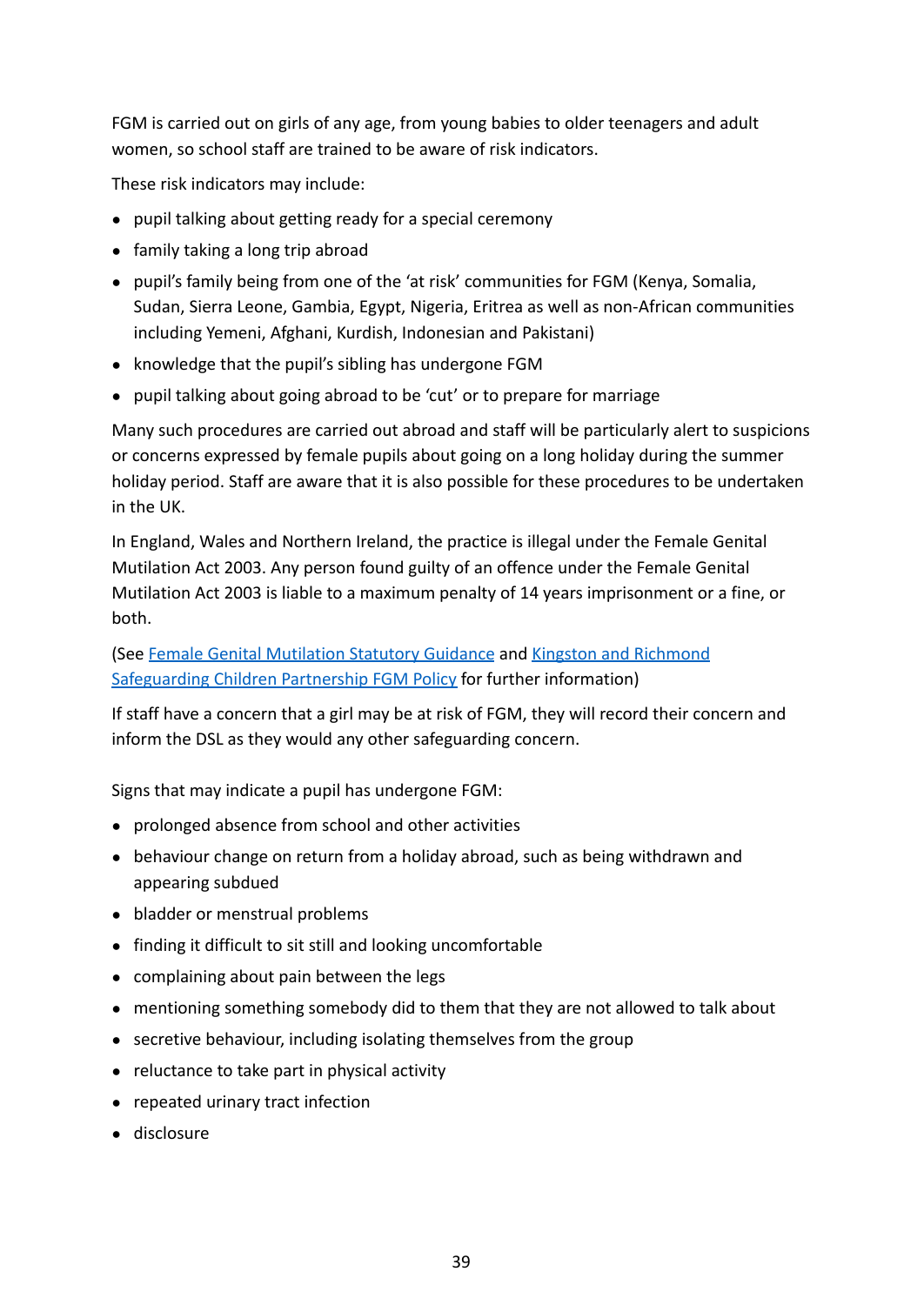FGM is carried out on girls of any age, from young babies to older teenagers and adult women, so school staff are trained to be aware of risk indicators.

These risk indicators may include:

- pupil talking about getting ready for a special ceremony
- family taking a long trip abroad
- pupil's family being from one of the 'at risk' communities for FGM (Kenya, Somalia, Sudan, Sierra Leone, Gambia, Egypt, Nigeria, Eritrea as well as non-African communities including Yemeni, Afghani, Kurdish, Indonesian and Pakistani)
- knowledge that the pupil's sibling has undergone FGM
- pupil talking about going abroad to be 'cut' or to prepare for marriage

Many such procedures are carried out abroad and staff will be particularly alert to suspicions or concerns expressed by female pupils about going on a long holiday during the summer holiday period. Staff are aware that it is also possible for these procedures to be undertaken in the UK.

In England, Wales and Northern Ireland, the practice is illegal under the Female Genital Mutilation Act 2003. Any person found guilty of an offence under the Female Genital Mutilation Act 2003 is liable to a maximum penalty of 14 years imprisonment or a fine, or both.

(See Female Genital Mutilation Statutory Guidance and Kingston and Richmond Safeguarding Children Partnership FGM Policy for further information)

If staff have a concern that a girl may be at risk of FGM, they will record their concern and inform the DSL as they would any other safeguarding concern.

Signs that may indicate a pupil has undergone FGM:

- prolonged absence from school and other activities
- behaviour change on return from a holiday abroad, such as being withdrawn and appearing subdued
- bladder or menstrual problems
- finding it difficult to sit still and looking uncomfortable
- complaining about pain between the legs
- mentioning something somebody did to them that they are not allowed to talk about
- secretive behaviour, including isolating themselves from the group
- reluctance to take part in physical activity
- repeated urinary tract infection
- disclosure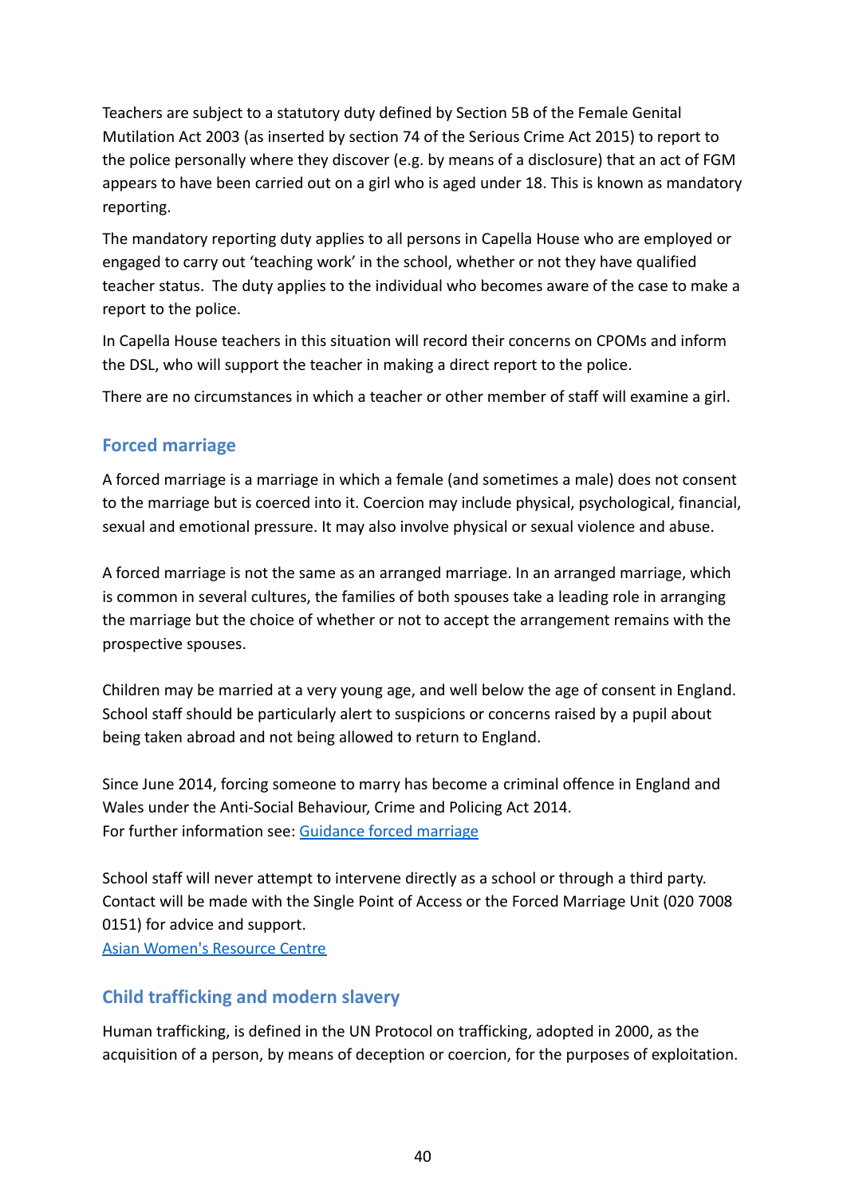Teachers are subject to a statutory duty defined by Section 5B of the Female Genital Mutilation Act 2003 (as inserted by section 74 of the Serious Crime Act 2015) to report to the police personally where they discover (e.g. by means of a disclosure) that an act of FGM appears to have been carried out on a girl who is aged under 18. This is known as mandatory reporting.

The mandatory reporting duty applies to all persons in Capella House who are employed or engaged to carry out 'teaching work' in the school, whether or not they have qualified teacher status. The duty applies to the individual who becomes aware of the case to make a report to the police.

In Capella House teachers in this situation will record their concerns on CPOMs and inform the DSL, who will support the teacher in making a direct report to the police.

There are no circumstances in which a teacher or other member of staff will examine a girl.

## Forced marriage

A forced marriage is a marriage in which a female (and sometimes a male) does not consent to the marriage but is coerced into it. Coercion may include physical, psychological, financial, sexual and emotional pressure. It may also involve physical or sexual violence and abuse.

A forced marriage is not the same as an arranged marriage. In an arranged marriage, which is common in several cultures, the families of both spouses take a leading role in arranging the marriage but the choice of whether or not to accept the arrangement remains with the prospective spouses.

Children may be married at a very young age, and well below the age of consent in England. School staff should be particularly alert to suspicions or concerns raised by a pupil about being taken abroad and not being allowed to return to England.

Since June 2014, forcing someone to marry has become a criminal offence in England and Wales under the Anti-Social Behaviour, Crime and Policing Act 2014.
For further information see: Guidance forced marriage

School staff will never attempt to intervene directly as a school or through a third party. Contact will be made with the Single Point of Access or the Forced Marriage Unit (020 7008 0151) for advice and support.
Asian Women's Resource Centre

## Child trafficking and modern slavery

Human trafficking, is defined in the UN Protocol on trafficking, adopted in 2000, as the acquisition of a person, by means of deception or coercion, for the purposes of exploitation.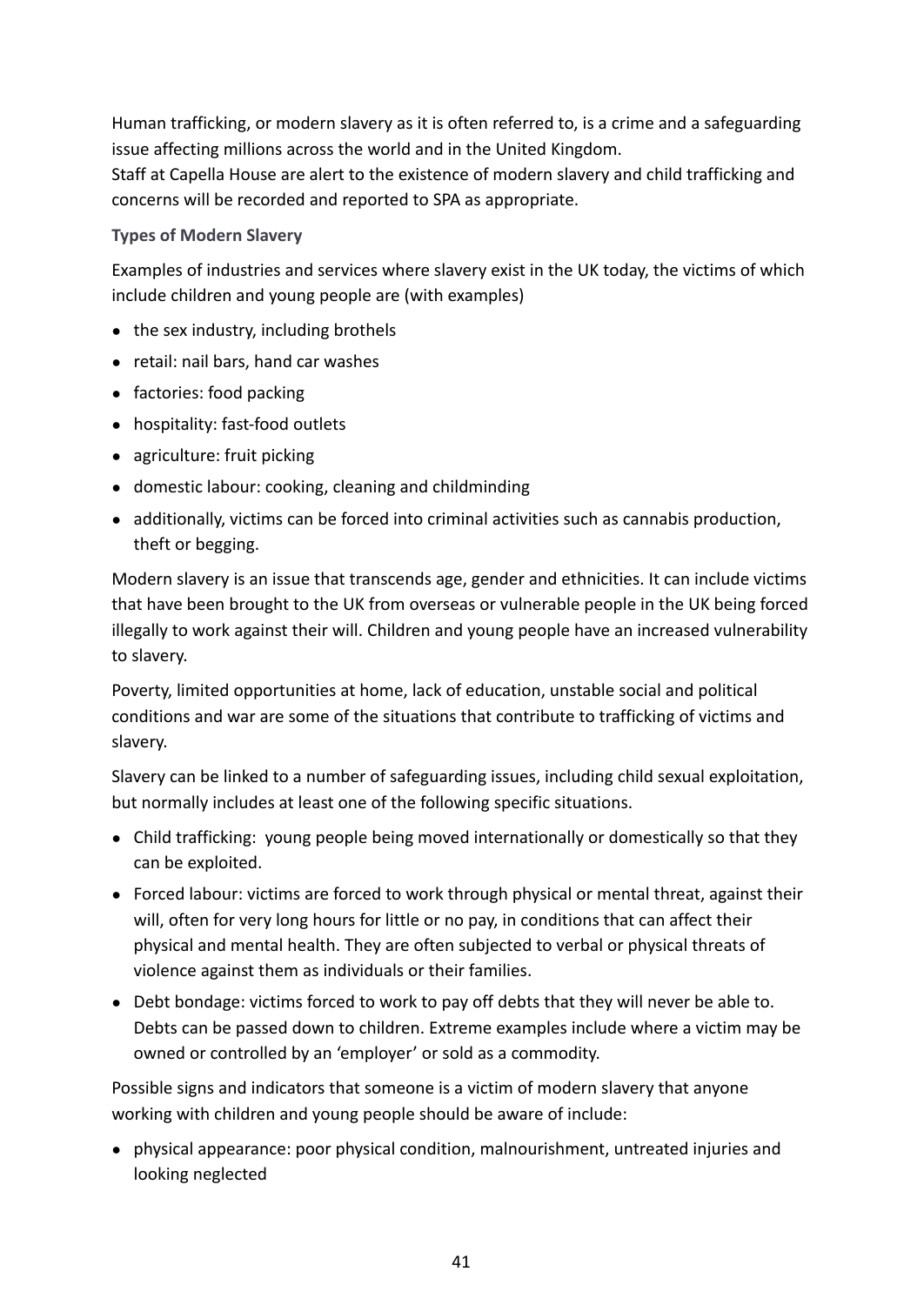Human trafficking, or modern slavery as it is often referred to, is a crime and a safeguarding issue affecting millions across the world and in the United Kingdom.
Staff at Capella House are alert to the existence of modern slavery and child trafficking and concerns will be recorded and reported to SPA as appropriate.

**Types of Modern Slavery**

Examples of industries and services where slavery exist in the UK today, the victims of which include children and young people are (with examples)

- the sex industry, including brothels
- retail: nail bars, hand car washes
- factories: food packing
- hospitality: fast-food outlets
- agriculture: fruit picking
- domestic labour: cooking, cleaning and childminding
- additionally, victims can be forced into criminal activities such as cannabis production, theft or begging.

Modern slavery is an issue that transcends age, gender and ethnicities. It can include victims that have been brought to the UK from overseas or vulnerable people in the UK being forced illegally to work against their will. Children and young people have an increased vulnerability to slavery.

Poverty, limited opportunities at home, lack of education, unstable social and political conditions and war are some of the situations that contribute to trafficking of victims and slavery.

Slavery can be linked to a number of safeguarding issues, including child sexual exploitation, but normally includes at least one of the following specific situations.

- Child trafficking: young people being moved internationally or domestically so that they can be exploited.
- Forced labour: victims are forced to work through physical or mental threat, against their will, often for very long hours for little or no pay, in conditions that can affect their physical and mental health. They are often subjected to verbal or physical threats of violence against them as individuals or their families.
- Debt bondage: victims forced to work to pay off debts that they will never be able to. Debts can be passed down to children. Extreme examples include where a victim may be owned or controlled by an 'employer' or sold as a commodity.

Possible signs and indicators that someone is a victim of modern slavery that anyone working with children and young people should be aware of include:

- physical appearance: poor physical condition, malnourishment, untreated injuries and looking neglected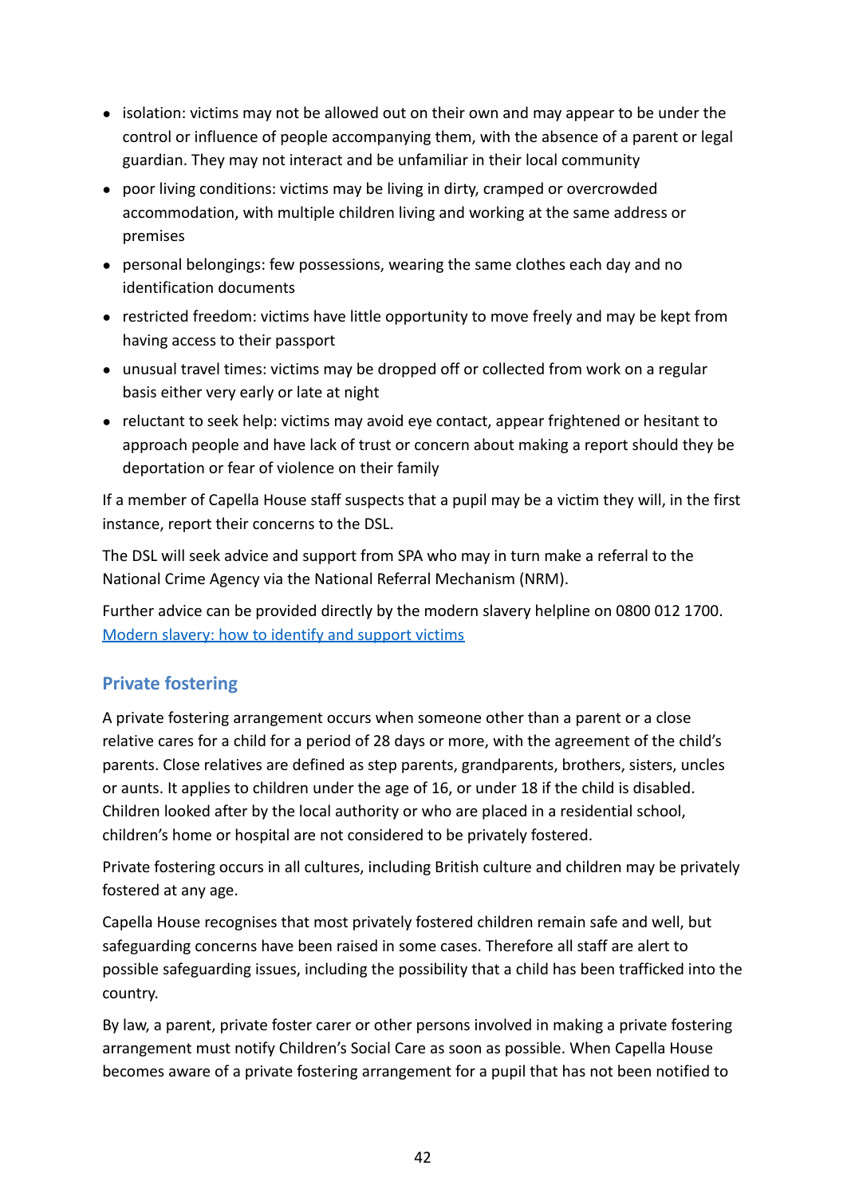- isolation: victims may not be allowed out on their own and may appear to be under the control or influence of people accompanying them, with the absence of a parent or legal guardian. They may not interact and be unfamiliar in their local community
- poor living conditions: victims may be living in dirty, cramped or overcrowded accommodation, with multiple children living and working at the same address or premises
- personal belongings: few possessions, wearing the same clothes each day and no identification documents
- restricted freedom: victims have little opportunity to move freely and may be kept from having access to their passport
- unusual travel times: victims may be dropped off or collected from work on a regular basis either very early or late at night
- reluctant to seek help: victims may avoid eye contact, appear frightened or hesitant to approach people and have lack of trust or concern about making a report should they be deportation or fear of violence on their family

If a member of Capella House staff suspects that a pupil may be a victim they will, in the first instance, report their concerns to the DSL.

The DSL will seek advice and support from SPA who may in turn make a referral to the National Crime Agency via the National Referral Mechanism (NRM).

Further advice can be provided directly by the modern slavery helpline on 0800 012 1700.
[Modern slavery: how to identify and support victims]

## Private fostering

A private fostering arrangement occurs when someone other than a parent or a close relative cares for a child for a period of 28 days or more, with the agreement of the child's parents. Close relatives are defined as step parents, grandparents, brothers, sisters, uncles or aunts. It applies to children under the age of 16, or under 18 if the child is disabled. Children looked after by the local authority or who are placed in a residential school, children's home or hospital are not considered to be privately fostered.

Private fostering occurs in all cultures, including British culture and children may be privately fostered at any age.

Capella House recognises that most privately fostered children remain safe and well, but safeguarding concerns have been raised in some cases. Therefore all staff are alert to possible safeguarding issues, including the possibility that a child has been trafficked into the country.

By law, a parent, private foster carer or other persons involved in making a private fostering arrangement must notify Children's Social Care as soon as possible. When Capella House becomes aware of a private fostering arrangement for a pupil that has not been notified to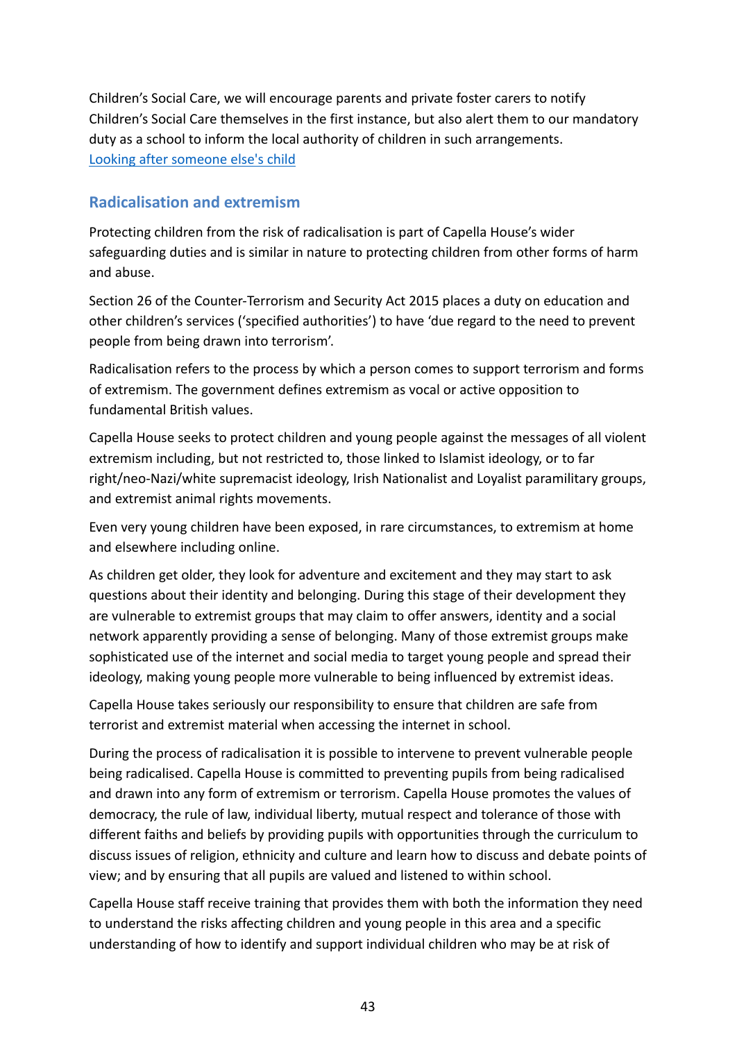Children's Social Care, we will encourage parents and private foster carers to notify Children's Social Care themselves in the first instance, but also alert them to our mandatory duty as a school to inform the local authority of children in such arrangements. [Looking after someone else's child]

## Radicalisation and extremism

Protecting children from the risk of radicalisation is part of Capella House's wider safeguarding duties and is similar in nature to protecting children from other forms of harm and abuse.

Section 26 of the Counter-Terrorism and Security Act 2015 places a duty on education and other children's services ('specified authorities') to have 'due regard to the need to prevent people from being drawn into terrorism'.

Radicalisation refers to the process by which a person comes to support terrorism and forms of extremism. The government defines extremism as vocal or active opposition to fundamental British values.

Capella House seeks to protect children and young people against the messages of all violent extremism including, but not restricted to, those linked to Islamist ideology, or to far right/neo-Nazi/white supremacist ideology, Irish Nationalist and Loyalist paramilitary groups, and extremist animal rights movements.

Even very young children have been exposed, in rare circumstances, to extremism at home and elsewhere including online.

As children get older, they look for adventure and excitement and they may start to ask questions about their identity and belonging. During this stage of their development they are vulnerable to extremist groups that may claim to offer answers, identity and a social network apparently providing a sense of belonging. Many of those extremist groups make sophisticated use of the internet and social media to target young people and spread their ideology, making young people more vulnerable to being influenced by extremist ideas.

Capella House takes seriously our responsibility to ensure that children are safe from terrorist and extremist material when accessing the internet in school.

During the process of radicalisation it is possible to intervene to prevent vulnerable people being radicalised. Capella House is committed to preventing pupils from being radicalised and drawn into any form of extremism or terrorism. Capella House promotes the values of democracy, the rule of law, individual liberty, mutual respect and tolerance of those with different faiths and beliefs by providing pupils with opportunities through the curriculum to discuss issues of religion, ethnicity and culture and learn how to discuss and debate points of view; and by ensuring that all pupils are valued and listened to within school.

Capella House staff receive training that provides them with both the information they need to understand the risks affecting children and young people in this area and a specific understanding of how to identify and support individual children who may be at risk of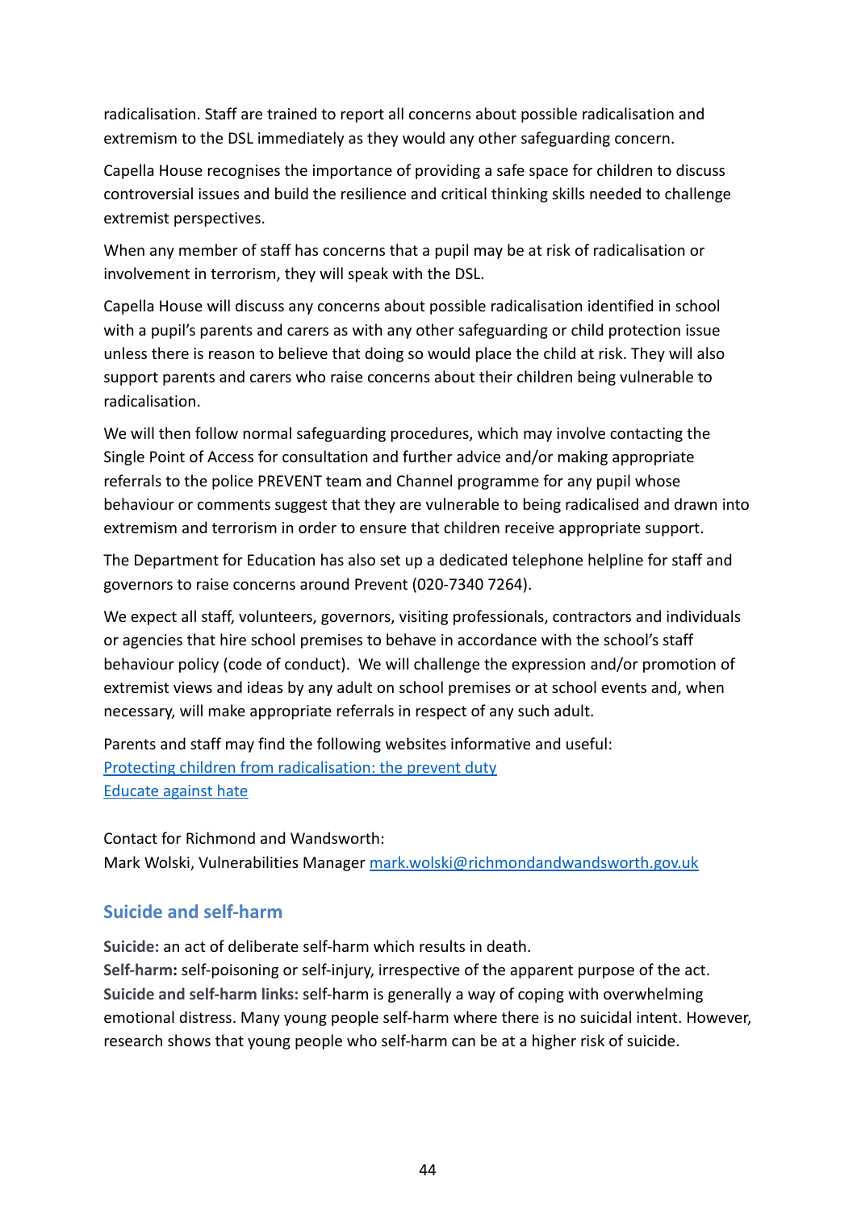radicalisation. Staff are trained to report all concerns about possible radicalisation and extremism to the DSL immediately as they would any other safeguarding concern.

Capella House recognises the importance of providing a safe space for children to discuss controversial issues and build the resilience and critical thinking skills needed to challenge extremist perspectives.

When any member of staff has concerns that a pupil may be at risk of radicalisation or involvement in terrorism, they will speak with the DSL.

Capella House will discuss any concerns about possible radicalisation identified in school with a pupil's parents and carers as with any other safeguarding or child protection issue unless there is reason to believe that doing so would place the child at risk. They will also support parents and carers who raise concerns about their children being vulnerable to radicalisation.

We will then follow normal safeguarding procedures, which may involve contacting the Single Point of Access for consultation and further advice and/or making appropriate referrals to the police PREVENT team and Channel programme for any pupil whose behaviour or comments suggest that they are vulnerable to being radicalised and drawn into extremism and terrorism in order to ensure that children receive appropriate support.

The Department for Education has also set up a dedicated telephone helpline for staff and governors to raise concerns around Prevent (020-7340 7264).

We expect all staff, volunteers, governors, visiting professionals, contractors and individuals or agencies that hire school premises to behave in accordance with the school's staff behaviour policy (code of conduct). We will challenge the expression and/or promotion of extremist views and ideas by any adult on school premises or at school events and, when necessary, will make appropriate referrals in respect of any such adult.

Parents and staff may find the following websites informative and useful:
[Protecting children from radicalisation: the prevent duty]()
[Educate against hate]()

Contact for Richmond and Wandsworth:
Mark Wolski, Vulnerabilities Manager [mark.wolski@richmondandwandsworth.gov.uk](mailto:mark.wolski@richmondandwandsworth.gov.uk)

## Suicide and self-harm

**Suicide:** an act of deliberate self-harm which results in death.
**Self-harm:** self-poisoning or self-injury, irrespective of the apparent purpose of the act.
**Suicide and self-harm links:** self-harm is generally a way of coping with overwhelming emotional distress. Many young people self-harm where there is no suicidal intent. However, research shows that young people who self-harm can be at a higher risk of suicide.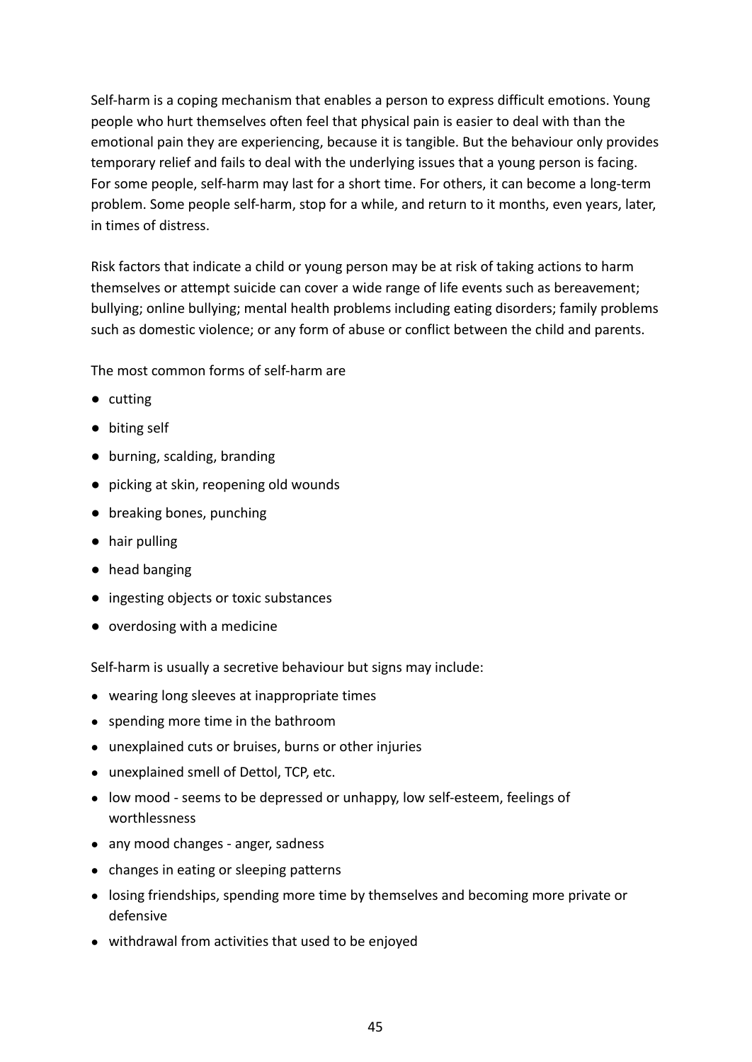Self-harm is a coping mechanism that enables a person to express difficult emotions. Young people who hurt themselves often feel that physical pain is easier to deal with than the emotional pain they are experiencing, because it is tangible. But the behaviour only provides temporary relief and fails to deal with the underlying issues that a young person is facing. For some people, self-harm may last for a short time. For others, it can become a long-term problem. Some people self-harm, stop for a while, and return to it months, even years, later, in times of distress.

Risk factors that indicate a child or young person may be at risk of taking actions to harm themselves or attempt suicide can cover a wide range of life events such as bereavement; bullying; online bullying; mental health problems including eating disorders; family problems such as domestic violence; or any form of abuse or conflict between the child and parents.

The most common forms of self-harm are

- cutting
- biting self
- burning, scalding, branding
- picking at skin, reopening old wounds
- breaking bones, punching
- hair pulling
- head banging
- ingesting objects or toxic substances
- overdosing with a medicine

Self-harm is usually a secretive behaviour but signs may include:

- wearing long sleeves at inappropriate times
- spending more time in the bathroom
- unexplained cuts or bruises, burns or other injuries
- unexplained smell of Dettol, TCP, etc.
- low mood - seems to be depressed or unhappy, low self-esteem, feelings of worthlessness
- any mood changes - anger, sadness
- changes in eating or sleeping patterns
- losing friendships, spending more time by themselves and becoming more private or defensive
- withdrawal from activities that used to be enjoyed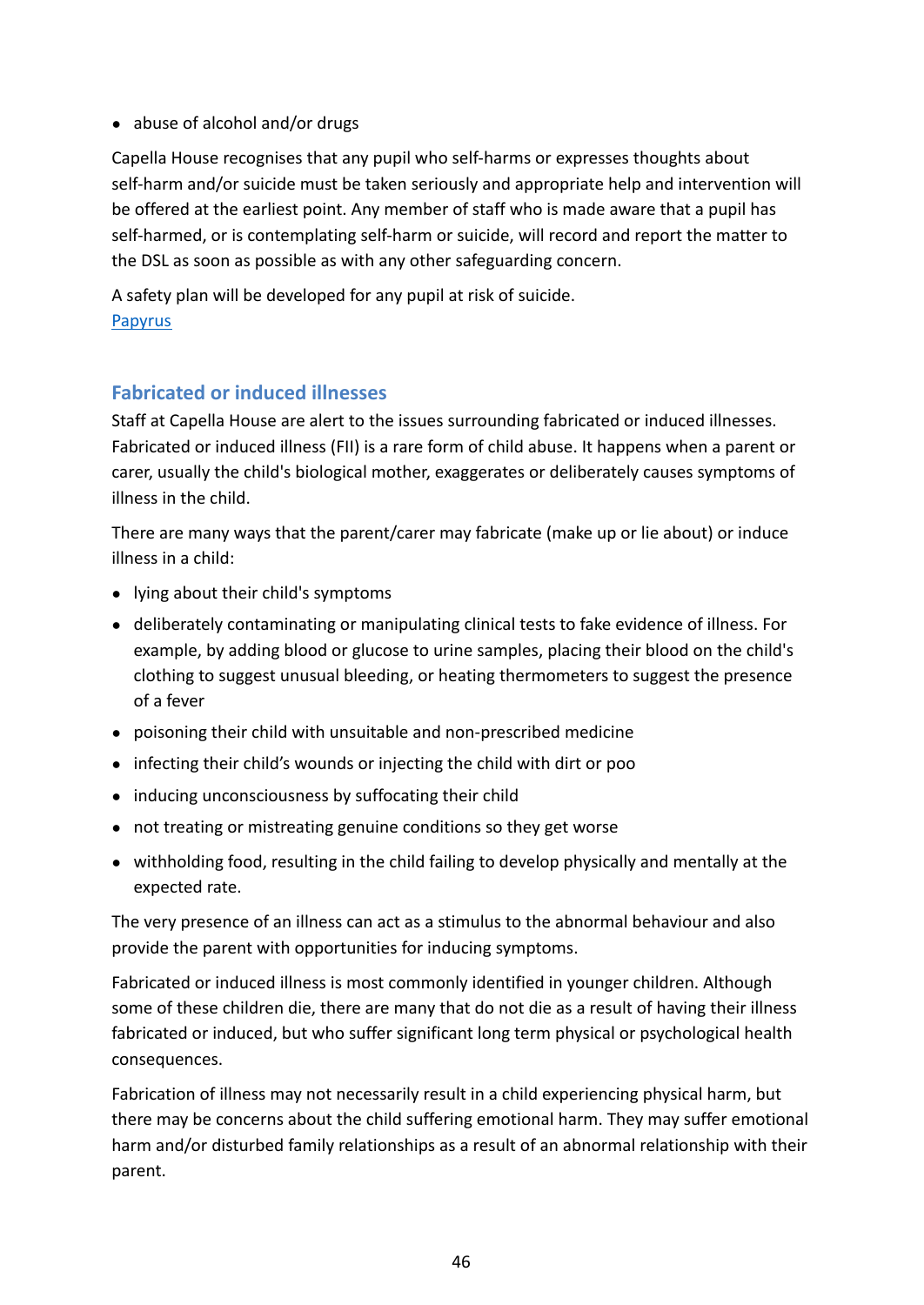- abuse of alcohol and/or drugs

Capella House recognises that any pupil who self-harms or expresses thoughts about self-harm and/or suicide must be taken seriously and appropriate help and intervention will be offered at the earliest point. Any member of staff who is made aware that a pupil has self-harmed, or is contemplating self-harm or suicide, will record and report the matter to the DSL as soon as possible as with any other safeguarding concern.

A safety plan will be developed for any pupil at risk of suicide.
Papyrus

## Fabricated or induced illnesses

Staff at Capella House are alert to the issues surrounding fabricated or induced illnesses. Fabricated or induced illness (FII) is a rare form of child abuse. It happens when a parent or carer, usually the child's biological mother, exaggerates or deliberately causes symptoms of illness in the child.

There are many ways that the parent/carer may fabricate (make up or lie about) or induce illness in a child:

- lying about their child's symptoms
- deliberately contaminating or manipulating clinical tests to fake evidence of illness. For example, by adding blood or glucose to urine samples, placing their blood on the child's clothing to suggest unusual bleeding, or heating thermometers to suggest the presence of a fever
- poisoning their child with unsuitable and non-prescribed medicine
- infecting their child's wounds or injecting the child with dirt or poo
- inducing unconsciousness by suffocating their child
- not treating or mistreating genuine conditions so they get worse
- withholding food, resulting in the child failing to develop physically and mentally at the expected rate.

The very presence of an illness can act as a stimulus to the abnormal behaviour and also provide the parent with opportunities for inducing symptoms.

Fabricated or induced illness is most commonly identified in younger children. Although some of these children die, there are many that do not die as a result of having their illness fabricated or induced, but who suffer significant long term physical or psychological health consequences.

Fabrication of illness may not necessarily result in a child experiencing physical harm, but there may be concerns about the child suffering emotional harm. They may suffer emotional harm and/or disturbed family relationships as a result of an abnormal relationship with their parent.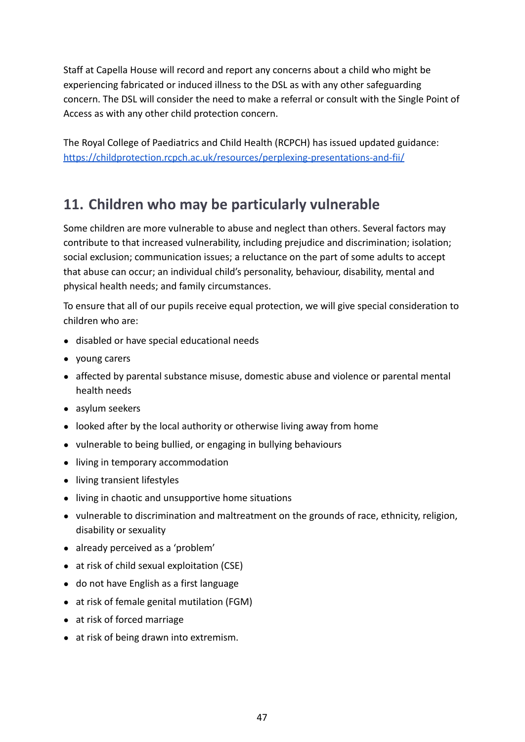Staff at Capella House will record and report any concerns about a child who might be experiencing fabricated or induced illness to the DSL as with any other safeguarding concern. The DSL will consider the need to make a referral or consult with the Single Point of Access as with any other child protection concern.

The Royal College of Paediatrics and Child Health (RCPCH) has issued updated guidance: [https://childprotection.rcpch.ac.uk/resources/perplexing-presentations-and-fii/](https://childprotection.rcpch.ac.uk/resources/perplexing-presentations-and-fii/)

## 11. Children who may be particularly vulnerable

Some children are more vulnerable to abuse and neglect than others. Several factors may contribute to that increased vulnerability, including prejudice and discrimination; isolation; social exclusion; communication issues; a reluctance on the part of some adults to accept that abuse can occur; an individual child's personality, behaviour, disability, mental and physical health needs; and family circumstances.

To ensure that all of our pupils receive equal protection, we will give special consideration to children who are:

- disabled or have special educational needs
- young carers
- affected by parental substance misuse, domestic abuse and violence or parental mental health needs
- asylum seekers
- looked after by the local authority or otherwise living away from home
- vulnerable to being bullied, or engaging in bullying behaviours
- living in temporary accommodation
- living transient lifestyles
- living in chaotic and unsupportive home situations
- vulnerable to discrimination and maltreatment on the grounds of race, ethnicity, religion, disability or sexuality
- already perceived as a 'problem'
- at risk of child sexual exploitation (CSE)
- do not have English as a first language
- at risk of female genital mutilation (FGM)
- at risk of forced marriage
- at risk of being drawn into extremism.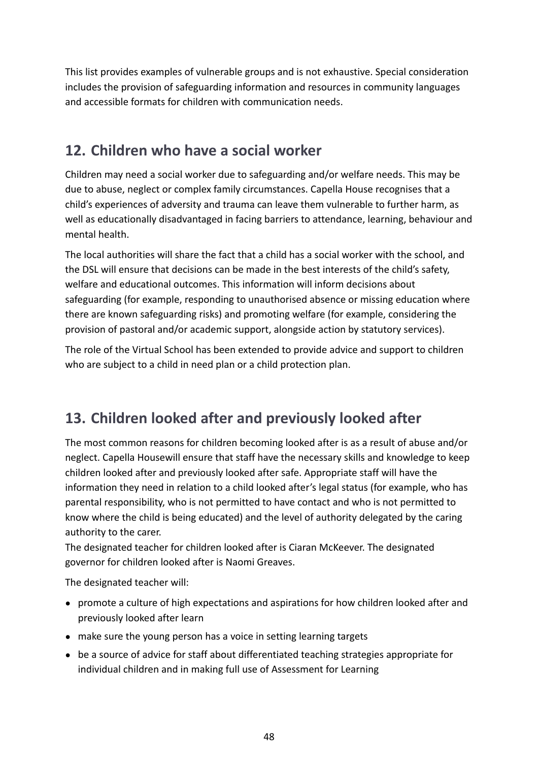This list provides examples of vulnerable groups and is not exhaustive. Special consideration includes the provision of safeguarding information and resources in community languages and accessible formats for children with communication needs.

## 12. Children who have a social worker

Children may need a social worker due to safeguarding and/or welfare needs. This may be due to abuse, neglect or complex family circumstances. Capella House recognises that a child's experiences of adversity and trauma can leave them vulnerable to further harm, as well as educationally disadvantaged in facing barriers to attendance, learning, behaviour and mental health.

The local authorities will share the fact that a child has a social worker with the school, and the DSL will ensure that decisions can be made in the best interests of the child's safety, welfare and educational outcomes. This information will inform decisions about safeguarding (for example, responding to unauthorised absence or missing education where there are known safeguarding risks) and promoting welfare (for example, considering the provision of pastoral and/or academic support, alongside action by statutory services).

The role of the Virtual School has been extended to provide advice and support to children who are subject to a child in need plan or a child protection plan.

## 13. Children looked after and previously looked after

The most common reasons for children becoming looked after is as a result of abuse and/or neglect. Capella Housewill ensure that staff have the necessary skills and knowledge to keep children looked after and previously looked after safe. Appropriate staff will have the information they need in relation to a child looked after's legal status (for example, who has parental responsibility, who is not permitted to have contact and who is not permitted to know where the child is being educated) and the level of authority delegated by the caring authority to the carer.
The designated teacher for children looked after is Ciaran McKeever. The designated governor for children looked after is Naomi Greaves.

The designated teacher will:

- promote a culture of high expectations and aspirations for how children looked after and previously looked after learn
- make sure the young person has a voice in setting learning targets
- be a source of advice for staff about differentiated teaching strategies appropriate for individual children and in making full use of Assessment for Learning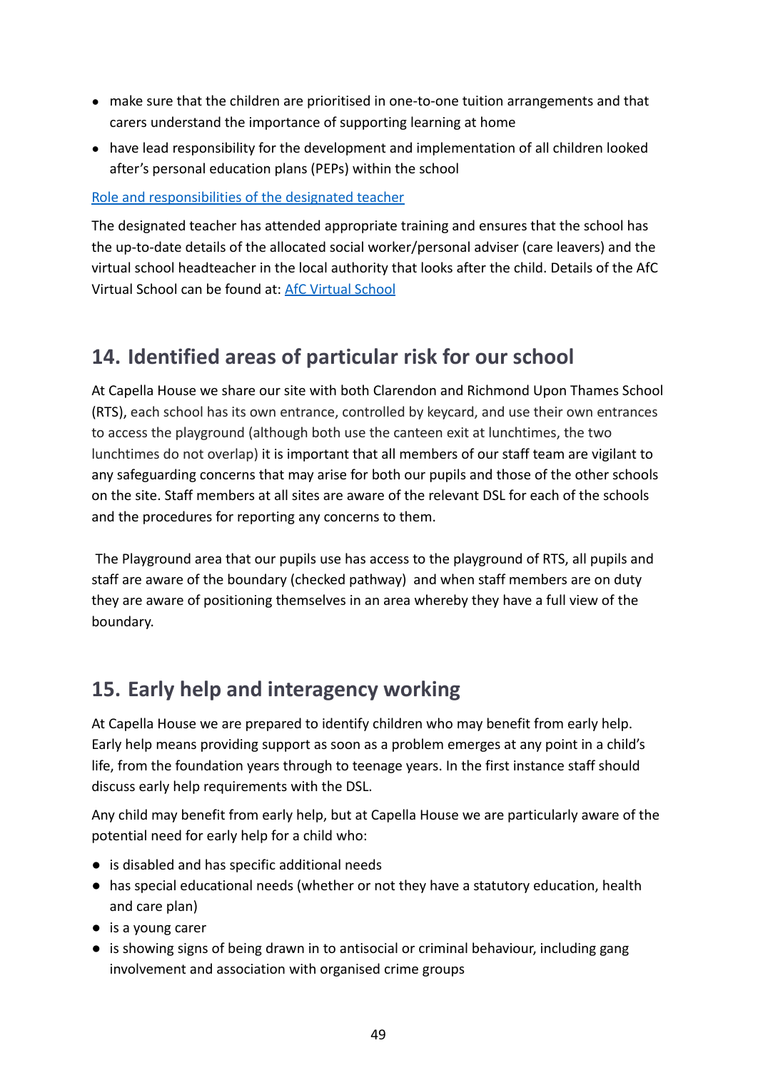- make sure that the children are prioritised in one-to-one tuition arrangements and that carers understand the importance of supporting learning at home
- have lead responsibility for the development and implementation of all children looked after's personal education plans (PEPs) within the school

[Role and responsibilities of the designated teacher]

The designated teacher has attended appropriate training and ensures that the school has the up-to-date details of the allocated social worker/personal adviser (care leavers) and the virtual school headteacher in the local authority that looks after the child. Details of the AfC Virtual School can be found at: [AfC Virtual School]

## 14. Identified areas of particular risk for our school

At Capella House we share our site with both Clarendon and Richmond Upon Thames School (RTS), each school has its own entrance, controlled by keycard, and use their own entrances to access the playground (although both use the canteen exit at lunchtimes, the two lunchtimes do not overlap) it is important that all members of our staff team are vigilant to any safeguarding concerns that may arise for both our pupils and those of the other schools on the site. Staff members at all sites are aware of the relevant DSL for each of the schools and the procedures for reporting any concerns to them.

The Playground area that our pupils use has access to the playground of RTS, all pupils and staff are aware of the boundary (checked pathway) and when staff members are on duty they are aware of positioning themselves in an area whereby they have a full view of the boundary.

## 15. Early help and interagency working

At Capella House we are prepared to identify children who may benefit from early help. Early help means providing support as soon as a problem emerges at any point in a child's life, from the foundation years through to teenage years. In the first instance staff should discuss early help requirements with the DSL.

Any child may benefit from early help, but at Capella House we are particularly aware of the potential need for early help for a child who:

- is disabled and has specific additional needs
- has special educational needs (whether or not they have a statutory education, health and care plan)
- is a young carer
- is showing signs of being drawn in to antisocial or criminal behaviour, including gang involvement and association with organised crime groups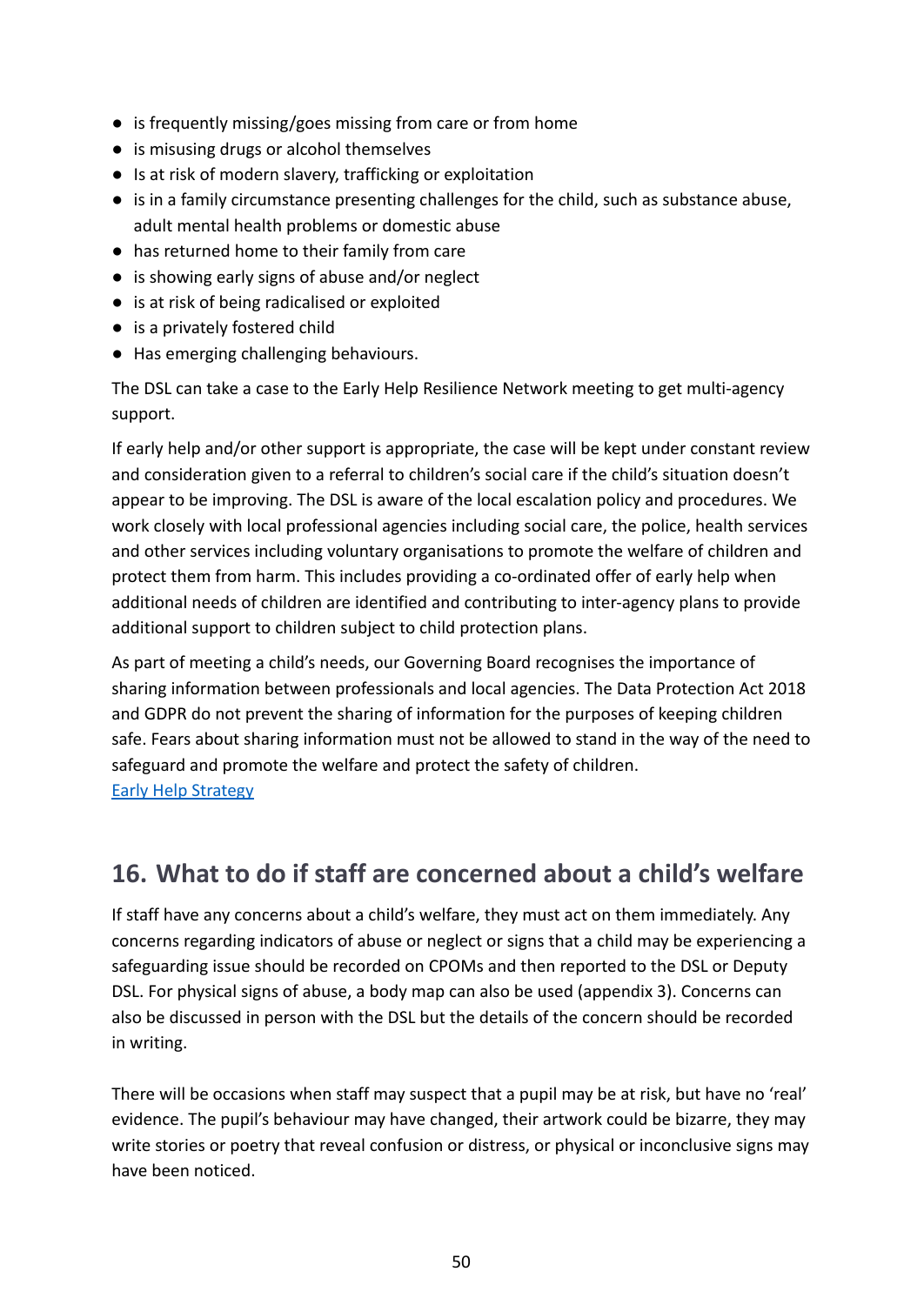- is frequently missing/goes missing from care or from home
- is misusing drugs or alcohol themselves
- Is at risk of modern slavery, trafficking or exploitation
- is in a family circumstance presenting challenges for the child, such as substance abuse, adult mental health problems or domestic abuse
- has returned home to their family from care
- is showing early signs of abuse and/or neglect
- is at risk of being radicalised or exploited
- is a privately fostered child
- Has emerging challenging behaviours.

The DSL can take a case to the Early Help Resilience Network meeting to get multi-agency support.

If early help and/or other support is appropriate, the case will be kept under constant review and consideration given to a referral to children's social care if the child's situation doesn't appear to be improving. The DSL is aware of the local escalation policy and procedures. We work closely with local professional agencies including social care, the police, health services and other services including voluntary organisations to promote the welfare of children and protect them from harm. This includes providing a co-ordinated offer of early help when additional needs of children are identified and contributing to inter-agency plans to provide additional support to children subject to child protection plans.

As part of meeting a child's needs, our Governing Board recognises the importance of sharing information between professionals and local agencies. The Data Protection Act 2018 and GDPR do not prevent the sharing of information for the purposes of keeping children safe. Fears about sharing information must not be allowed to stand in the way of the need to safeguard and promote the welfare and protect the safety of children.
Early Help Strategy

## 16. What to do if staff are concerned about a child's welfare

If staff have any concerns about a child's welfare, they must act on them immediately. Any concerns regarding indicators of abuse or neglect or signs that a child may be experiencing a safeguarding issue should be recorded on CPOMs and then reported to the DSL or Deputy DSL. For physical signs of abuse, a body map can also be used (appendix 3). Concerns can also be discussed in person with the DSL but the details of the concern should be recorded in writing.

There will be occasions when staff may suspect that a pupil may be at risk, but have no 'real' evidence. The pupil's behaviour may have changed, their artwork could be bizarre, they may write stories or poetry that reveal confusion or distress, or physical or inconclusive signs may have been noticed.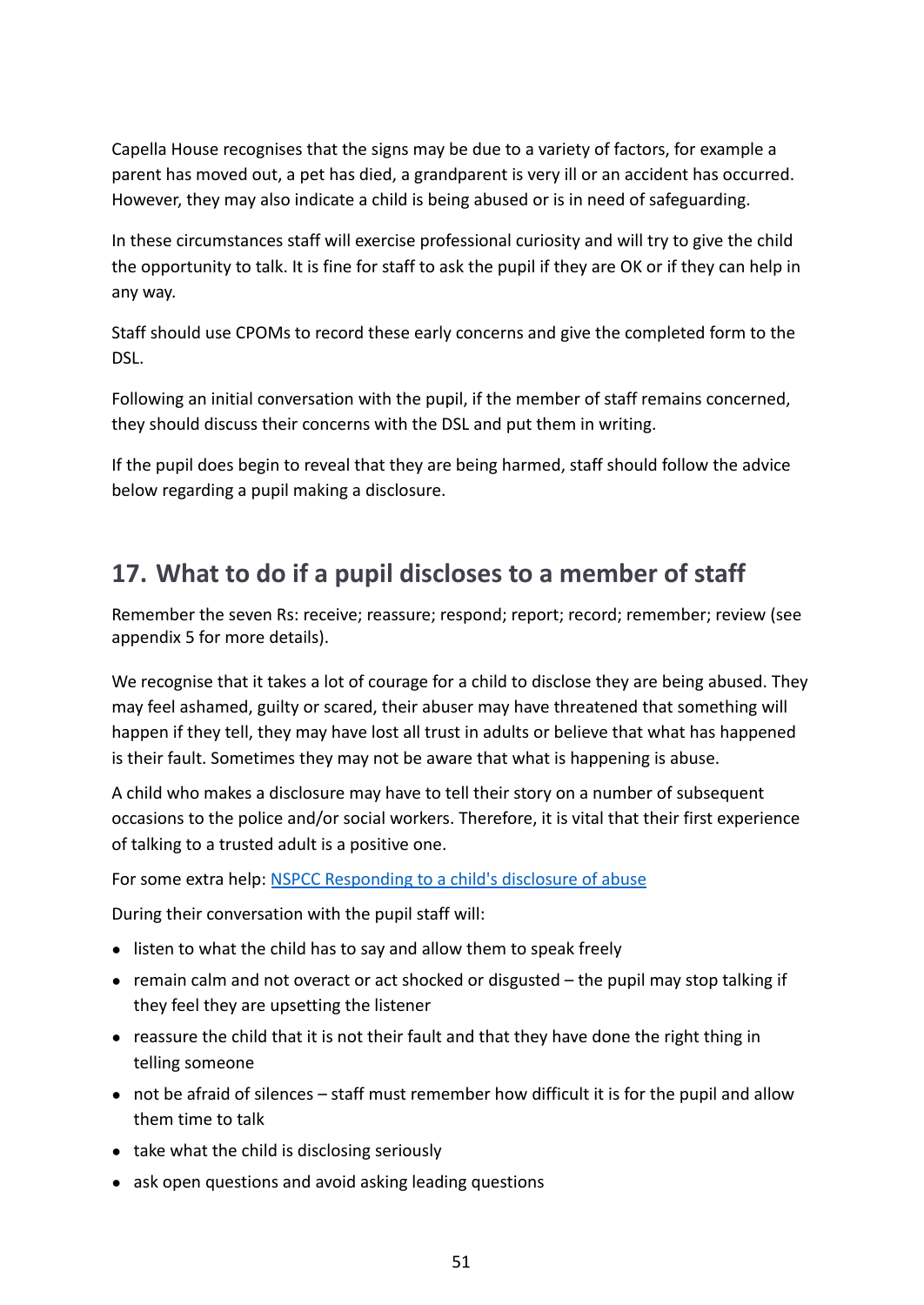Capella House recognises that the signs may be due to a variety of factors, for example a parent has moved out, a pet has died, a grandparent is very ill or an accident has occurred. However, they may also indicate a child is being abused or is in need of safeguarding.

In these circumstances staff will exercise professional curiosity and will try to give the child the opportunity to talk. It is fine for staff to ask the pupil if they are OK or if they can help in any way.

Staff should use CPOMs to record these early concerns and give the completed form to the DSL.

Following an initial conversation with the pupil, if the member of staff remains concerned, they should discuss their concerns with the DSL and put them in writing.

If the pupil does begin to reveal that they are being harmed, staff should follow the advice below regarding a pupil making a disclosure.

## 17. What to do if a pupil discloses to a member of staff

Remember the seven Rs: receive; reassure; respond; report; record; remember; review (see appendix 5 for more details).

We recognise that it takes a lot of courage for a child to disclose they are being abused. They may feel ashamed, guilty or scared, their abuser may have threatened that something will happen if they tell, they may have lost all trust in adults or believe that what has happened is their fault. Sometimes they may not be aware that what is happening is abuse.

A child who makes a disclosure may have to tell their story on a number of subsequent occasions to the police and/or social workers. Therefore, it is vital that their first experience of talking to a trusted adult is a positive one.

For some extra help: [NSPCC Responding to a child's disclosure of abuse]

During their conversation with the pupil staff will:

- listen to what the child has to say and allow them to speak freely
- remain calm and not overact or act shocked or disgusted – the pupil may stop talking if they feel they are upsetting the listener
- reassure the child that it is not their fault and that they have done the right thing in telling someone
- not be afraid of silences – staff must remember how difficult it is for the pupil and allow them time to talk
- take what the child is disclosing seriously
- ask open questions and avoid asking leading questions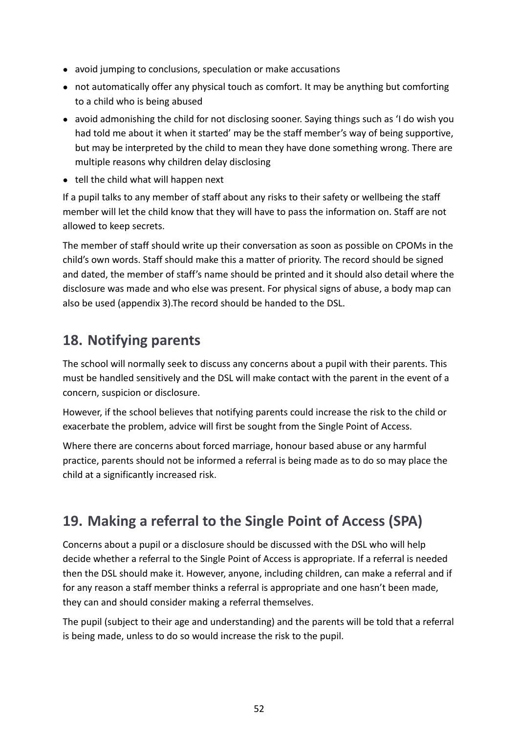- avoid jumping to conclusions, speculation or make accusations
- not automatically offer any physical touch as comfort. It may be anything but comforting to a child who is being abused
- avoid admonishing the child for not disclosing sooner. Saying things such as 'I do wish you had told me about it when it started' may be the staff member's way of being supportive, but may be interpreted by the child to mean they have done something wrong. There are multiple reasons why children delay disclosing
- tell the child what will happen next

If a pupil talks to any member of staff about any risks to their safety or wellbeing the staff member will let the child know that they will have to pass the information on. Staff are not allowed to keep secrets.

The member of staff should write up their conversation as soon as possible on CPOMs in the child's own words. Staff should make this a matter of priority. The record should be signed and dated, the member of staff's name should be printed and it should also detail where the disclosure was made and who else was present. For physical signs of abuse, a body map can also be used (appendix 3).The record should be handed to the DSL.

## 18. Notifying parents

The school will normally seek to discuss any concerns about a pupil with their parents. This must be handled sensitively and the DSL will make contact with the parent in the event of a concern, suspicion or disclosure.

However, if the school believes that notifying parents could increase the risk to the child or exacerbate the problem, advice will first be sought from the Single Point of Access.

Where there are concerns about forced marriage, honour based abuse or any harmful practice, parents should not be informed a referral is being made as to do so may place the child at a significantly increased risk.

## 19. Making a referral to the Single Point of Access (SPA)

Concerns about a pupil or a disclosure should be discussed with the DSL who will help decide whether a referral to the Single Point of Access is appropriate. If a referral is needed then the DSL should make it. However, anyone, including children, can make a referral and if for any reason a staff member thinks a referral is appropriate and one hasn't been made, they can and should consider making a referral themselves.

The pupil (subject to their age and understanding) and the parents will be told that a referral is being made, unless to do so would increase the risk to the pupil.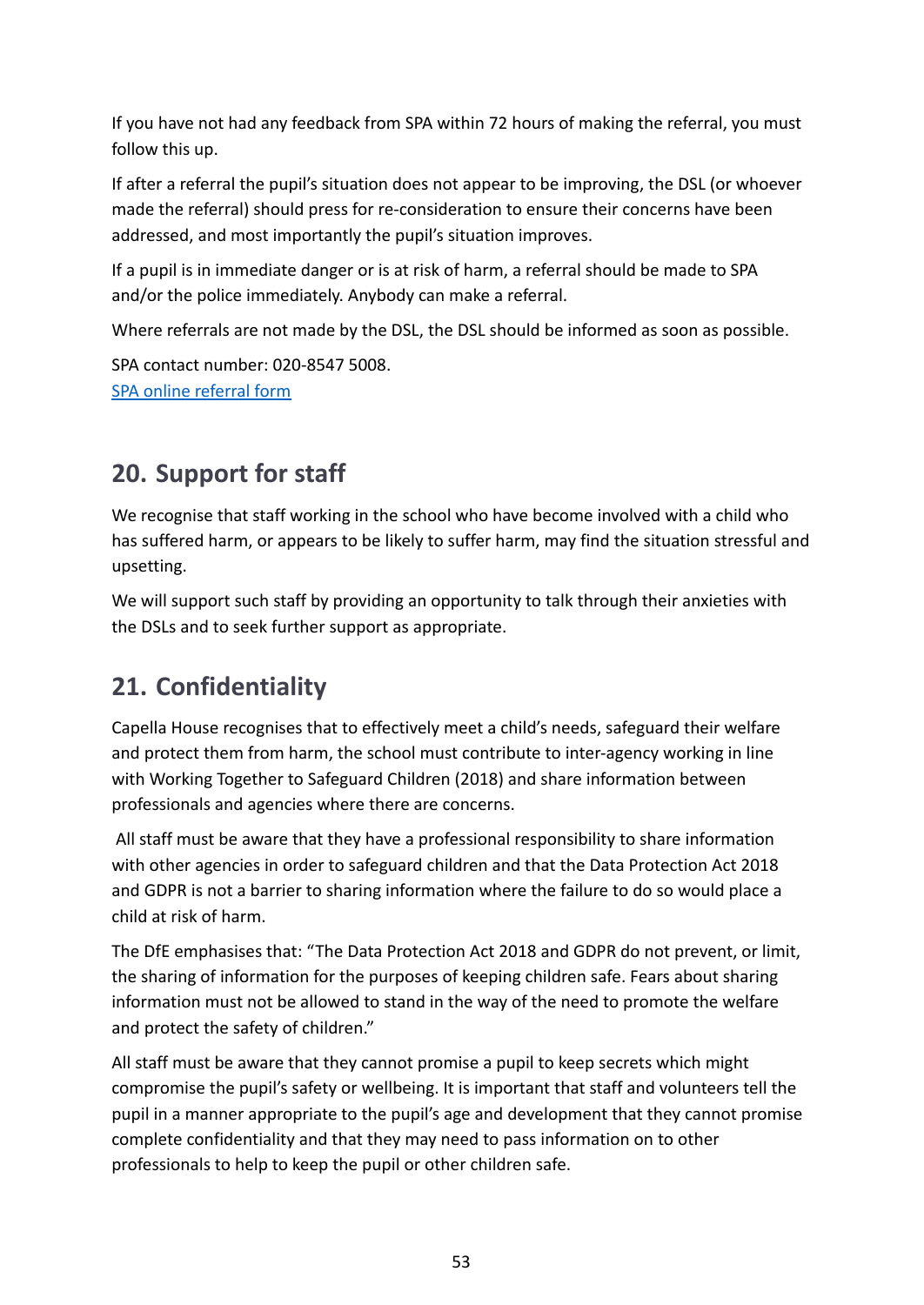If you have not had any feedback from SPA within 72 hours of making the referral, you must follow this up.

If after a referral the pupil's situation does not appear to be improving, the DSL (or whoever made the referral) should press for re-consideration to ensure their concerns have been addressed, and most importantly the pupil's situation improves.

If a pupil is in immediate danger or is at risk of harm, a referral should be made to SPA and/or the police immediately. Anybody can make a referral.

Where referrals are not made by the DSL, the DSL should be informed as soon as possible.

SPA contact number: 020-8547 5008.
[SPA online referral form]

## 20. Support for staff

We recognise that staff working in the school who have become involved with a child who has suffered harm, or appears to be likely to suffer harm, may find the situation stressful and upsetting.

We will support such staff by providing an opportunity to talk through their anxieties with the DSLs and to seek further support as appropriate.

## 21. Confidentiality

Capella House recognises that to effectively meet a child's needs, safeguard their welfare and protect them from harm, the school must contribute to inter-agency working in line with Working Together to Safeguard Children (2018) and share information between professionals and agencies where there are concerns.

All staff must be aware that they have a professional responsibility to share information with other agencies in order to safeguard children and that the Data Protection Act 2018 and GDPR is not a barrier to sharing information where the failure to do so would place a child at risk of harm.

The DfE emphasises that: "The Data Protection Act 2018 and GDPR do not prevent, or limit, the sharing of information for the purposes of keeping children safe. Fears about sharing information must not be allowed to stand in the way of the need to promote the welfare and protect the safety of children."

All staff must be aware that they cannot promise a pupil to keep secrets which might compromise the pupil's safety or wellbeing. It is important that staff and volunteers tell the pupil in a manner appropriate to the pupil's age and development that they cannot promise complete confidentiality and that they may need to pass information on to other professionals to help to keep the pupil or other children safe.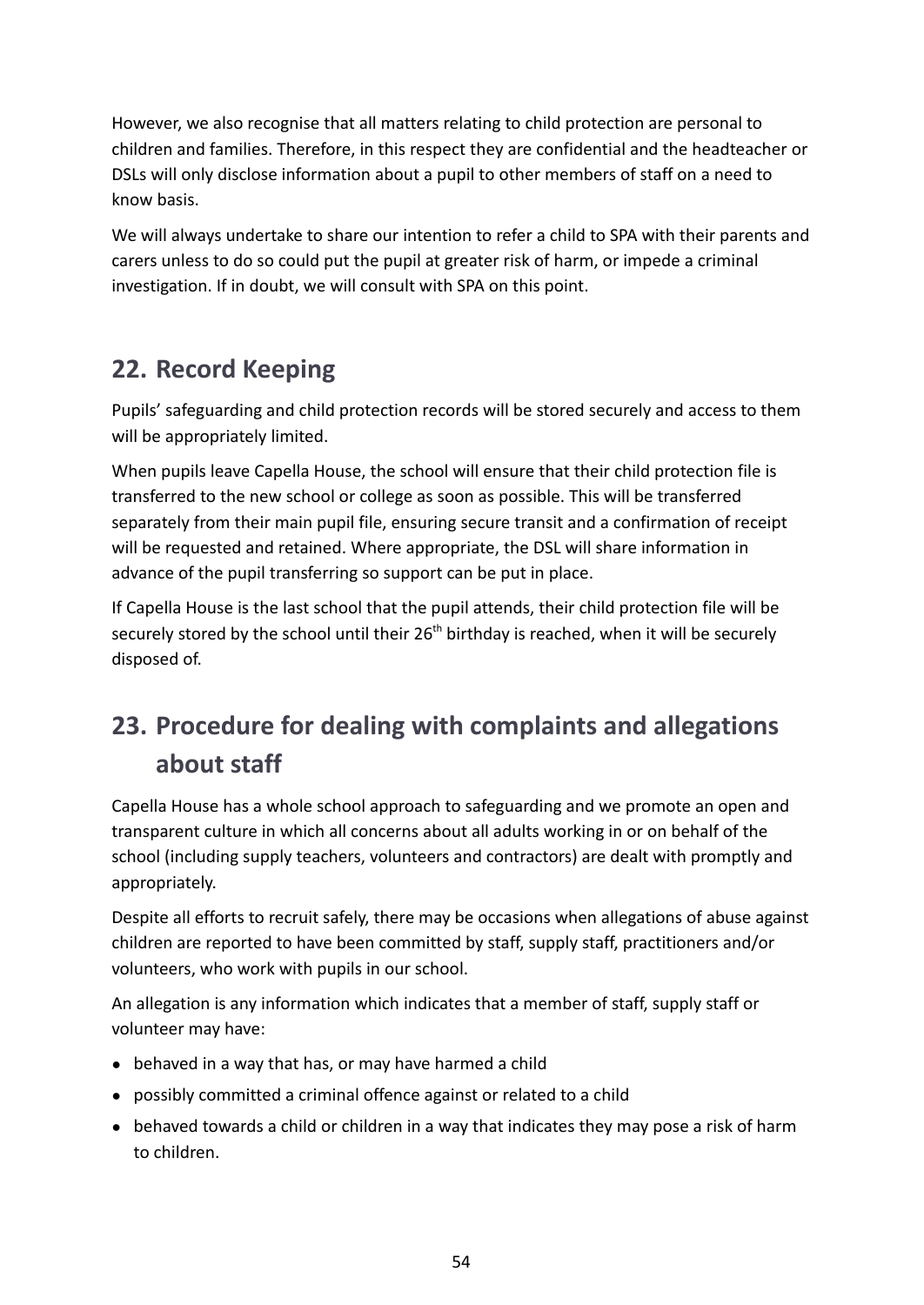However, we also recognise that all matters relating to child protection are personal to children and families. Therefore, in this respect they are confidential and the headteacher or DSLs will only disclose information about a pupil to other members of staff on a need to know basis.

We will always undertake to share our intention to refer a child to SPA with their parents and carers unless to do so could put the pupil at greater risk of harm, or impede a criminal investigation. If in doubt, we will consult with SPA on this point.

## 22. Record Keeping

Pupils' safeguarding and child protection records will be stored securely and access to them will be appropriately limited.

When pupils leave Capella House, the school will ensure that their child protection file is transferred to the new school or college as soon as possible. This will be transferred separately from their main pupil file, ensuring secure transit and a confirmation of receipt will be requested and retained. Where appropriate, the DSL will share information in advance of the pupil transferring so support can be put in place.

If Capella House is the last school that the pupil attends, their child protection file will be securely stored by the school until their 26th birthday is reached, when it will be securely disposed of.

## 23. Procedure for dealing with complaints and allegations about staff

Capella House has a whole school approach to safeguarding and we promote an open and transparent culture in which all concerns about all adults working in or on behalf of the school (including supply teachers, volunteers and contractors) are dealt with promptly and appropriately.

Despite all efforts to recruit safely, there may be occasions when allegations of abuse against children are reported to have been committed by staff, supply staff, practitioners and/or volunteers, who work with pupils in our school.

An allegation is any information which indicates that a member of staff, supply staff or volunteer may have:

- behaved in a way that has, or may have harmed a child
- possibly committed a criminal offence against or related to a child
- behaved towards a child or children in a way that indicates they may pose a risk of harm to children.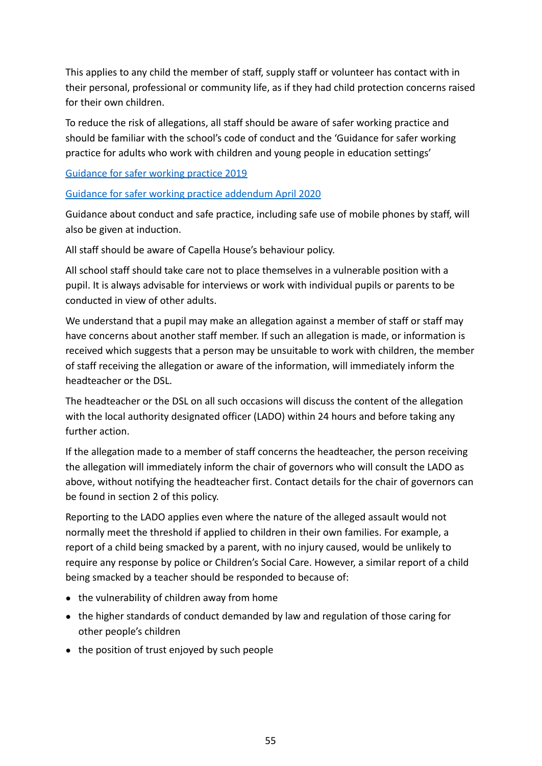This applies to any child the member of staff, supply staff or volunteer has contact with in their personal, professional or community life, as if they had child protection concerns raised for their own children.

To reduce the risk of allegations, all staff should be aware of safer working practice and should be familiar with the school's code of conduct and the 'Guidance for safer working practice for adults who work with children and young people in education settings'

Guidance for safer working practice 2019

Guidance for safer working practice addendum April 2020

Guidance about conduct and safe practice, including safe use of mobile phones by staff, will also be given at induction.

All staff should be aware of Capella House's behaviour policy.

All school staff should take care not to place themselves in a vulnerable position with a pupil. It is always advisable for interviews or work with individual pupils or parents to be conducted in view of other adults.

We understand that a pupil may make an allegation against a member of staff or staff may have concerns about another staff member. If such an allegation is made, or information is received which suggests that a person may be unsuitable to work with children, the member of staff receiving the allegation or aware of the information, will immediately inform the headteacher or the DSL.

The headteacher or the DSL on all such occasions will discuss the content of the allegation with the local authority designated officer (LADO) within 24 hours and before taking any further action.

If the allegation made to a member of staff concerns the headteacher, the person receiving the allegation will immediately inform the chair of governors who will consult the LADO as above, without notifying the headteacher first. Contact details for the chair of governors can be found in section 2 of this policy.

Reporting to the LADO applies even where the nature of the alleged assault would not normally meet the threshold if applied to children in their own families. For example, a report of a child being smacked by a parent, with no injury caused, would be unlikely to require any response by police or Children's Social Care. However, a similar report of a child being smacked by a teacher should be responded to because of:

- the vulnerability of children away from home
- the higher standards of conduct demanded by law and regulation of those caring for other people's children
- the position of trust enjoyed by such people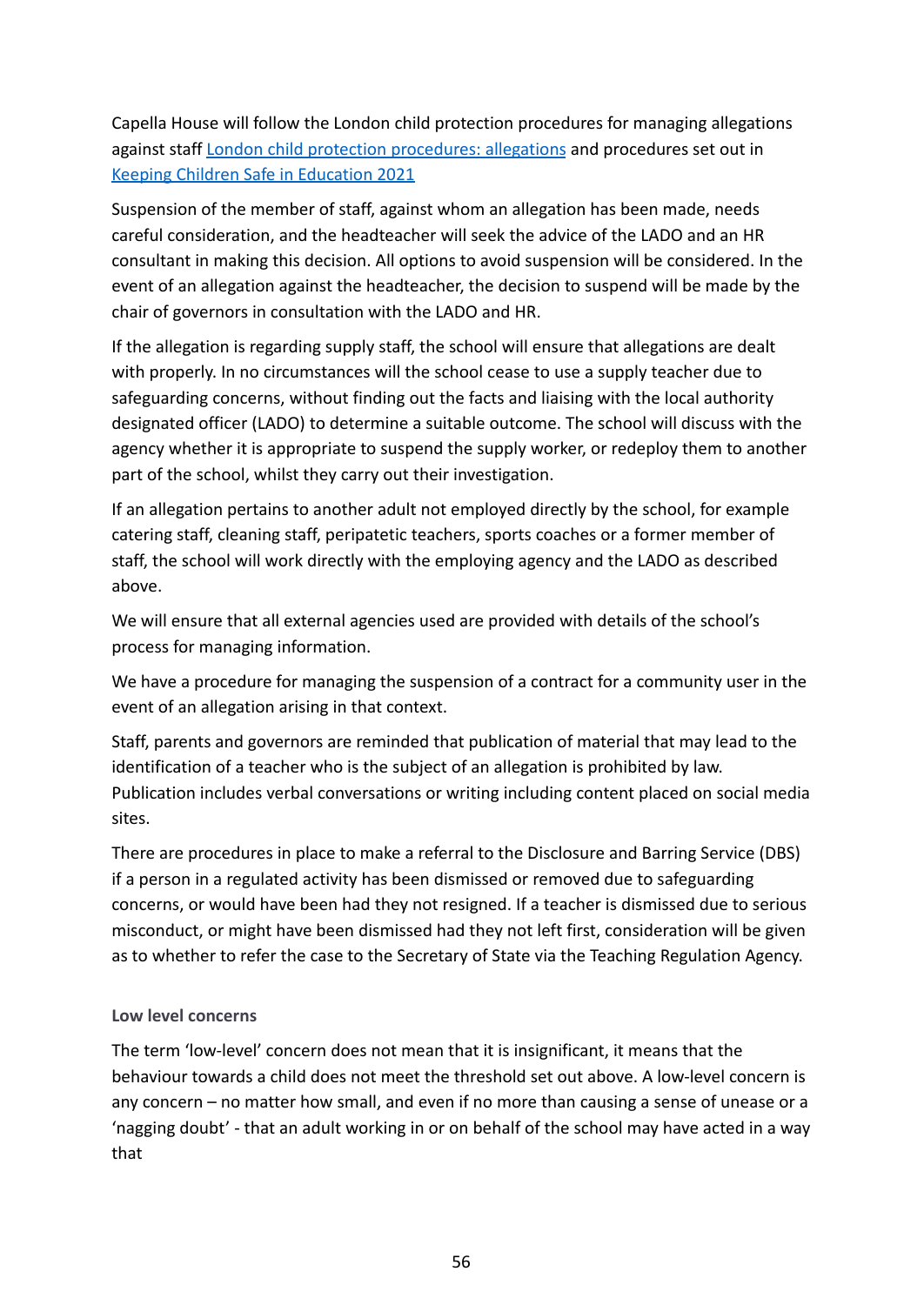Capella House will follow the London child protection procedures for managing allegations against staff [London child protection procedures: allegations] and procedures set out in [Keeping Children Safe in Education 2021]

Suspension of the member of staff, against whom an allegation has been made, needs careful consideration, and the headteacher will seek the advice of the LADO and an HR consultant in making this decision. All options to avoid suspension will be considered. In the event of an allegation against the headteacher, the decision to suspend will be made by the chair of governors in consultation with the LADO and HR.

If the allegation is regarding supply staff, the school will ensure that allegations are dealt with properly. In no circumstances will the school cease to use a supply teacher due to safeguarding concerns, without finding out the facts and liaising with the local authority designated officer (LADO) to determine a suitable outcome. The school will discuss with the agency whether it is appropriate to suspend the supply worker, or redeploy them to another part of the school, whilst they carry out their investigation.

If an allegation pertains to another adult not employed directly by the school, for example catering staff, cleaning staff, peripatetic teachers, sports coaches or a former member of staff, the school will work directly with the employing agency and the LADO as described above.

We will ensure that all external agencies used are provided with details of the school's process for managing information.

We have a procedure for managing the suspension of a contract for a community user in the event of an allegation arising in that context.

Staff, parents and governors are reminded that publication of material that may lead to the identification of a teacher who is the subject of an allegation is prohibited by law. Publication includes verbal conversations or writing including content placed on social media sites.

There are procedures in place to make a referral to the Disclosure and Barring Service (DBS) if a person in a regulated activity has been dismissed or removed due to safeguarding concerns, or would have been had they not resigned. If a teacher is dismissed due to serious misconduct, or might have been dismissed had they not left first, consideration will be given as to whether to refer the case to the Secretary of State via the Teaching Regulation Agency.

**Low level concerns**

The term 'low-level' concern does not mean that it is insignificant, it means that the behaviour towards a child does not meet the threshold set out above. A low-level concern is any concern – no matter how small, and even if no more than causing a sense of unease or a 'nagging doubt' - that an adult working in or on behalf of the school may have acted in a way that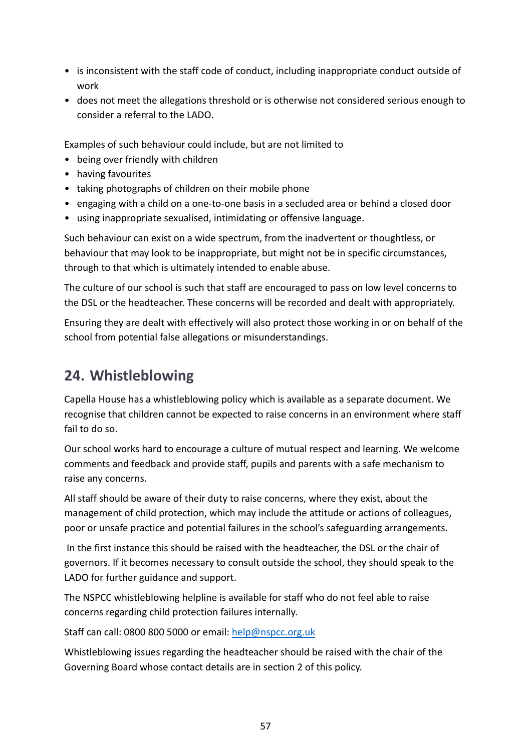- is inconsistent with the staff code of conduct, including inappropriate conduct outside of work
- does not meet the allegations threshold or is otherwise not considered serious enough to consider a referral to the LADO.

Examples of such behaviour could include, but are not limited to

- being over friendly with children
- having favourites
- taking photographs of children on their mobile phone
- engaging with a child on a one-to-one basis in a secluded area or behind a closed door
- using inappropriate sexualised, intimidating or offensive language.

Such behaviour can exist on a wide spectrum, from the inadvertent or thoughtless, or behaviour that may look to be inappropriate, but might not be in specific circumstances, through to that which is ultimately intended to enable abuse.

The culture of our school is such that staff are encouraged to pass on low level concerns to the DSL or the headteacher. These concerns will be recorded and dealt with appropriately.

Ensuring they are dealt with effectively will also protect those working in or on behalf of the school from potential false allegations or misunderstandings.

## 24. Whistleblowing

Capella House has a whistleblowing policy which is available as a separate document. We recognise that children cannot be expected to raise concerns in an environment where staff fail to do so.

Our school works hard to encourage a culture of mutual respect and learning. We welcome comments and feedback and provide staff, pupils and parents with a safe mechanism to raise any concerns.

All staff should be aware of their duty to raise concerns, where they exist, about the management of child protection, which may include the attitude or actions of colleagues, poor or unsafe practice and potential failures in the school's safeguarding arrangements.

In the first instance this should be raised with the headteacher, the DSL or the chair of governors. If it becomes necessary to consult outside the school, they should speak to the LADO for further guidance and support.

The NSPCC whistleblowing helpline is available for staff who do not feel able to raise concerns regarding child protection failures internally.

Staff can call: 0800 800 5000 or email: help@nspcc.org.uk

Whistleblowing issues regarding the headteacher should be raised with the chair of the Governing Board whose contact details are in section 2 of this policy.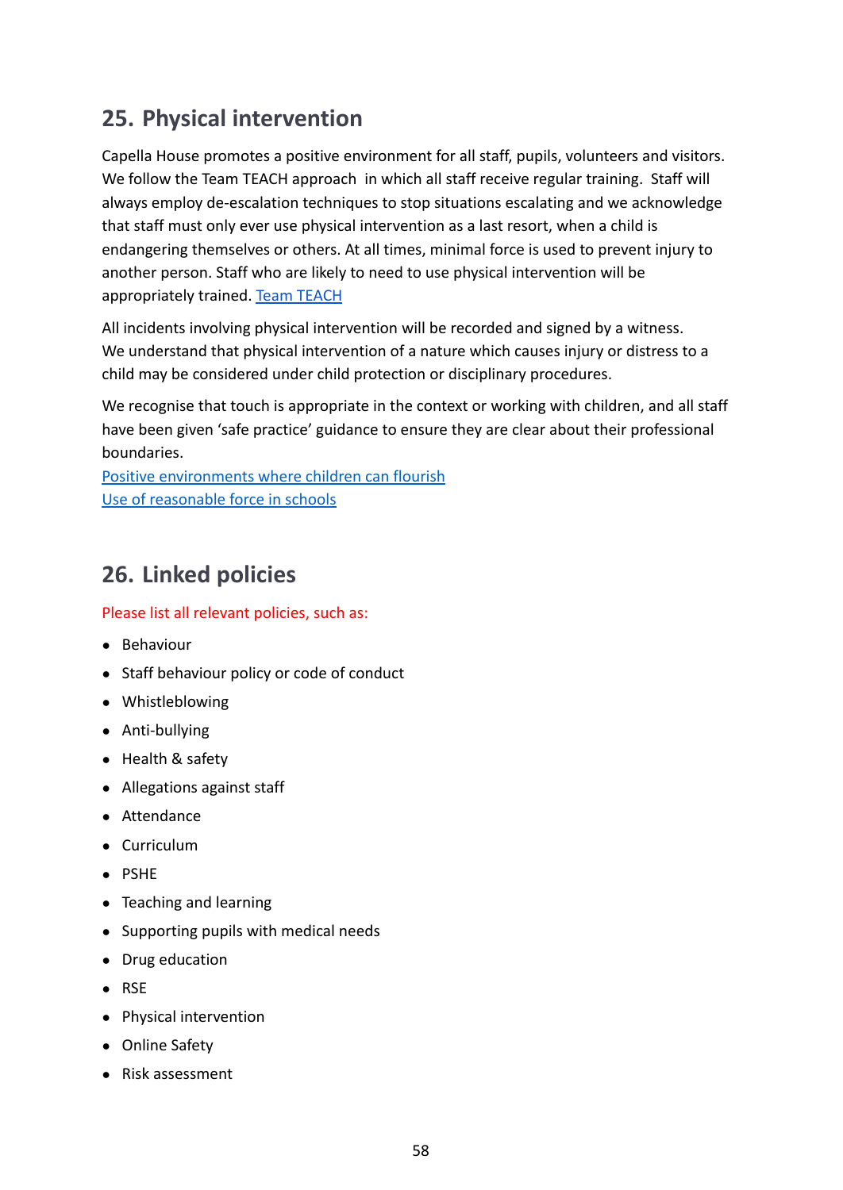## 25. Physical intervention

Capella House promotes a positive environment for all staff, pupils, volunteers and visitors. We follow the Team TEACH approach  in which all staff receive regular training.  Staff will always employ de-escalation techniques to stop situations escalating and we acknowledge that staff must only ever use physical intervention as a last resort, when a child is endangering themselves or others. At all times, minimal force is used to prevent injury to another person. Staff who are likely to need to use physical intervention will be appropriately trained. [Team TEACH]

All incidents involving physical intervention will be recorded and signed by a witness. We understand that physical intervention of a nature which causes injury or distress to a child may be considered under child protection or disciplinary procedures.

We recognise that touch is appropriate in the context or working with children, and all staff have been given 'safe practice' guidance to ensure they are clear about their professional boundaries.
[Positive environments where children can flourish]
[Use of reasonable force in schools]

## 26. Linked policies

Please list all relevant policies, such as:

- Behaviour
- Staff behaviour policy or code of conduct
- Whistleblowing
- Anti-bullying
- Health & safety
- Allegations against staff
- Attendance
- Curriculum
- PSHE
- Teaching and learning
- Supporting pupils with medical needs
- Drug education
- RSE
- Physical intervention
- Online Safety
- Risk assessment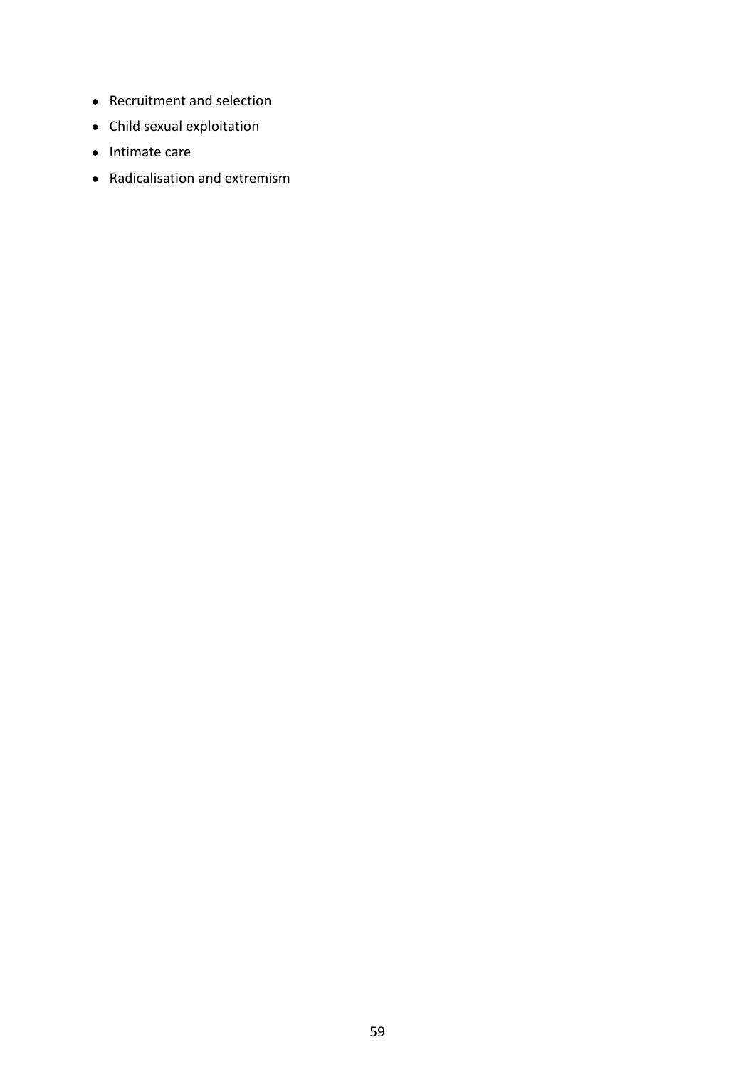- Recruitment and selection
- Child sexual exploitation
- Intimate care
- Radicalisation and extremism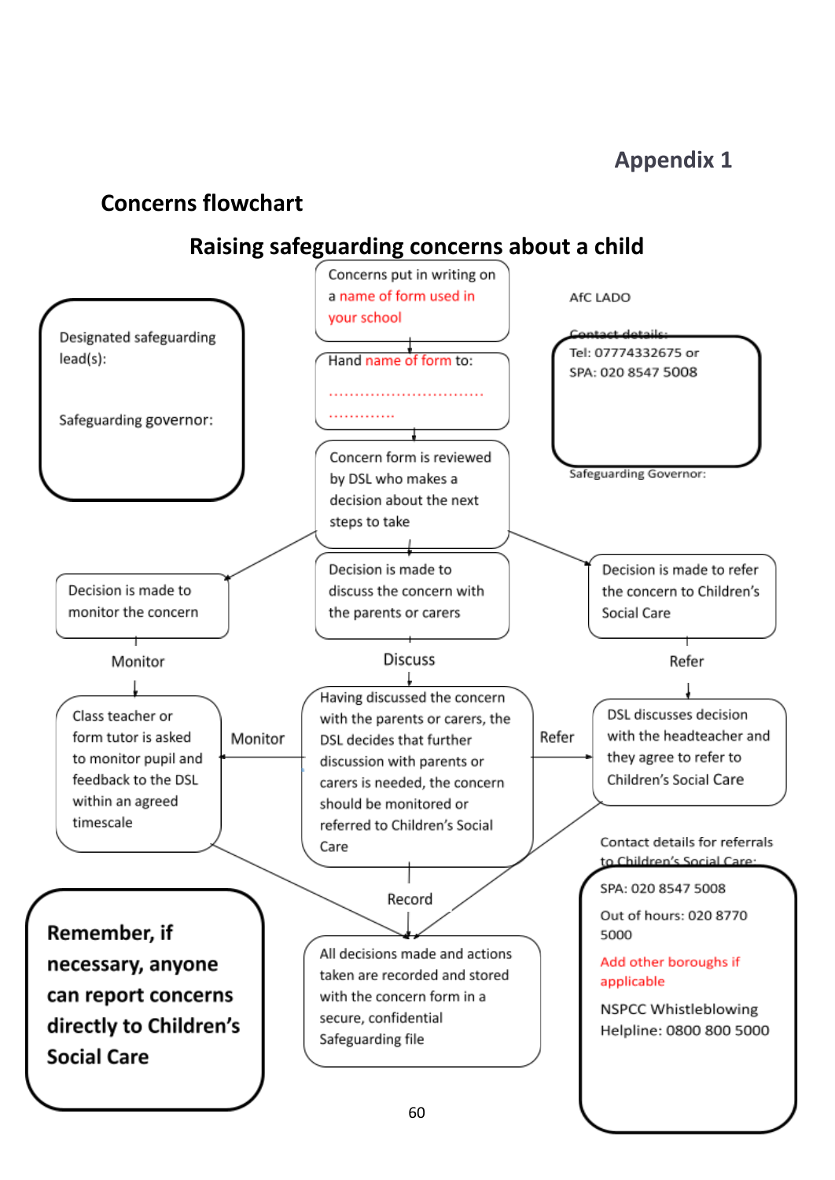**Appendix 1**

## Concerns flowchart

## Raising safeguarding concerns about a child

Designated safeguarding lead(s):

Safeguarding governor:

Concerns put in writing on a name of form used in your school

Hand name of form to:

..............................

.............

Concern form is reviewed by DSL who makes a decision about the next steps to take

AfC LADO

Contact details:

Tel: 07774332675 or

SPA: 020 8547 5008

Safeguarding Governor:

Decision is made to monitor the concern

Decision is made to discuss the concern with the parents or carers

Decision is made to refer the concern to Children's Social Care

Monitor

Discuss

Refer

Class teacher or form tutor is asked to monitor pupil and feedback to the DSL within an agreed timescale

Monitor

Having discussed the concern with the parents or carers, the DSL decides that further discussion with parents or carers is needed, the concern should be monitored or referred to Children's Social Care

Refer

DSL discusses decision with the headteacher and they agree to refer to Children's Social Care

Contact details for referrals to Children's Social Care:

SPA: 020 8547 5008

Out of hours: 020 8770 5000

Add other boroughs if applicable

NSPCC Whistleblowing Helpline: 0800 800 5000

Record

All decisions made and actions taken are recorded and stored with the concern form in a secure, confidential Safeguarding file

**Remember, if necessary, anyone can report concerns directly to Children's Social Care**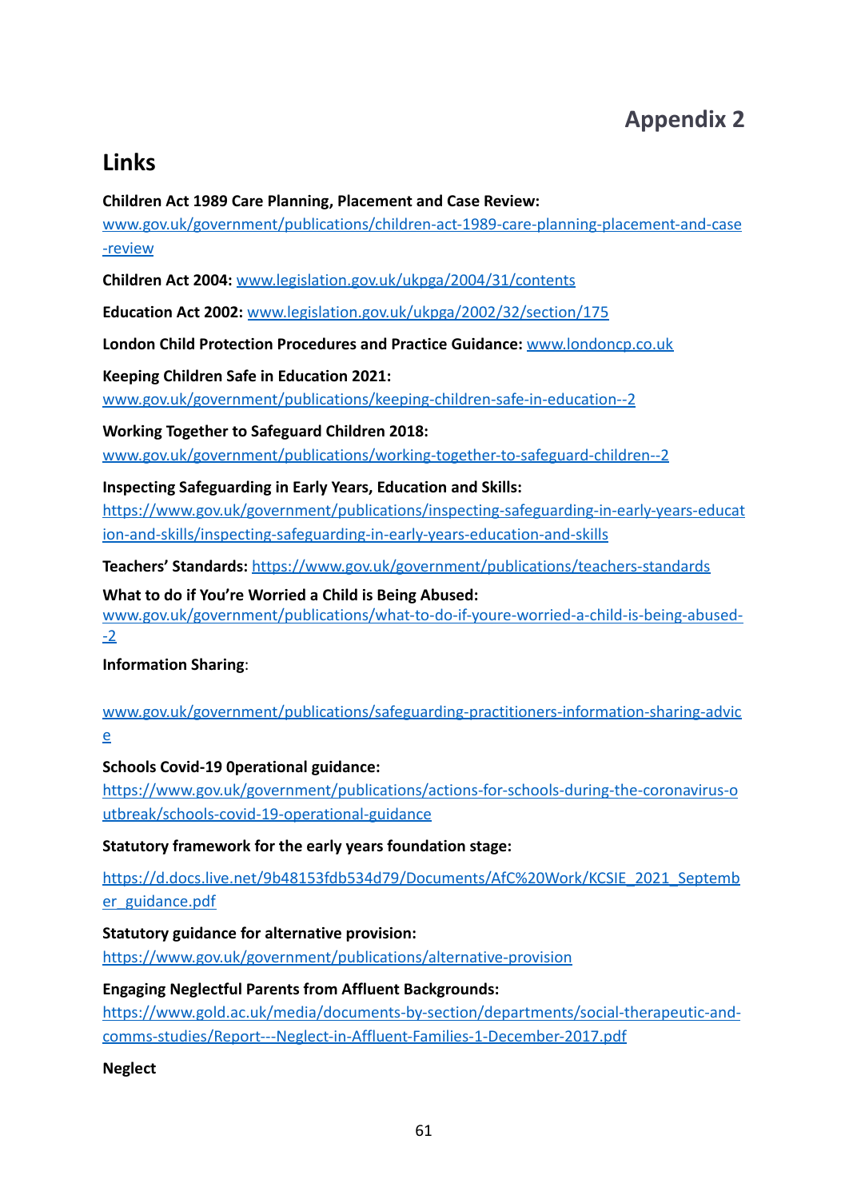# Appendix 2

## Links

**Children Act 1989 Care Planning, Placement and Case Review:**
www.gov.uk/government/publications/children-act-1989-care-planning-placement-and-case-review

**Children Act 2004:** www.legislation.gov.uk/ukpga/2004/31/contents

**Education Act 2002:** www.legislation.gov.uk/ukpga/2002/32/section/175

**London Child Protection Procedures and Practice Guidance:** www.londoncp.co.uk

**Keeping Children Safe in Education 2021:**
www.gov.uk/government/publications/keeping-children-safe-in-education--2

**Working Together to Safeguard Children 2018:**
www.gov.uk/government/publications/working-together-to-safeguard-children--2

**Inspecting Safeguarding in Early Years, Education and Skills:**
https://www.gov.uk/government/publications/inspecting-safeguarding-in-early-years-education-and-skills/inspecting-safeguarding-in-early-years-education-and-skills

**Teachers' Standards:** https://www.gov.uk/government/publications/teachers-standards

**What to do if You're Worried a Child is Being Abused:**
www.gov.uk/government/publications/what-to-do-if-youre-worried-a-child-is-being-abused--2

**Information Sharing**:

www.gov.uk/government/publications/safeguarding-practitioners-information-sharing-advice

**Schools Covid-19 0perational guidance:**
https://www.gov.uk/government/publications/actions-for-schools-during-the-coronavirus-outbreak/schools-covid-19-operational-guidance

**Statutory framework for the early years foundation stage:**

https://d.docs.live.net/9b48153fdb534d79/Documents/AfC%20Work/KCSIE_2021_September_guidance.pdf

**Statutory guidance for alternative provision:**
https://www.gov.uk/government/publications/alternative-provision

**Engaging Neglectful Parents from Affluent Backgrounds:**
https://www.gold.ac.uk/media/documents-by-section/departments/social-therapeutic-and-comms-studies/Report---Neglect-in-Affluent-Families-1-December-2017.pdf

**Neglect**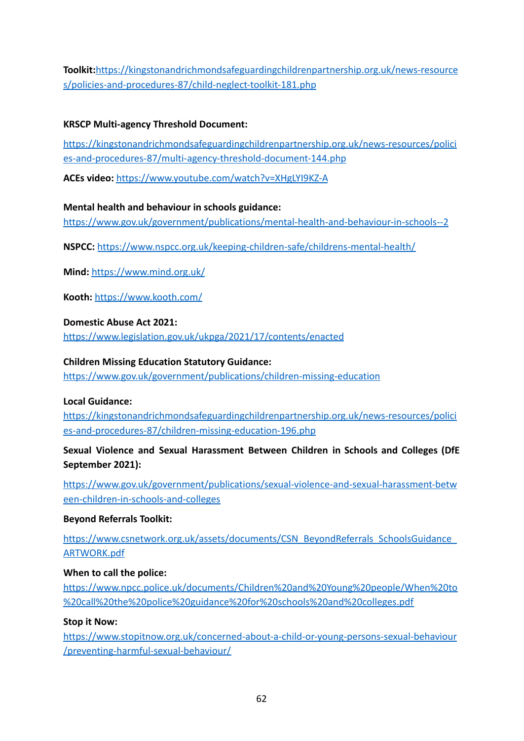**Toolkit:**https://kingstonandrichmondsafeguardingchildrenpartnership.org.uk/news-resources/policies-and-procedures-87/child-neglect-toolkit-181.php

**KRSCP Multi-agency Threshold Document:**

https://kingstonandrichmondsafeguardingchildrenpartnership.org.uk/news-resources/policies-and-procedures-87/multi-agency-threshold-document-144.php

**ACEs video:** https://www.youtube.com/watch?v=XHgLYI9KZ-A

**Mental health and behaviour in schools guidance:**
https://www.gov.uk/government/publications/mental-health-and-behaviour-in-schools--2

**NSPCC:** https://www.nspcc.org.uk/keeping-children-safe/childrens-mental-health/

**Mind:** https://www.mind.org.uk/

**Kooth:** https://www.kooth.com/

**Domestic Abuse Act 2021:**
https://www.legislation.gov.uk/ukpga/2021/17/contents/enacted

**Children Missing Education Statutory Guidance:**
https://www.gov.uk/government/publications/children-missing-education

**Local Guidance:**
https://kingstonandrichmondsafeguardingchildrenpartnership.org.uk/news-resources/policies-and-procedures-87/children-missing-education-196.php

**Sexual Violence and Sexual Harassment Between Children in Schools and Colleges (DfE September 2021):**

https://www.gov.uk/government/publications/sexual-violence-and-sexual-harassment-between-children-in-schools-and-colleges

**Beyond Referrals Toolkit:**

https://www.csnetwork.org.uk/assets/documents/CSN_BeyondReferrals_SchoolsGuidance_ARTWORK.pdf

**When to call the police:**
https://www.npcc.police.uk/documents/Children%20and%20Young%20people/When%20to%20call%20the%20police%20guidance%20for%20schools%20and%20colleges.pdf

**Stop it Now:**
https://www.stopitnow.org.uk/concerned-about-a-child-or-young-persons-sexual-behaviour/preventing-harmful-sexual-behaviour/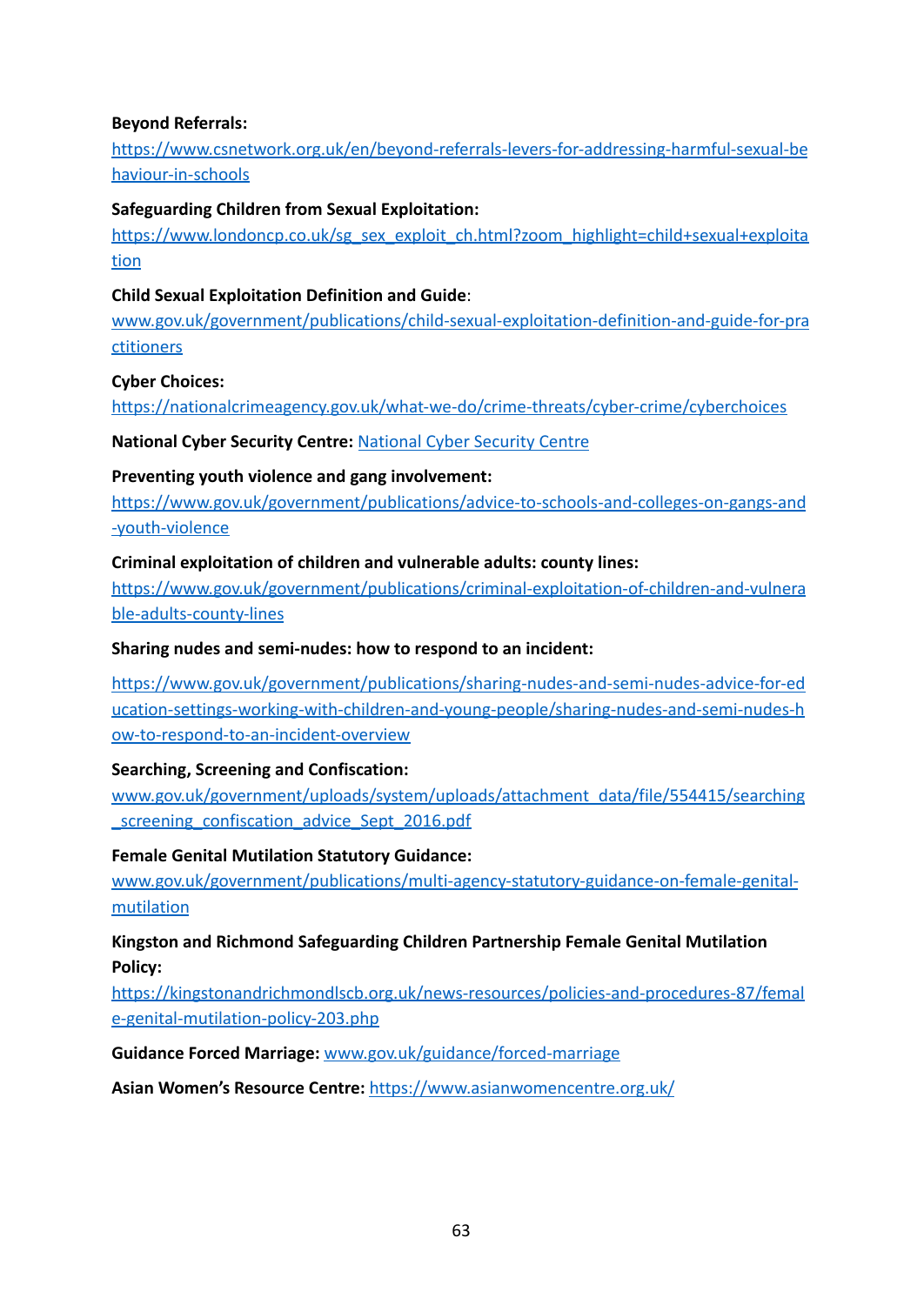**Beyond Referrals:**

https://www.csnetwork.org.uk/en/beyond-referrals-levers-for-addressing-harmful-sexual-behaviour-in-schools

**Safeguarding Children from Sexual Exploitation:**

https://www.londoncp.co.uk/sg_sex_exploit_ch.html?zoom_highlight=child+sexual+exploitation

**Child Sexual Exploitation Definition and Guide**:

www.gov.uk/government/publications/child-sexual-exploitation-definition-and-guide-for-practitioners

**Cyber Choices:**

https://nationalcrimeagency.gov.uk/what-we-do/crime-threats/cyber-crime/cyberchoices

**National Cyber Security Centre:** National Cyber Security Centre

**Preventing youth violence and gang involvement:**

https://www.gov.uk/government/publications/advice-to-schools-and-colleges-on-gangs-and-youth-violence

**Criminal exploitation of children and vulnerable adults: county lines:**

https://www.gov.uk/government/publications/criminal-exploitation-of-children-and-vulnerable-adults-county-lines

**Sharing nudes and semi-nudes: how to respond to an incident:**

https://www.gov.uk/government/publications/sharing-nudes-and-semi-nudes-advice-for-education-settings-working-with-children-and-young-people/sharing-nudes-and-semi-nudes-how-to-respond-to-an-incident-overview

**Searching, Screening and Confiscation:**

www.gov.uk/government/uploads/system/uploads/attachment_data/file/554415/searching_screening_confiscation_advice_Sept_2016.pdf

**Female Genital Mutilation Statutory Guidance:**

www.gov.uk/government/publications/multi-agency-statutory-guidance-on-female-genital-mutilation

**Kingston and Richmond Safeguarding Children Partnership Female Genital Mutilation Policy:**

https://kingstonandrichmondlscb.org.uk/news-resources/policies-and-procedures-87/female-genital-mutilation-policy-203.php

**Guidance Forced Marriage:** www.gov.uk/guidance/forced-marriage

**Asian Women's Resource Centre:** https://www.asianwomencentre.org.uk/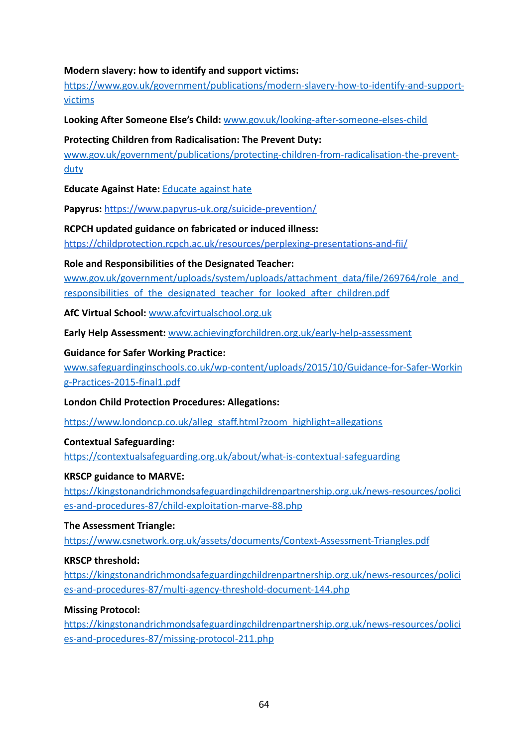**Modern slavery: how to identify and support victims:**
https://www.gov.uk/government/publications/modern-slavery-how-to-identify-and-support-victims

**Looking After Someone Else's Child:** www.gov.uk/looking-after-someone-elses-child

**Protecting Children from Radicalisation: The Prevent Duty:**
www.gov.uk/government/publications/protecting-children-from-radicalisation-the-prevent-duty

**Educate Against Hate:** Educate against hate

**Papyrus:** https://www.papyrus-uk.org/suicide-prevention/

**RCPCH updated guidance on fabricated or induced illness:**
https://childprotection.rcpch.ac.uk/resources/perplexing-presentations-and-fii/

**Role and Responsibilities of the Designated Teacher:**
www.gov.uk/government/uploads/system/uploads/attachment_data/file/269764/role_and_responsibilities_of_the_designated_teacher_for_looked_after_children.pdf

**AfC Virtual School:** www.afcvirtualschool.org.uk

**Early Help Assessment:** www.achievingforchildren.org.uk/early-help-assessment

**Guidance for Safer Working Practice:**
www.safeguardinginschools.co.uk/wp-content/uploads/2015/10/Guidance-for-Safer-Working-Practices-2015-final1.pdf

**London Child Protection Procedures: Allegations:**

https://www.londoncp.co.uk/alleg_staff.html?zoom_highlight=allegations

**Contextual Safeguarding:**
https://contextualsafeguarding.org.uk/about/what-is-contextual-safeguarding

**KRSCP guidance to MARVE:**
https://kingstonandrichmondsafeguardingchildrenpartnership.org.uk/news-resources/policies-and-procedures-87/child-exploitation-marve-88.php

**The Assessment Triangle:**
https://www.csnetwork.org.uk/assets/documents/Context-Assessment-Triangles.pdf

**KRSCP threshold:**
https://kingstonandrichmondsafeguardingchildrenpartnership.org.uk/news-resources/policies-and-procedures-87/multi-agency-threshold-document-144.php

**Missing Protocol:**
https://kingstonandrichmondsafeguardingchildrenpartnership.org.uk/news-resources/policies-and-procedures-87/missing-protocol-211.php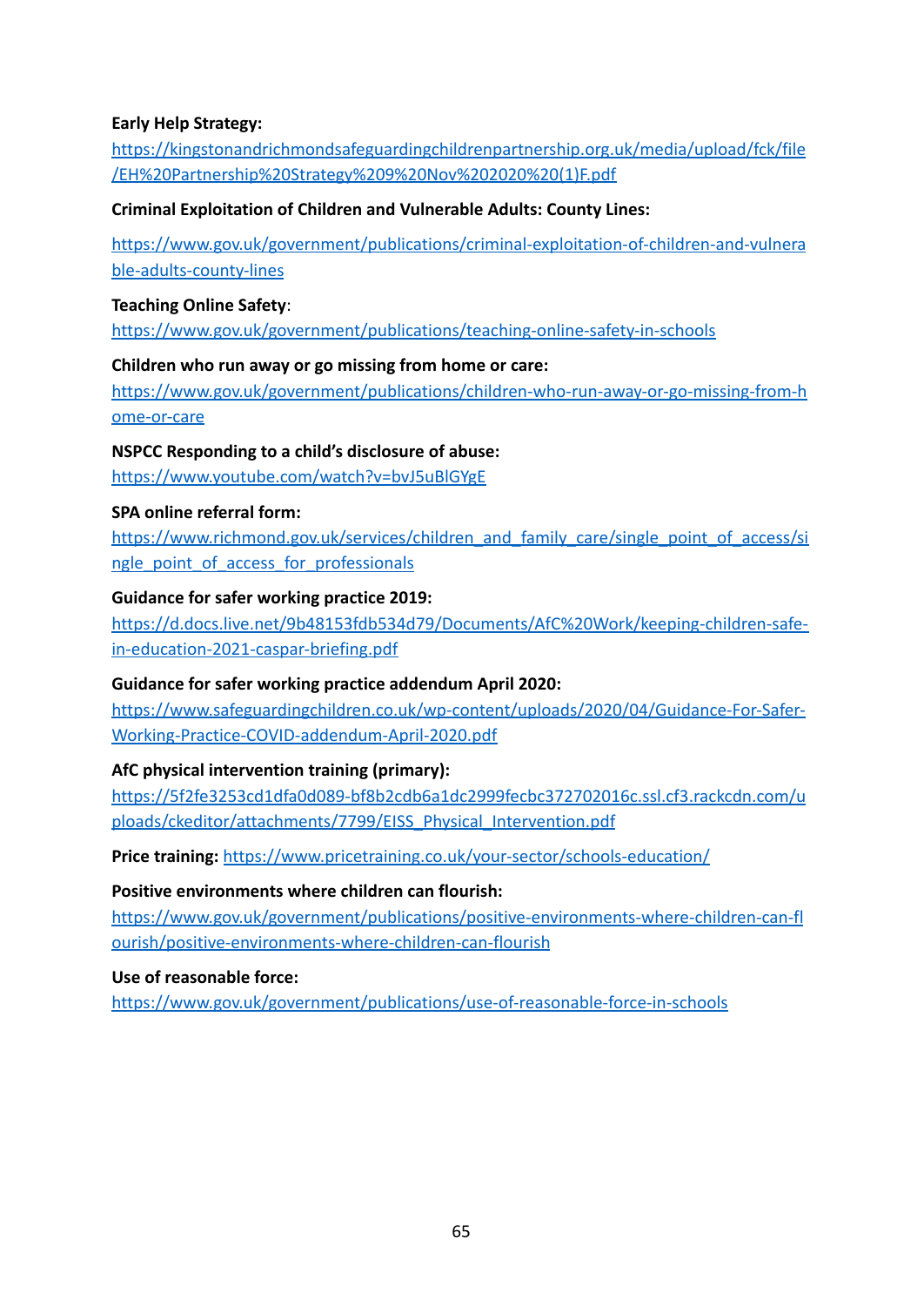**Early Help Strategy:**
https://kingstonandrichmondsafeguardingchildrenpartnership.org.uk/media/upload/fck/file/EH%20Partnership%20Strategy%209%20Nov%202020%20(1)F.pdf

**Criminal Exploitation of Children and Vulnerable Adults: County Lines:**

https://www.gov.uk/government/publications/criminal-exploitation-of-children-and-vulnerable-adults-county-lines

**Teaching Online Safety**:
https://www.gov.uk/government/publications/teaching-online-safety-in-schools

**Children who run away or go missing from home or care:**
https://www.gov.uk/government/publications/children-who-run-away-or-go-missing-from-home-or-care

**NSPCC Responding to a child's disclosure of abuse:**
https://www.youtube.com/watch?v=bvJ5uBlGYgE

**SPA online referral form:**
https://www.richmond.gov.uk/services/children_and_family_care/single_point_of_access/single_point_of_access_for_professionals

**Guidance for safer working practice 2019:**
https://d.docs.live.net/9b48153fdb534d79/Documents/AfC%20Work/keeping-children-safe-in-education-2021-caspar-briefing.pdf

**Guidance for safer working practice addendum April 2020:**
https://www.safeguardingchildren.co.uk/wp-content/uploads/2020/04/Guidance-For-Safer-Working-Practice-COVID-addendum-April-2020.pdf

**AfC physical intervention training (primary):**
https://5f2fe3253cd1dfa0d089-bf8b2cdb6a1dc2999fecbc372702016c.ssl.cf3.rackcdn.com/uploads/ckeditor/attachments/7799/EISS_Physical_Intervention.pdf

**Price training:** https://www.pricetraining.co.uk/your-sector/schools-education/

**Positive environments where children can flourish:**
https://www.gov.uk/government/publications/positive-environments-where-children-can-flourish/positive-environments-where-children-can-flourish

**Use of reasonable force:**
https://www.gov.uk/government/publications/use-of-reasonable-force-in-schools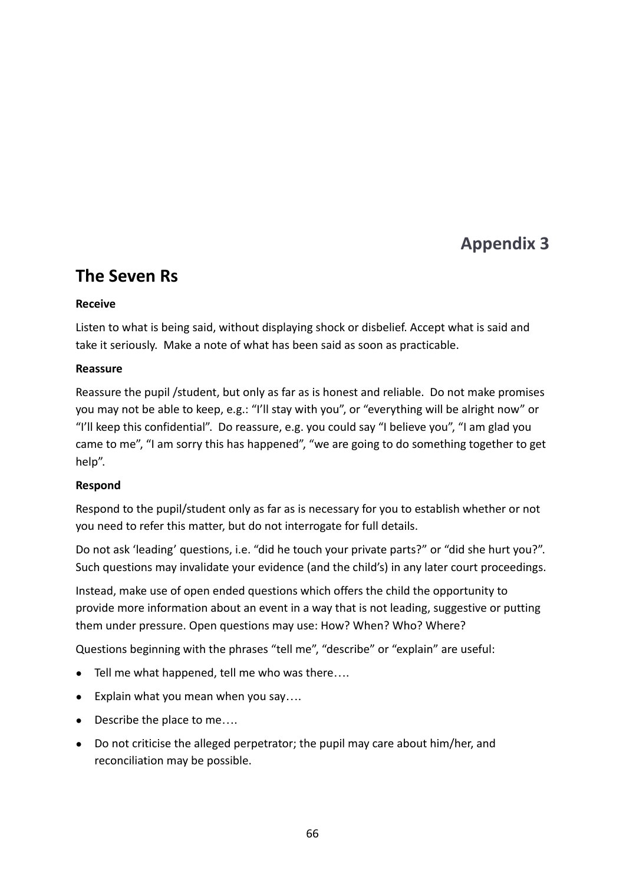# Appendix 3

## The Seven Rs

**Receive**

Listen to what is being said, without displaying shock or disbelief. Accept what is said and take it seriously. Make a note of what has been said as soon as practicable.

**Reassure**

Reassure the pupil /student, but only as far as is honest and reliable. Do not make promises you may not be able to keep, e.g.: "I'll stay with you", or "everything will be alright now" or "I'll keep this confidential". Do reassure, e.g. you could say "I believe you", "I am glad you came to me", "I am sorry this has happened", "we are going to do something together to get help".

**Respond**

Respond to the pupil/student only as far as is necessary for you to establish whether or not you need to refer this matter, but do not interrogate for full details.

Do not ask 'leading' questions, i.e. "did he touch your private parts?" or "did she hurt you?". Such questions may invalidate your evidence (and the child's) in any later court proceedings.

Instead, make use of open ended questions which offers the child the opportunity to provide more information about an event in a way that is not leading, suggestive or putting them under pressure. Open questions may use: How? When? Who? Where?

Questions beginning with the phrases "tell me", "describe" or "explain" are useful:

- Tell me what happened, tell me who was there….
- Explain what you mean when you say….
- Describe the place to me….
- Do not criticise the alleged perpetrator; the pupil may care about him/her, and reconciliation may be possible.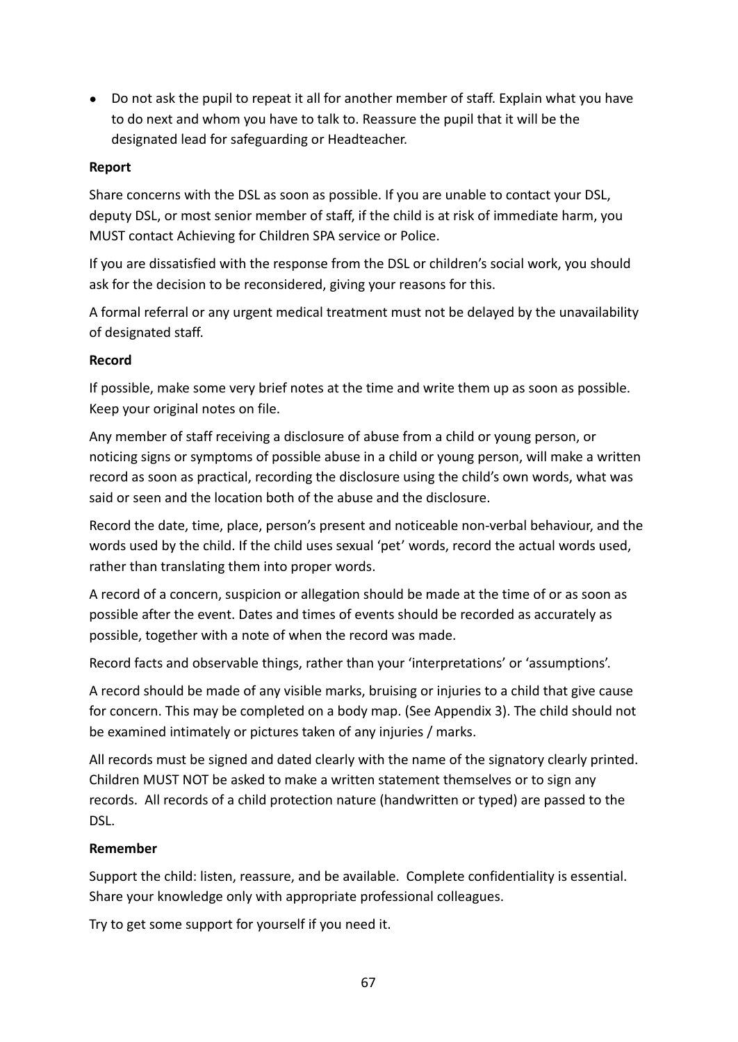- Do not ask the pupil to repeat it all for another member of staff. Explain what you have to do next and whom you have to talk to. Reassure the pupil that it will be the designated lead for safeguarding or Headteacher.

**Report**

Share concerns with the DSL as soon as possible. If you are unable to contact your DSL, deputy DSL, or most senior member of staff, if the child is at risk of immediate harm, you MUST contact Achieving for Children SPA service or Police.

If you are dissatisfied with the response from the DSL or children's social work, you should ask for the decision to be reconsidered, giving your reasons for this.

A formal referral or any urgent medical treatment must not be delayed by the unavailability of designated staff.

**Record**

If possible, make some very brief notes at the time and write them up as soon as possible. Keep your original notes on file.

Any member of staff receiving a disclosure of abuse from a child or young person, or noticing signs or symptoms of possible abuse in a child or young person, will make a written record as soon as practical, recording the disclosure using the child's own words, what was said or seen and the location both of the abuse and the disclosure.

Record the date, time, place, person's present and noticeable non-verbal behaviour, and the words used by the child. If the child uses sexual 'pet' words, record the actual words used, rather than translating them into proper words.

A record of a concern, suspicion or allegation should be made at the time of or as soon as possible after the event. Dates and times of events should be recorded as accurately as possible, together with a note of when the record was made.

Record facts and observable things, rather than your 'interpretations' or 'assumptions'.

A record should be made of any visible marks, bruising or injuries to a child that give cause for concern. This may be completed on a body map. (See Appendix 3). The child should not be examined intimately or pictures taken of any injuries / marks.

All records must be signed and dated clearly with the name of the signatory clearly printed. Children MUST NOT be asked to make a written statement themselves or to sign any records. All records of a child protection nature (handwritten or typed) are passed to the DSL.

**Remember**

Support the child: listen, reassure, and be available. Complete confidentiality is essential. Share your knowledge only with appropriate professional colleagues.

Try to get some support for yourself if you need it.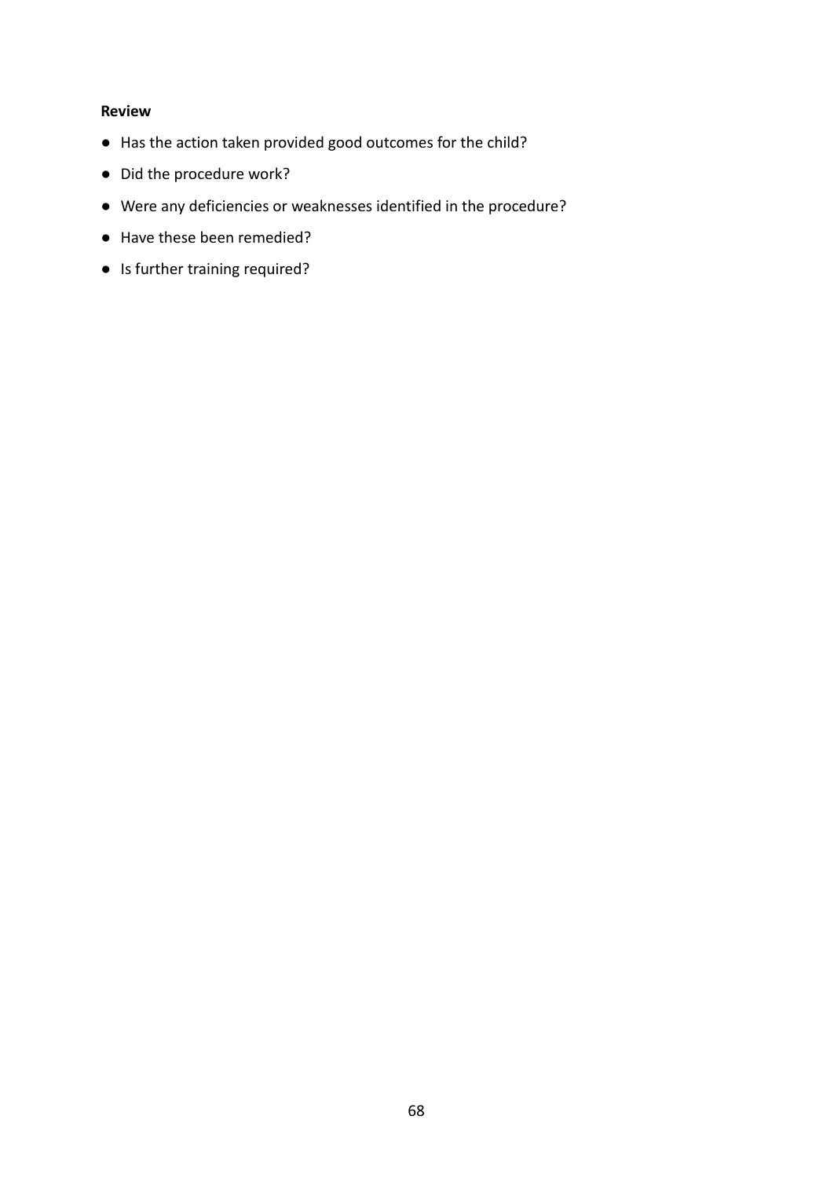**Review**

- Has the action taken provided good outcomes for the child?
- Did the procedure work?
- Were any deficiencies or weaknesses identified in the procedure?
- Have these been remedied?
- Is further training required?